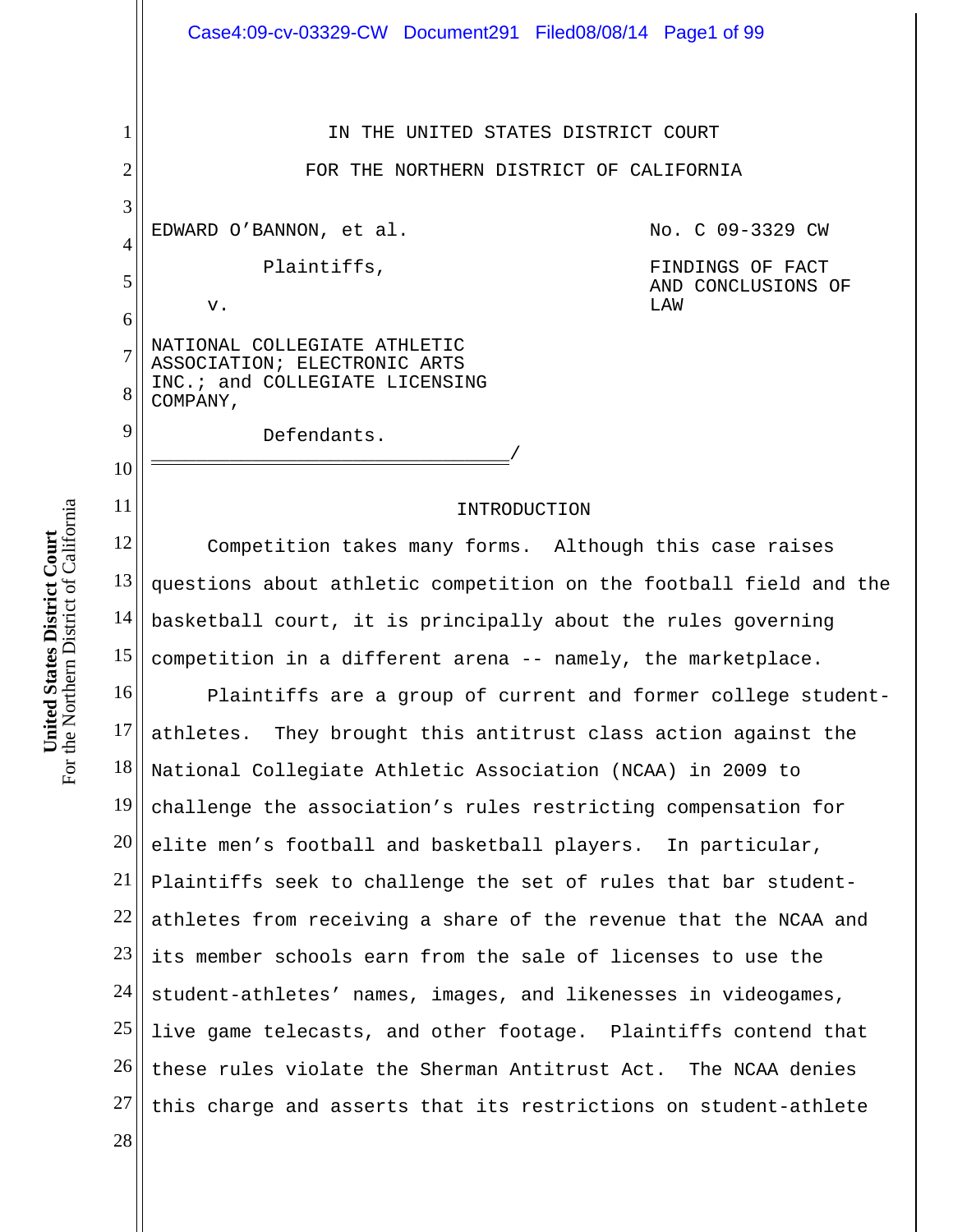IN THE UNITED STATES DISTRICT COURT

FOR THE NORTHERN DISTRICT OF CALIFORNIA

EDWARD O'BANNON, et al.

Plaintiffs,

v.

NATIONAL COLLEGIATE ATHLETIC ASSOCIATION; ELECTRONIC ARTS INC.; and COLLEGIATE LICENSING COMPANY,

Defendants.

No. C 09-3329 CW

FINDINGS OF FACT AND CONCLUSIONS OF LAW

## INTRODUCTION

Competition takes many forms. Although this case raises questions about athletic competition on the football field and the basketball court, it is principally about the rules governing competition in a different arena -- namely, the marketplace.

Plaintiffs are a group of current and former college student-athletes. They brought this antitrust class action against the National Collegiate Athletic Association (NCAA) in 2009 to challenge the association's rules restricting compensation for elite men's football and basketball players. In particular, Plaintiffs seek to challenge the set of rules that bar student-athletes from receiving a share of the revenue that the NCAA and its member schools earn from the sale of licenses to use the student-athletes' names, images, and likenesses in videogames, live game telecasts, and other footage. Plaintiffs contend that these rules violate the Sherman Antitrust Act. The NCAA denies this charge and asserts that its restrictions on student-athlete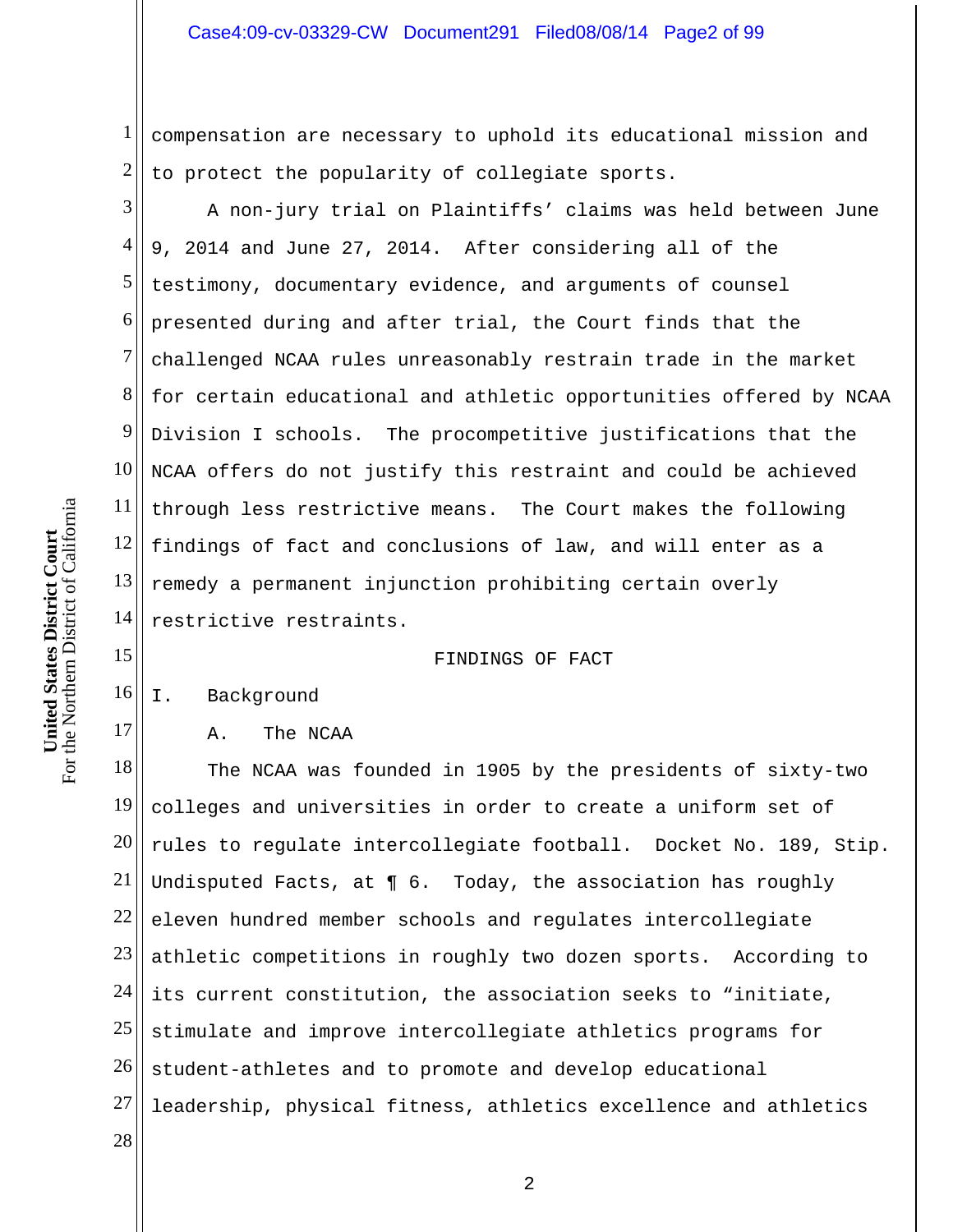compensation are necessary to uphold its educational mission and to protect the popularity of collegiate sports.

A non-jury trial on Plaintiffs' claims was held between June 9, 2014 and June 27, 2014. After considering all of the testimony, documentary evidence, and arguments of counsel presented during and after trial, the Court finds that the challenged NCAA rules unreasonably restrain trade in the market for certain educational and athletic opportunities offered by NCAA Division I schools. The procompetitive justifications that the NCAA offers do not justify this restraint and could be achieved through less restrictive means. The Court makes the following findings of fact and conclusions of law, and will enter as a remedy a permanent injunction prohibiting certain overly restrictive restraints.

## FINDINGS OF FACT

### I. Background

#### A. The NCAA

The NCAA was founded in 1905 by the presidents of sixty-two colleges and universities in order to create a uniform set of rules to regulate intercollegiate football. Docket No. 189, Stip. Undisputed Facts, at ¶ 6. Today, the association has roughly eleven hundred member schools and regulates intercollegiate athletic competitions in roughly two dozen sports. According to its current constitution, the association seeks to "initiate, stimulate and improve intercollegiate athletics programs for student-athletes and to promote and develop educational leadership, physical fitness, athletics excellence and athletics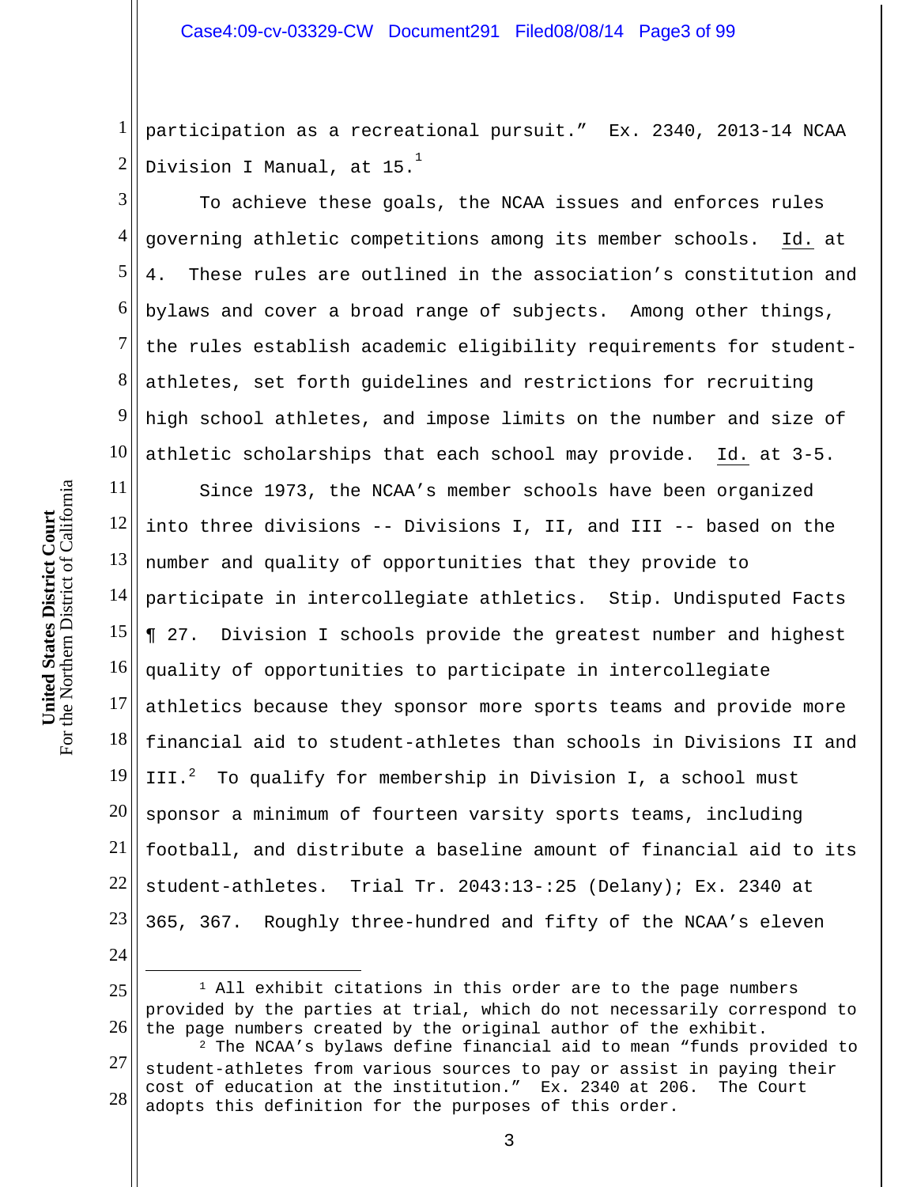participation as a recreational pursuit." Ex. 2340, 2013-14 NCAA Division I Manual, at 15.[1]

To achieve these goals, the NCAA issues and enforces rules governing athletic competitions among its member schools. Id. at 4. These rules are outlined in the association's constitution and bylaws and cover a broad range of subjects. Among other things, the rules establish academic eligibility requirements for student-athletes, set forth guidelines and restrictions for recruiting high school athletes, and impose limits on the number and size of athletic scholarships that each school may provide. Id. at 3-5.

Since 1973, the NCAA's member schools have been organized into three divisions -- Divisions I, II, and III -- based on the number and quality of opportunities that they provide to participate in intercollegiate athletics. Stip. Undisputed Facts ¶ 27. Division I schools provide the greatest number and highest quality of opportunities to participate in intercollegiate athletics because they sponsor more sports teams and provide more financial aid to student-athletes than schools in Divisions II and III.[2] To qualify for membership in Division I, a school must sponsor a minimum of fourteen varsity sports teams, including football, and distribute a baseline amount of financial aid to its student-athletes. Trial Tr. 2043:13-:25 (Delany); Ex. 2340 at 365, 367. Roughly three-hundred and fifty of the NCAA's eleven

---

[1] All exhibit citations in this order are to the page numbers provided by the parties at trial, which do not necessarily correspond to the page numbers created by the original author of the exhibit.

[2] The NCAA's bylaws define financial aid to mean "funds provided to student-athletes from various sources to pay or assist in paying their cost of education at the institution." Ex. 2340 at 206. The Court adopts this definition for the purposes of this order.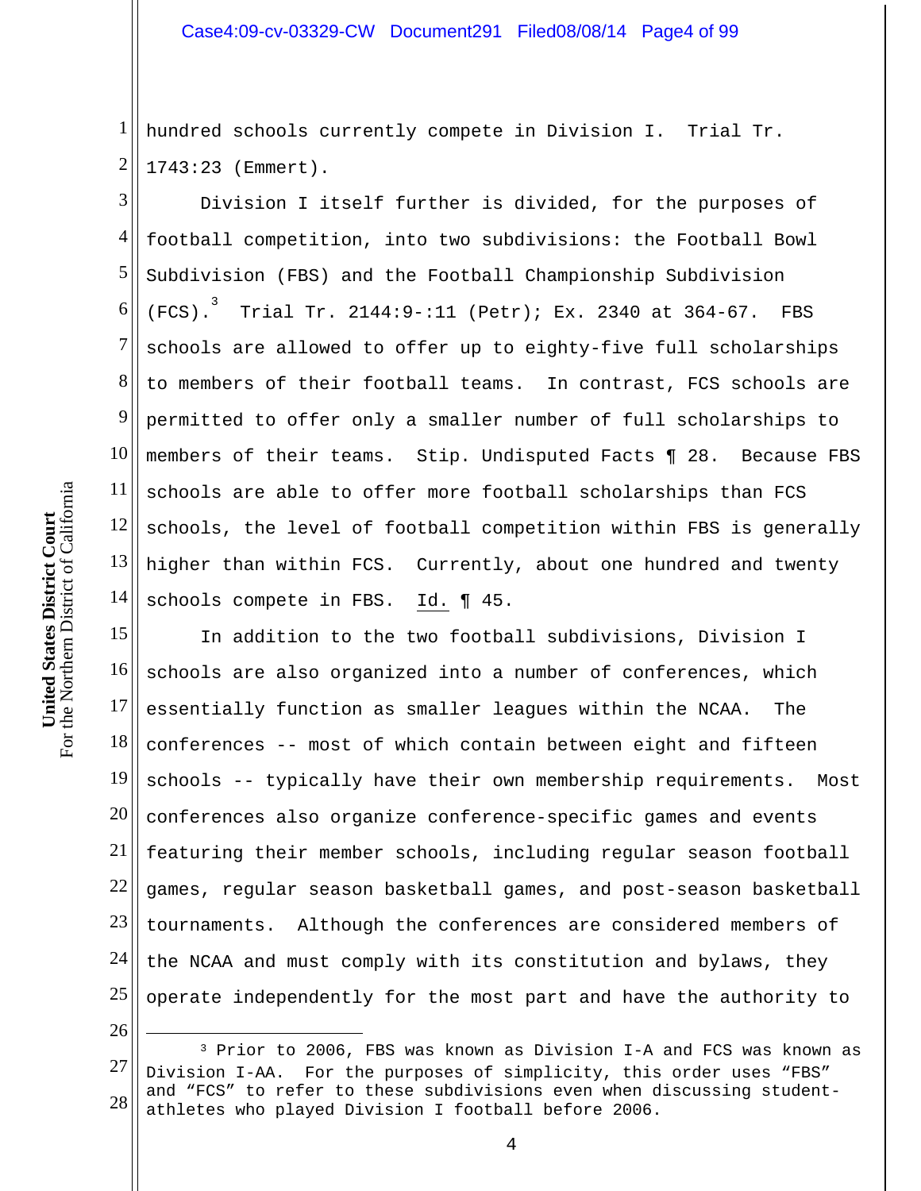hundred schools currently compete in Division I. Trial Tr. 1743:23 (Emmert).

Division I itself further is divided, for the purposes of football competition, into two subdivisions: the Football Bowl Subdivision (FBS) and the Football Championship Subdivision (FCS).[3] Trial Tr. 2144:9-:11 (Petr); Ex. 2340 at 364-67. FBS schools are allowed to offer up to eighty-five full scholarships to members of their football teams. In contrast, FCS schools are permitted to offer only a smaller number of full scholarships to members of their teams. Stip. Undisputed Facts ¶ 28. Because FBS schools are able to offer more football scholarships than FCS schools, the level of football competition within FBS is generally higher than within FCS. Currently, about one hundred and twenty schools compete in FBS. Id. ¶ 45.

In addition to the two football subdivisions, Division I schools are also organized into a number of conferences, which essentially function as smaller leagues within the NCAA. The conferences -- most of which contain between eight and fifteen schools -- typically have their own membership requirements. Most conferences also organize conference-specific games and events featuring their member schools, including regular season football games, regular season basketball games, and post-season basketball tournaments. Although the conferences are considered members of the NCAA and must comply with its constitution and bylaws, they operate independently for the most part and have the authority to

---

[3] Prior to 2006, FBS was known as Division I-A and FCS was known as Division I-AA. For the purposes of simplicity, this order uses "FBS" and "FCS" to refer to these subdivisions even when discussing student-athletes who played Division I football before 2006.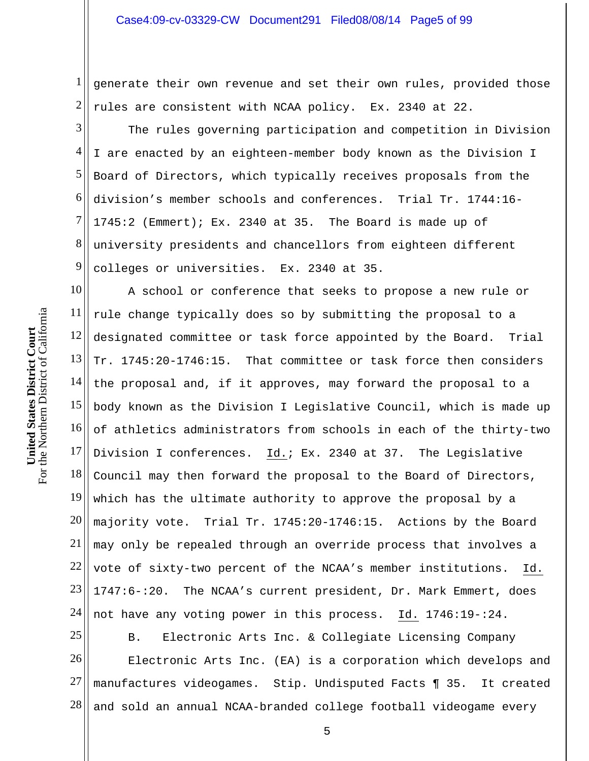generate their own revenue and set their own rules, provided those rules are consistent with NCAA policy. Ex. 2340 at 22.

The rules governing participation and competition in Division I are enacted by an eighteen-member body known as the Division I Board of Directors, which typically receives proposals from the division's member schools and conferences. Trial Tr. 1744:16-1745:2 (Emmert); Ex. 2340 at 35. The Board is made up of university presidents and chancellors from eighteen different colleges or universities. Ex. 2340 at 35.

A school or conference that seeks to propose a new rule or rule change typically does so by submitting the proposal to a designated committee or task force appointed by the Board. Trial Tr. 1745:20-1746:15. That committee or task force then considers the proposal and, if it approves, may forward the proposal to a body known as the Division I Legislative Council, which is made up of athletics administrators from schools in each of the thirty-two Division I conferences. Id.; Ex. 2340 at 37. The Legislative Council may then forward the proposal to the Board of Directors, which has the ultimate authority to approve the proposal by a majority vote. Trial Tr. 1745:20-1746:15. Actions by the Board may only be repealed through an override process that involves a vote of sixty-two percent of the NCAA's member institutions. Id. 1747:6-:20. The NCAA's current president, Dr. Mark Emmert, does not have any voting power in this process. Id. 1746:19-:24.

### B. Electronic Arts Inc. & Collegiate Licensing Company

Electronic Arts Inc. (EA) is a corporation which develops and manufactures videogames. Stip. Undisputed Facts ¶ 35. It created and sold an annual NCAA-branded college football videogame every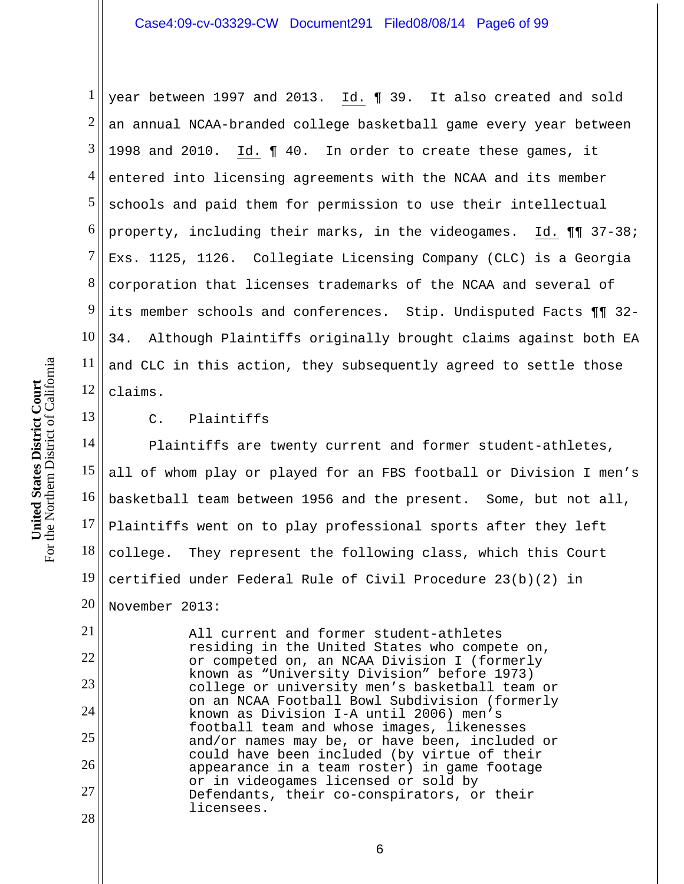year between 1997 and 2013. Id. ¶ 39. It also created and sold an annual NCAA-branded college basketball game every year between 1998 and 2010. Id. ¶ 40. In order to create these games, it entered into licensing agreements with the NCAA and its member schools and paid them for permission to use their intellectual property, including their marks, in the videogames. Id. ¶¶ 37-38; Exs. 1125, 1126. Collegiate Licensing Company (CLC) is a Georgia corporation that licenses trademarks of the NCAA and several of its member schools and conferences. Stip. Undisputed Facts ¶¶ 32-34. Although Plaintiffs originally brought claims against both EA and CLC in this action, they subsequently agreed to settle those claims.

### C. Plaintiffs

Plaintiffs are twenty current and former student-athletes, all of whom play or played for an FBS football or Division I men's basketball team between 1956 and the present. Some, but not all, Plaintiffs went on to play professional sports after they left college. They represent the following class, which this Court certified under Federal Rule of Civil Procedure 23(b)(2) in November 2013:

> All current and former student-athletes residing in the United States who compete on, or competed on, an NCAA Division I (formerly known as "University Division" before 1973) college or university men's basketball team or on an NCAA Football Bowl Subdivision (formerly known as Division I-A until 2006) men's football team and whose images, likenesses and/or names may be, or have been, included or could have been included (by virtue of their appearance in a team roster) in game footage or in videogames licensed or sold by Defendants, their co-conspirators, or their licensees.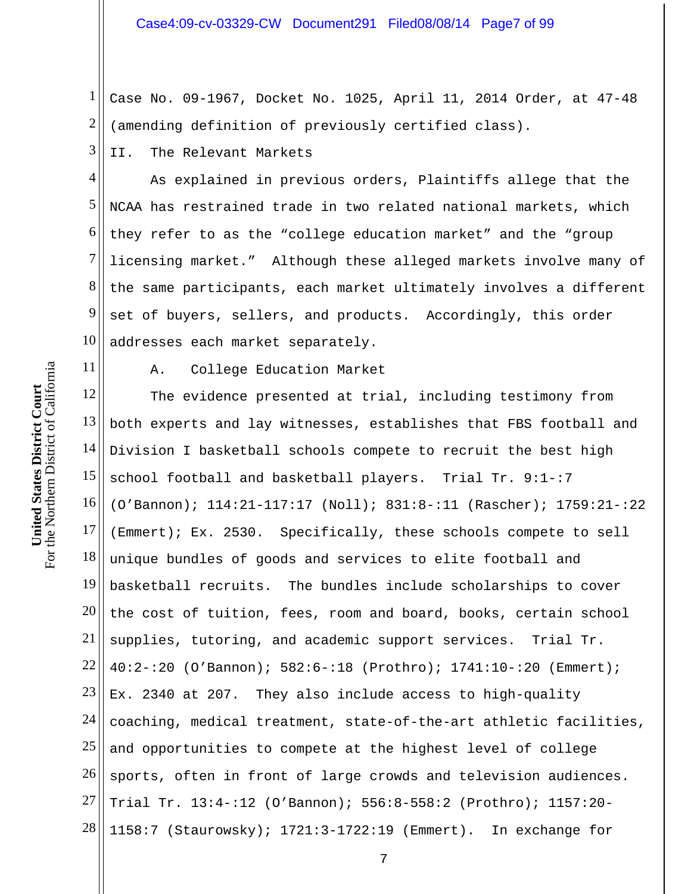Case No. 09-1967, Docket No. 1025, April 11, 2014 Order, at 47-48 (amending definition of previously certified class).

## II. The Relevant Markets

As explained in previous orders, Plaintiffs allege that the NCAA has restrained trade in two related national markets, which they refer to as the "college education market" and the "group licensing market." Although these alleged markets involve many of the same participants, each market ultimately involves a different set of buyers, sellers, and products. Accordingly, this order addresses each market separately.

### A. College Education Market

The evidence presented at trial, including testimony from both experts and lay witnesses, establishes that FBS football and Division I basketball schools compete to recruit the best high school football and basketball players. Trial Tr. 9:1-:7 (O'Bannon); 114:21-117:17 (Noll); 831:8-:11 (Rascher); 1759:21-:22 (Emmert); Ex. 2530. Specifically, these schools compete to sell unique bundles of goods and services to elite football and basketball recruits. The bundles include scholarships to cover the cost of tuition, fees, room and board, books, certain school supplies, tutoring, and academic support services. Trial Tr. 40:2-:20 (O'Bannon); 582:6-:18 (Prothro); 1741:10-:20 (Emmert); Ex. 2340 at 207. They also include access to high-quality coaching, medical treatment, state-of-the-art athletic facilities, and opportunities to compete at the highest level of college sports, often in front of large crowds and television audiences. Trial Tr. 13:4-:12 (O'Bannon); 556:8-558:2 (Prothro); 1157:20-1158:7 (Staurowsky); 1721:3-1722:19 (Emmert). In exchange for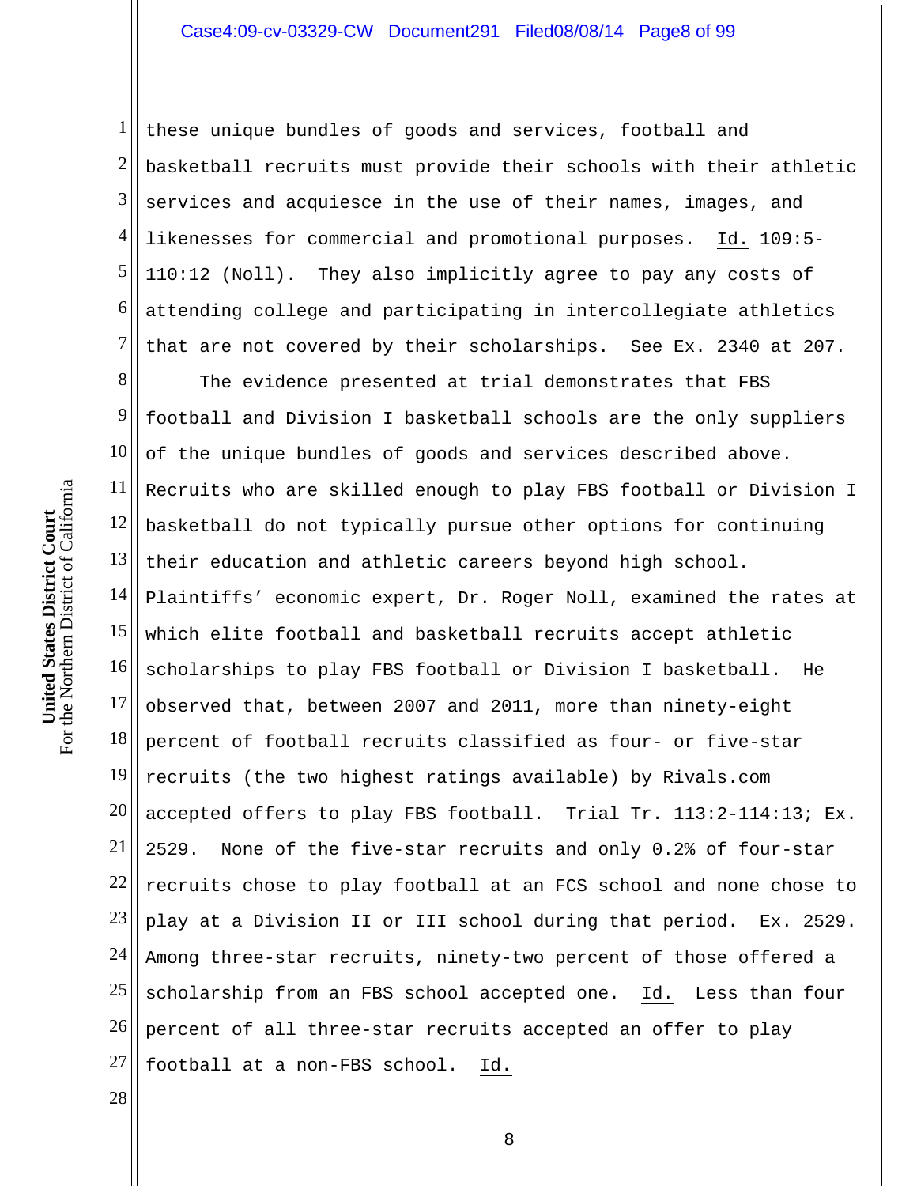these unique bundles of goods and services, football and basketball recruits must provide their schools with their athletic services and acquiesce in the use of their names, images, and likenesses for commercial and promotional purposes. Id. 109:5-110:12 (Noll). They also implicitly agree to pay any costs of attending college and participating in intercollegiate athletics that are not covered by their scholarships. See Ex. 2340 at 207.

The evidence presented at trial demonstrates that FBS football and Division I basketball schools are the only suppliers of the unique bundles of goods and services described above. Recruits who are skilled enough to play FBS football or Division I basketball do not typically pursue other options for continuing their education and athletic careers beyond high school. Plaintiffs' economic expert, Dr. Roger Noll, examined the rates at which elite football and basketball recruits accept athletic scholarships to play FBS football or Division I basketball. He observed that, between 2007 and 2011, more than ninety-eight percent of football recruits classified as four- or five-star recruits (the two highest ratings available) by Rivals.com accepted offers to play FBS football. Trial Tr. 113:2-114:13; Ex. 2529. None of the five-star recruits and only 0.2% of four-star recruits chose to play football at an FCS school and none chose to play at a Division II or III school during that period. Ex. 2529. Among three-star recruits, ninety-two percent of those offered a scholarship from an FBS school accepted one. Id. Less than four percent of all three-star recruits accepted an offer to play football at a non-FBS school. Id.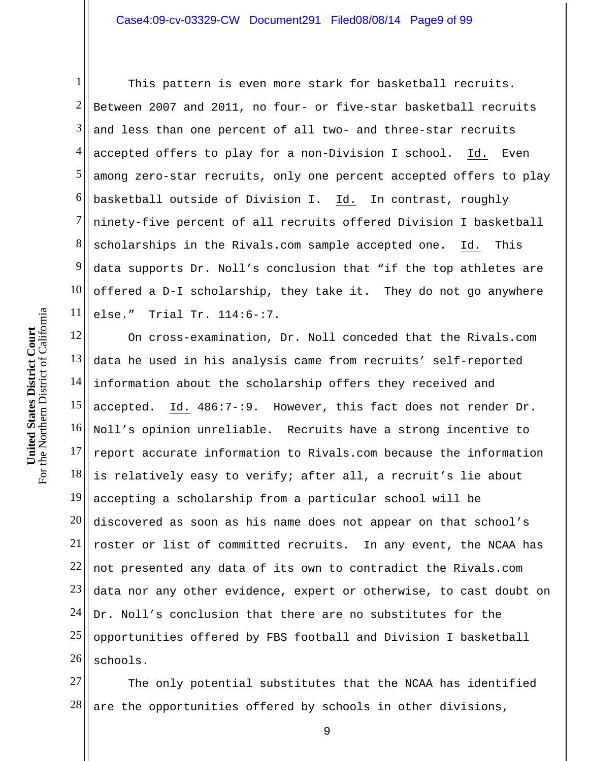This pattern is even more stark for basketball recruits. Between 2007 and 2011, no four- or five-star basketball recruits and less than one percent of all two- and three-star recruits accepted offers to play for a non-Division I school. Id. Even among zero-star recruits, only one percent accepted offers to play basketball outside of Division I. Id. In contrast, roughly ninety-five percent of all recruits offered Division I basketball scholarships in the Rivals.com sample accepted one. Id. This data supports Dr. Noll's conclusion that "if the top athletes are offered a D-I scholarship, they take it. They do not go anywhere else." Trial Tr. 114:6-:7.

On cross-examination, Dr. Noll conceded that the Rivals.com data he used in his analysis came from recruits' self-reported information about the scholarship offers they received and accepted. Id. 486:7-:9. However, this fact does not render Dr. Noll's opinion unreliable. Recruits have a strong incentive to report accurate information to Rivals.com because the information is relatively easy to verify; after all, a recruit's lie about accepting a scholarship from a particular school will be discovered as soon as his name does not appear on that school's roster or list of committed recruits. In any event, the NCAA has not presented any data of its own to contradict the Rivals.com data nor any other evidence, expert or otherwise, to cast doubt on Dr. Noll's conclusion that there are no substitutes for the opportunities offered by FBS football and Division I basketball schools.

The only potential substitutes that the NCAA has identified are the opportunities offered by schools in other divisions,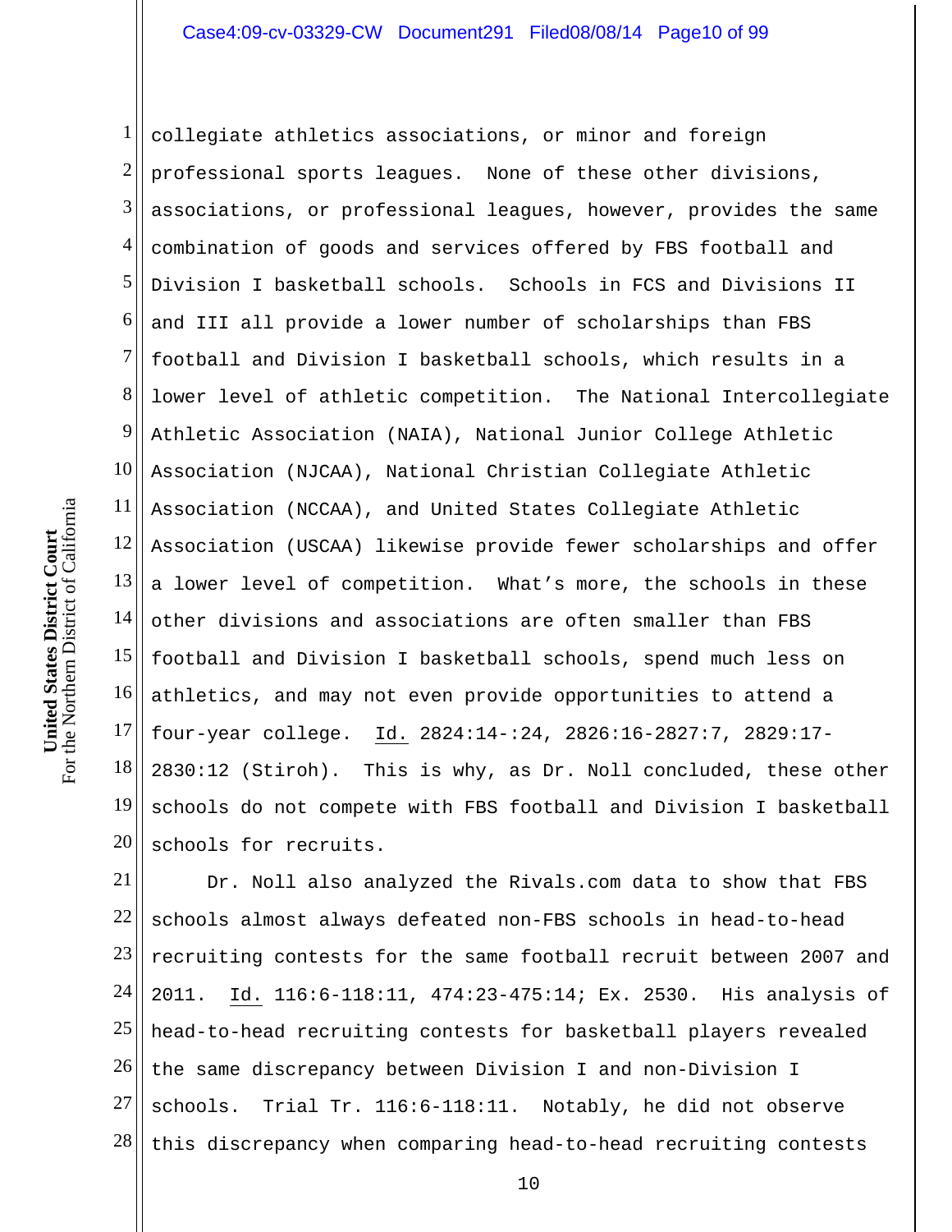collegiate athletics associations, or minor and foreign professional sports leagues. None of these other divisions, associations, or professional leagues, however, provides the same combination of goods and services offered by FBS football and Division I basketball schools. Schools in FCS and Divisions II and III all provide a lower number of scholarships than FBS football and Division I basketball schools, which results in a lower level of athletic competition. The National Intercollegiate Athletic Association (NAIA), National Junior College Athletic Association (NJCAA), National Christian Collegiate Athletic Association (NCCAA), and United States Collegiate Athletic Association (USCAA) likewise provide fewer scholarships and offer a lower level of competition. What's more, the schools in these other divisions and associations are often smaller than FBS football and Division I basketball schools, spend much less on athletics, and may not even provide opportunities to attend a four-year college. Id. 2824:14-:24, 2826:16-2827:7, 2829:17-2830:12 (Stiroh). This is why, as Dr. Noll concluded, these other schools do not compete with FBS football and Division I basketball schools for recruits.

Dr. Noll also analyzed the Rivals.com data to show that FBS schools almost always defeated non-FBS schools in head-to-head recruiting contests for the same football recruit between 2007 and 2011. Id. 116:6-118:11, 474:23-475:14; Ex. 2530. His analysis of head-to-head recruiting contests for basketball players revealed the same discrepancy between Division I and non-Division I schools. Trial Tr. 116:6-118:11. Notably, he did not observe this discrepancy when comparing head-to-head recruiting contests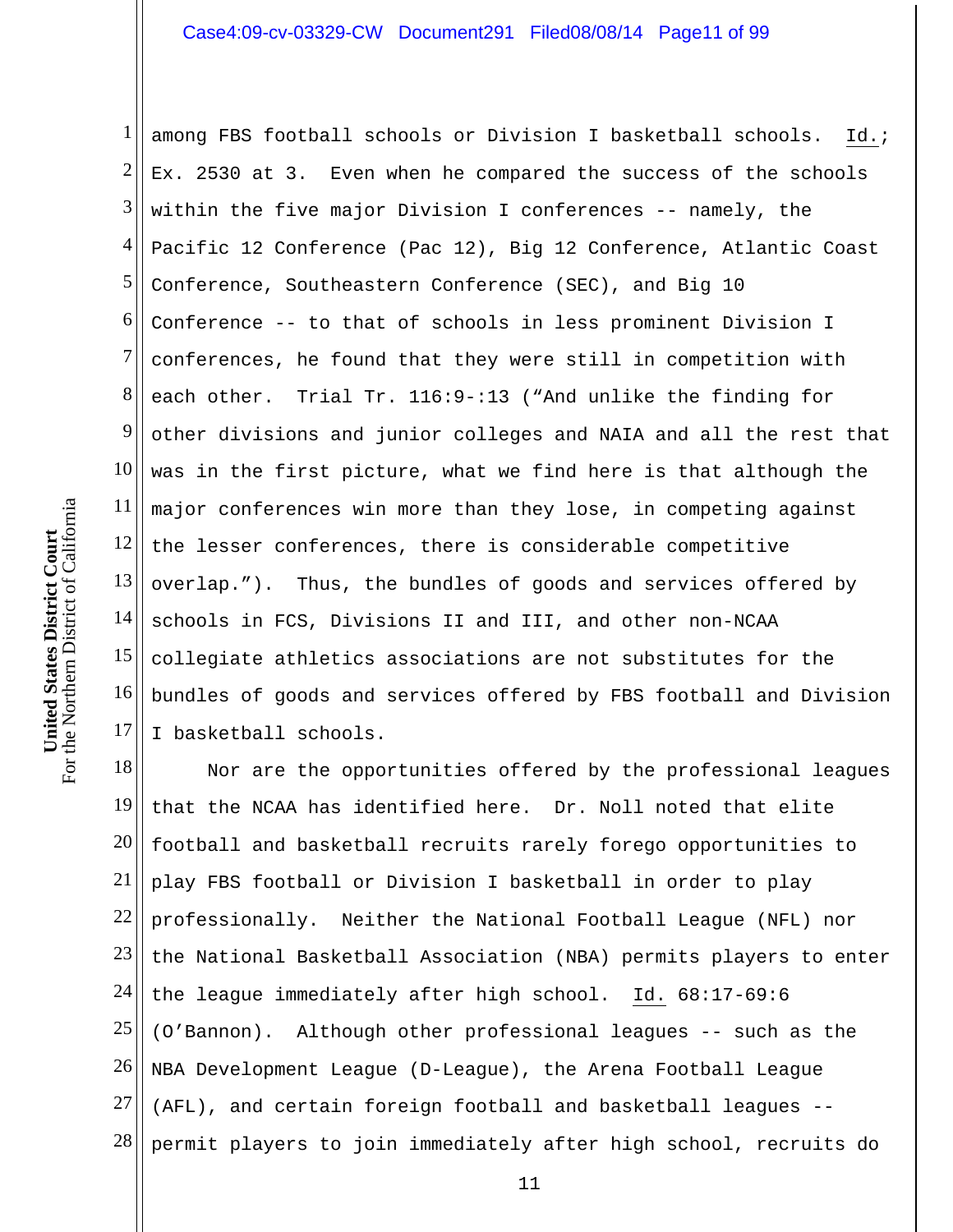among FBS football schools or Division I basketball schools. Id.; Ex. 2530 at 3. Even when he compared the success of the schools within the five major Division I conferences -- namely, the Pacific 12 Conference (Pac 12), Big 12 Conference, Atlantic Coast Conference, Southeastern Conference (SEC), and Big 10 Conference -- to that of schools in less prominent Division I conferences, he found that they were still in competition with each other. Trial Tr. 116:9-:13 ("And unlike the finding for other divisions and junior colleges and NAIA and all the rest that was in the first picture, what we find here is that although the major conferences win more than they lose, in competing against the lesser conferences, there is considerable competitive overlap."). Thus, the bundles of goods and services offered by schools in FCS, Divisions II and III, and other non-NCAA collegiate athletics associations are not substitutes for the bundles of goods and services offered by FBS football and Division I basketball schools.

Nor are the opportunities offered by the professional leagues that the NCAA has identified here. Dr. Noll noted that elite football and basketball recruits rarely forego opportunities to play FBS football or Division I basketball in order to play professionally. Neither the National Football League (NFL) nor the National Basketball Association (NBA) permits players to enter the league immediately after high school. Id. 68:17-69:6 (O'Bannon). Although other professional leagues -- such as the NBA Development League (D-League), the Arena Football League (AFL), and certain foreign football and basketball leagues -- permit players to join immediately after high school, recruits do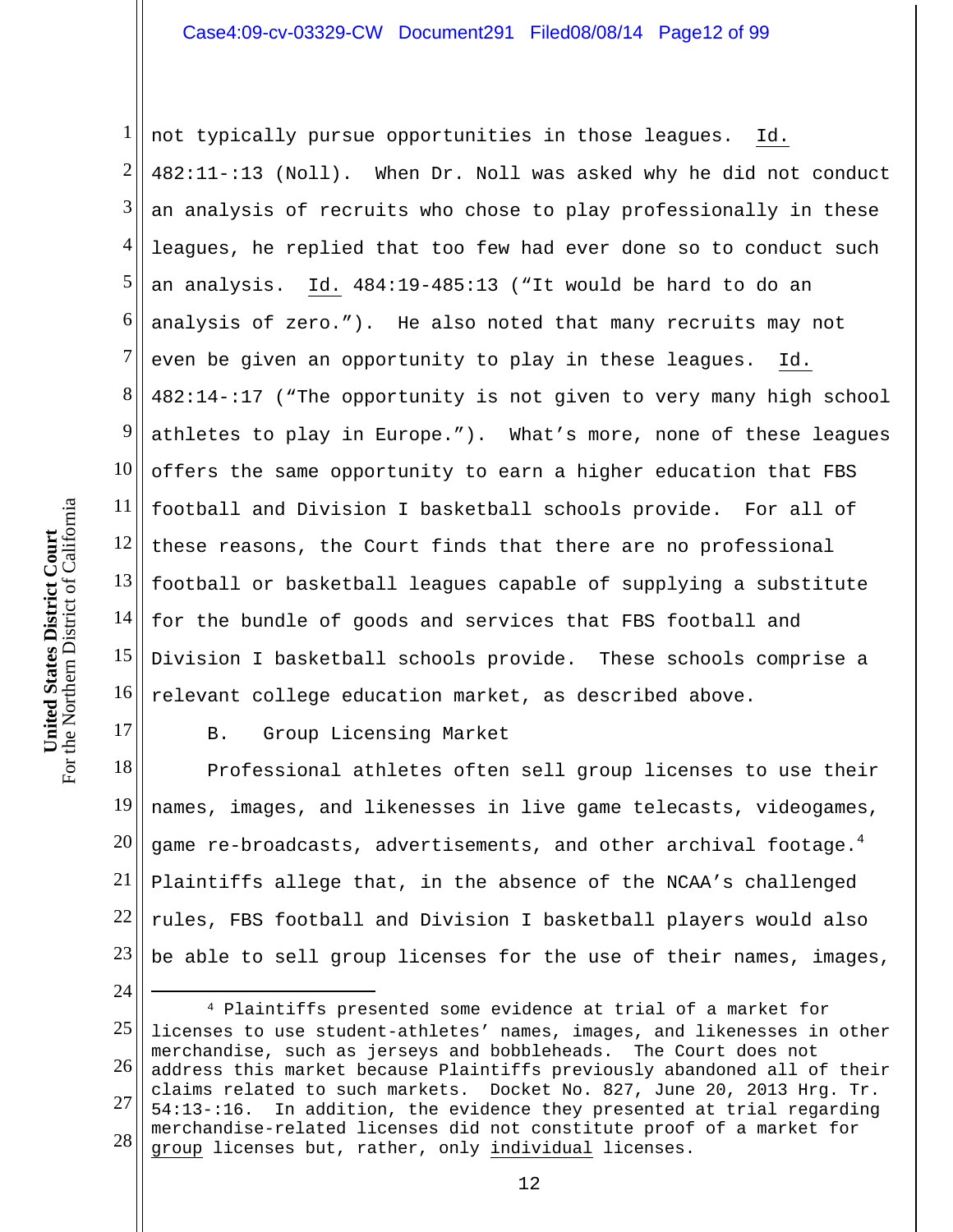not typically pursue opportunities in those leagues. Id. 482:11-:13 (Noll). When Dr. Noll was asked why he did not conduct an analysis of recruits who chose to play professionally in these leagues, he replied that too few had ever done so to conduct such an analysis. Id. 484:19-485:13 ("It would be hard to do an analysis of zero."). He also noted that many recruits may not even be given an opportunity to play in these leagues. Id. 482:14-:17 ("The opportunity is not given to very many high school athletes to play in Europe."). What's more, none of these leagues offers the same opportunity to earn a higher education that FBS football and Division I basketball schools provide. For all of these reasons, the Court finds that there are no professional football or basketball leagues capable of supplying a substitute for the bundle of goods and services that FBS football and Division I basketball schools provide. These schools comprise a relevant college education market, as described above.

### B. Group Licensing Market

Professional athletes often sell group licenses to use their names, images, and likenesses in live game telecasts, videogames, game re-broadcasts, advertisements, and other archival footage.[4] Plaintiffs allege that, in the absence of the NCAA's challenged rules, FBS football and Division I basketball players would also be able to sell group licenses for the use of their names, images,

---

[4] Plaintiffs presented some evidence at trial of a market for licenses to use student-athletes' names, images, and likenesses in other merchandise, such as jerseys and bobbleheads. The Court does not address this market because Plaintiffs previously abandoned all of their claims related to such markets. Docket No. 827, June 20, 2013 Hrg. Tr. 54:13-:16. In addition, the evidence they presented at trial regarding merchandise-related licenses did not constitute proof of a market for group licenses but, rather, only individual licenses.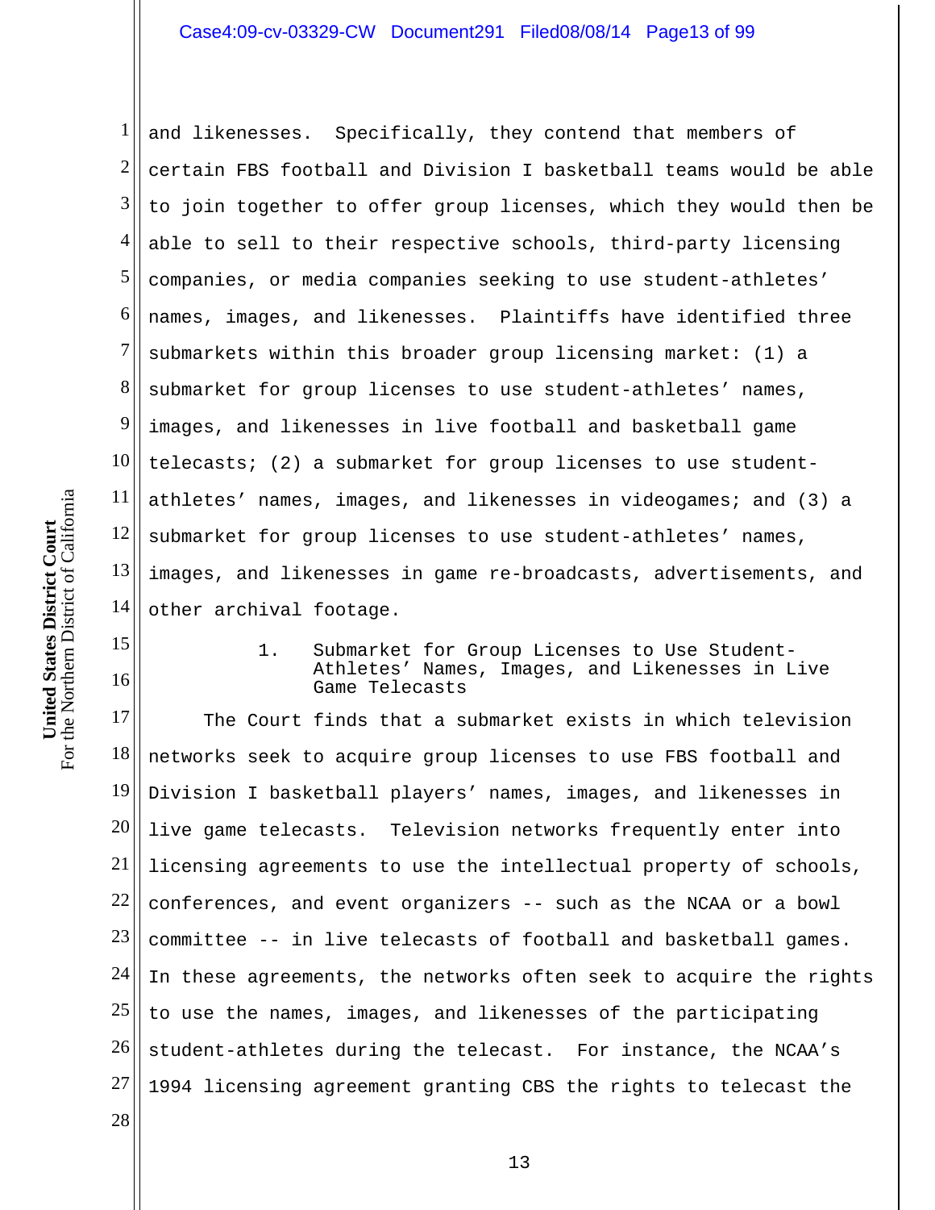and likenesses. Specifically, they contend that members of certain FBS football and Division I basketball teams would be able to join together to offer group licenses, which they would then be able to sell to their respective schools, third-party licensing companies, or media companies seeking to use student-athletes' names, images, and likenesses. Plaintiffs have identified three submarkets within this broader group licensing market: (1) a submarket for group licenses to use student-athletes' names, images, and likenesses in live football and basketball game telecasts; (2) a submarket for group licenses to use student-athletes' names, images, and likenesses in videogames; and (3) a submarket for group licenses to use student-athletes' names, images, and likenesses in game re-broadcasts, advertisements, and other archival footage.

### 1. Submarket for Group Licenses to Use Student-Athletes' Names, Images, and Likenesses in Live Game Telecasts

The Court finds that a submarket exists in which television networks seek to acquire group licenses to use FBS football and Division I basketball players' names, images, and likenesses in live game telecasts. Television networks frequently enter into licensing agreements to use the intellectual property of schools, conferences, and event organizers -- such as the NCAA or a bowl committee -- in live telecasts of football and basketball games. In these agreements, the networks often seek to acquire the rights to use the names, images, and likenesses of the participating student-athletes during the telecast. For instance, the NCAA's 1994 licensing agreement granting CBS the rights to telecast the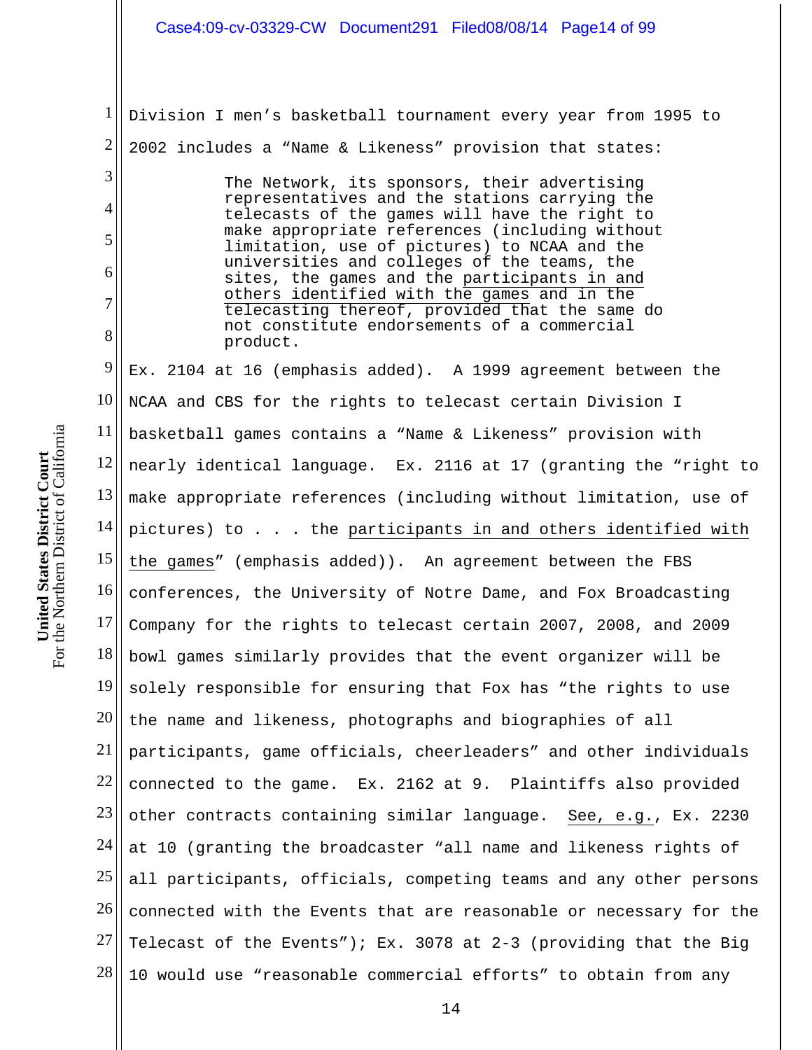Division I men's basketball tournament every year from 1995 to 2002 includes a "Name & Likeness" provision that states:

> The Network, its sponsors, their advertising representatives and the stations carrying the telecasts of the games will have the right to make appropriate references (including without limitation, use of pictures) to NCAA and the universities and colleges of the teams, the sites, the games and the <u>participants in and others identified with the games and in the telecasting thereof</u>, provided that the same do not constitute endorsements of a commercial product.

Ex. 2104 at 16 (emphasis added). A 1999 agreement between the NCAA and CBS for the rights to telecast certain Division I basketball games contains a "Name & Likeness" provision with nearly identical language. Ex. 2116 at 17 (granting the "right to make appropriate references (including without limitation, use of pictures) to . . . the <u>participants in and others identified with the games</u>" (emphasis added)). An agreement between the FBS conferences, the University of Notre Dame, and Fox Broadcasting Company for the rights to telecast certain 2007, 2008, and 2009 bowl games similarly provides that the event organizer will be solely responsible for ensuring that Fox has "the rights to use the name and likeness, photographs and biographies of all participants, game officials, cheerleaders" and other individuals connected to the game. Ex. 2162 at 9. Plaintiffs also provided other contracts containing similar language. <u>See, e.g.</u>, Ex. 2230 at 10 (granting the broadcaster "all name and likeness rights of all participants, officials, competing teams and any other persons connected with the Events that are reasonable or necessary for the Telecast of the Events"); Ex. 3078 at 2-3 (providing that the Big 10 would use "reasonable commercial efforts" to obtain from any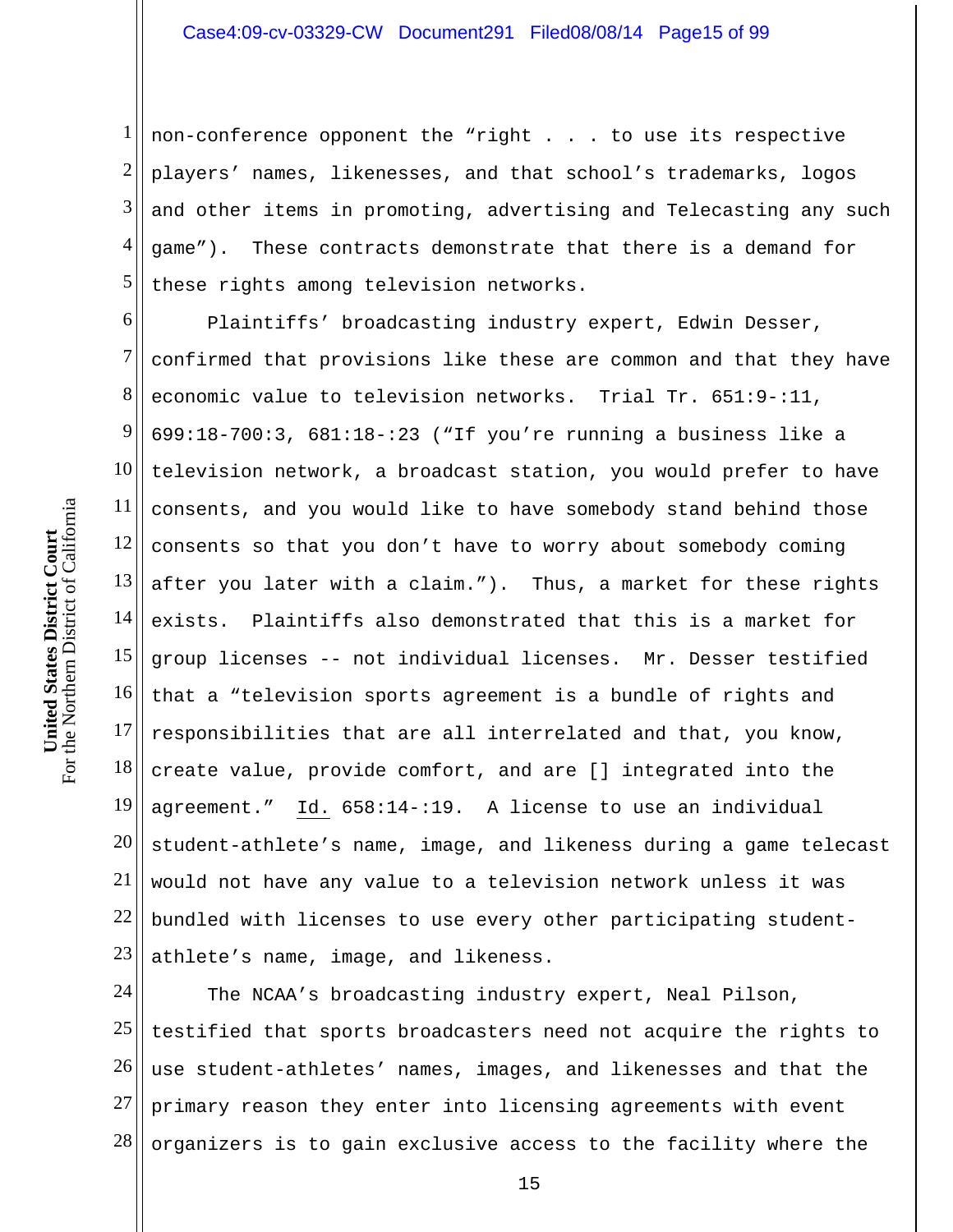non-conference opponent the "right . . . to use its respective players' names, likenesses, and that school's trademarks, logos and other items in promoting, advertising and Telecasting any such game"). These contracts demonstrate that there is a demand for these rights among television networks.

Plaintiffs' broadcasting industry expert, Edwin Desser, confirmed that provisions like these are common and that they have economic value to television networks. Trial Tr. 651:9-:11, 699:18-700:3, 681:18-:23 ("If you're running a business like a television network, a broadcast station, you would prefer to have consents, and you would like to have somebody stand behind those consents so that you don't have to worry about somebody coming after you later with a claim."). Thus, a market for these rights exists. Plaintiffs also demonstrated that this is a market for group licenses -- not individual licenses. Mr. Desser testified that a "television sports agreement is a bundle of rights and responsibilities that are all interrelated and that, you know, create value, provide comfort, and are [] integrated into the agreement." Id. 658:14-:19. A license to use an individual student-athlete's name, image, and likeness during a game telecast would not have any value to a television network unless it was bundled with licenses to use every other participating student-athlete's name, image, and likeness.

The NCAA's broadcasting industry expert, Neal Pilson, testified that sports broadcasters need not acquire the rights to use student-athletes' names, images, and likenesses and that the primary reason they enter into licensing agreements with event organizers is to gain exclusive access to the facility where the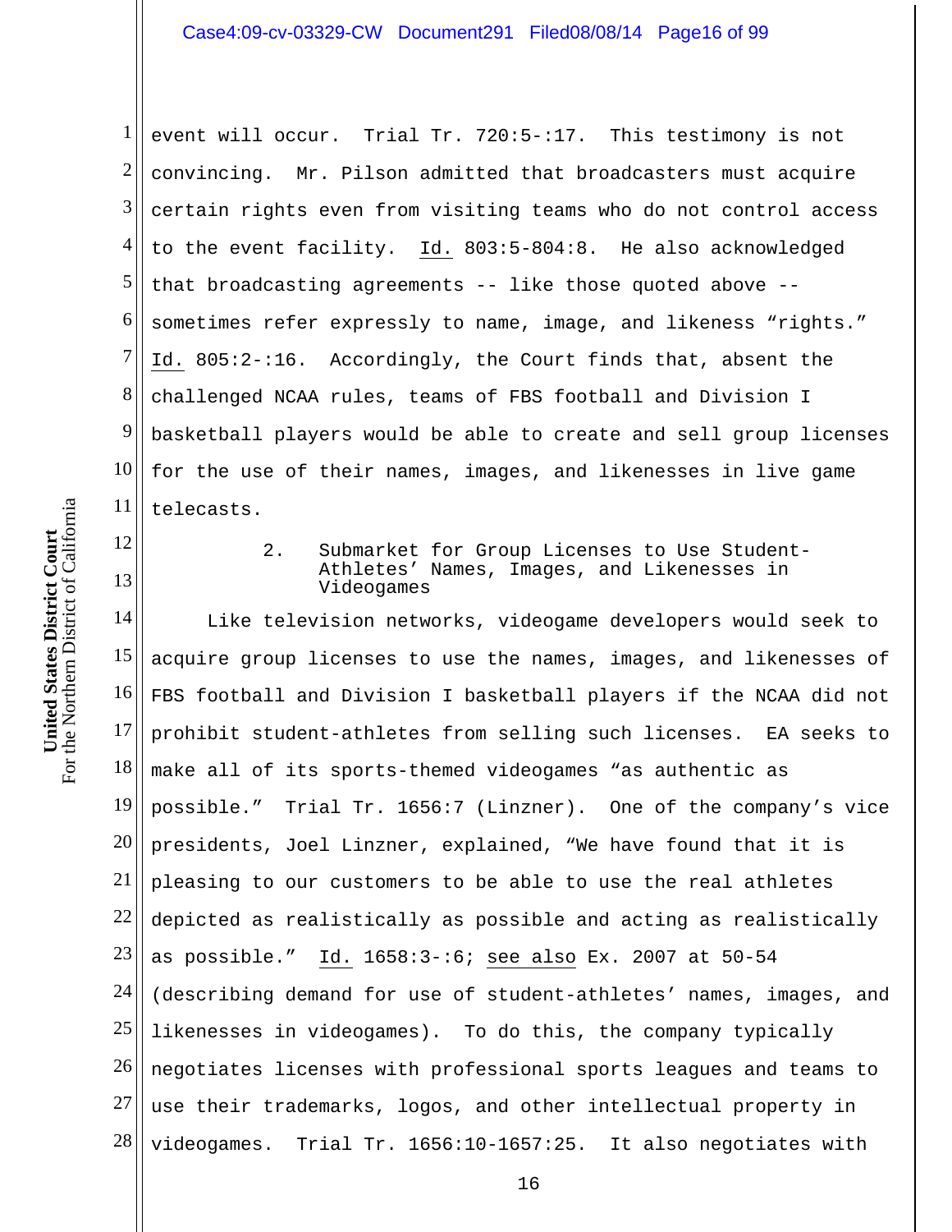event will occur. Trial Tr. 720:5-:17. This testimony is not convincing. Mr. Pilson admitted that broadcasters must acquire certain rights even from visiting teams who do not control access to the event facility. Id. 803:5-804:8. He also acknowledged that broadcasting agreements -- like those quoted above -- sometimes refer expressly to name, image, and likeness "rights." Id. 805:2-:16. Accordingly, the Court finds that, absent the challenged NCAA rules, teams of FBS football and Division I basketball players would be able to create and sell group licenses for the use of their names, images, and likenesses in live game telecasts.

### 2. Submarket for Group Licenses to Use Student-Athletes' Names, Images, and Likenesses in Videogames

Like television networks, videogame developers would seek to acquire group licenses to use the names, images, and likenesses of FBS football and Division I basketball players if the NCAA did not prohibit student-athletes from selling such licenses. EA seeks to make all of its sports-themed videogames "as authentic as possible." Trial Tr. 1656:7 (Linzner). One of the company's vice presidents, Joel Linzner, explained, "We have found that it is pleasing to our customers to be able to use the real athletes depicted as realistically as possible and acting as realistically as possible." Id. 1658:3-:6; see also Ex. 2007 at 50-54 (describing demand for use of student-athletes' names, images, and likenesses in videogames). To do this, the company typically negotiates licenses with professional sports leagues and teams to use their trademarks, logos, and other intellectual property in videogames. Trial Tr. 1656:10-1657:25. It also negotiates with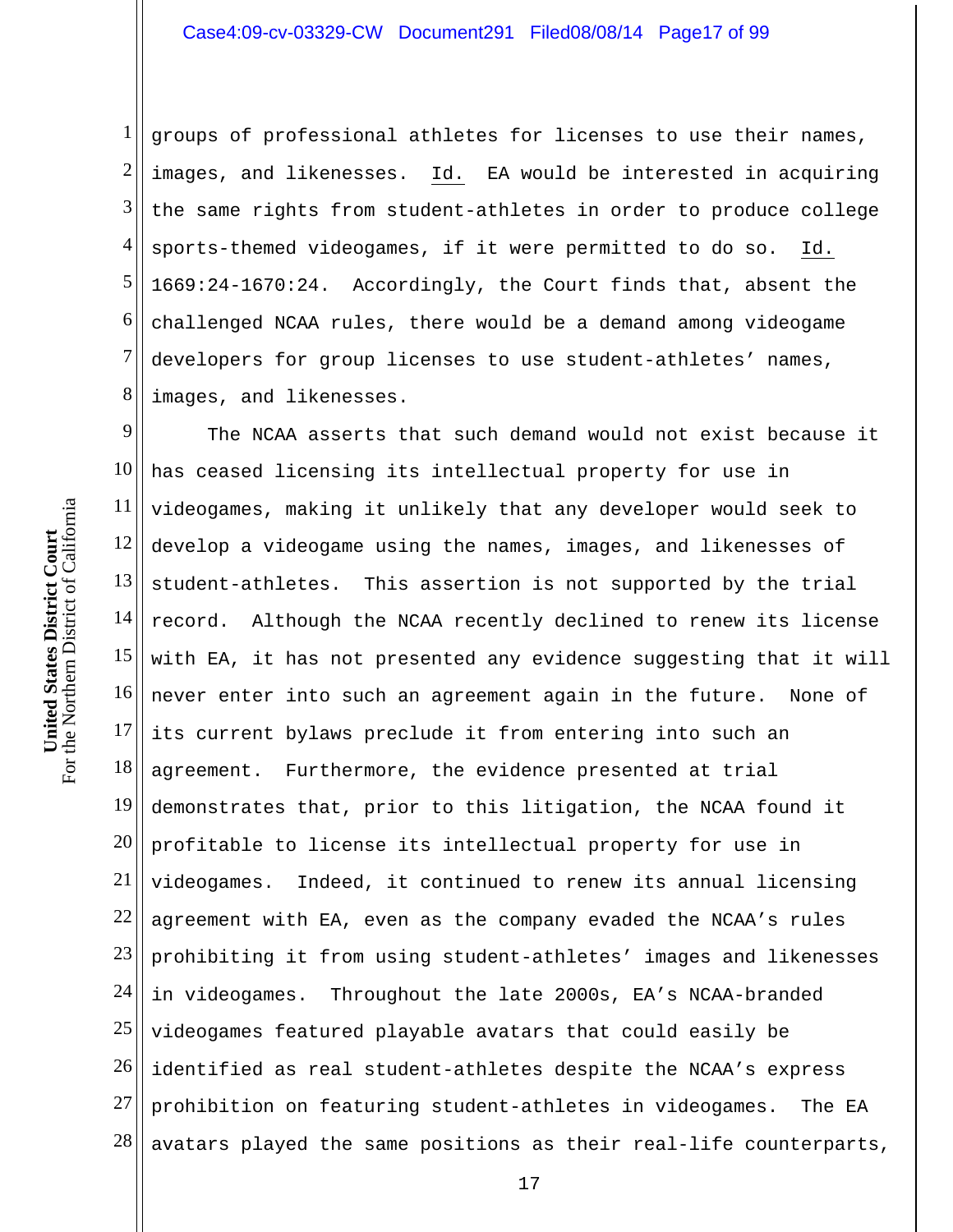groups of professional athletes for licenses to use their names, images, and likenesses. Id. EA would be interested in acquiring the same rights from student-athletes in order to produce college sports-themed videogames, if it were permitted to do so. Id. 1669:24-1670:24. Accordingly, the Court finds that, absent the challenged NCAA rules, there would be a demand among videogame developers for group licenses to use student-athletes' names, images, and likenesses.

The NCAA asserts that such demand would not exist because it has ceased licensing its intellectual property for use in videogames, making it unlikely that any developer would seek to develop a videogame using the names, images, and likenesses of student-athletes. This assertion is not supported by the trial record. Although the NCAA recently declined to renew its license with EA, it has not presented any evidence suggesting that it will never enter into such an agreement again in the future. None of its current bylaws preclude it from entering into such an agreement. Furthermore, the evidence presented at trial demonstrates that, prior to this litigation, the NCAA found it profitable to license its intellectual property for use in videogames. Indeed, it continued to renew its annual licensing agreement with EA, even as the company evaded the NCAA's rules prohibiting it from using student-athletes' images and likenesses in videogames. Throughout the late 2000s, EA's NCAA-branded videogames featured playable avatars that could easily be identified as real student-athletes despite the NCAA's express prohibition on featuring student-athletes in videogames. The EA avatars played the same positions as their real-life counterparts,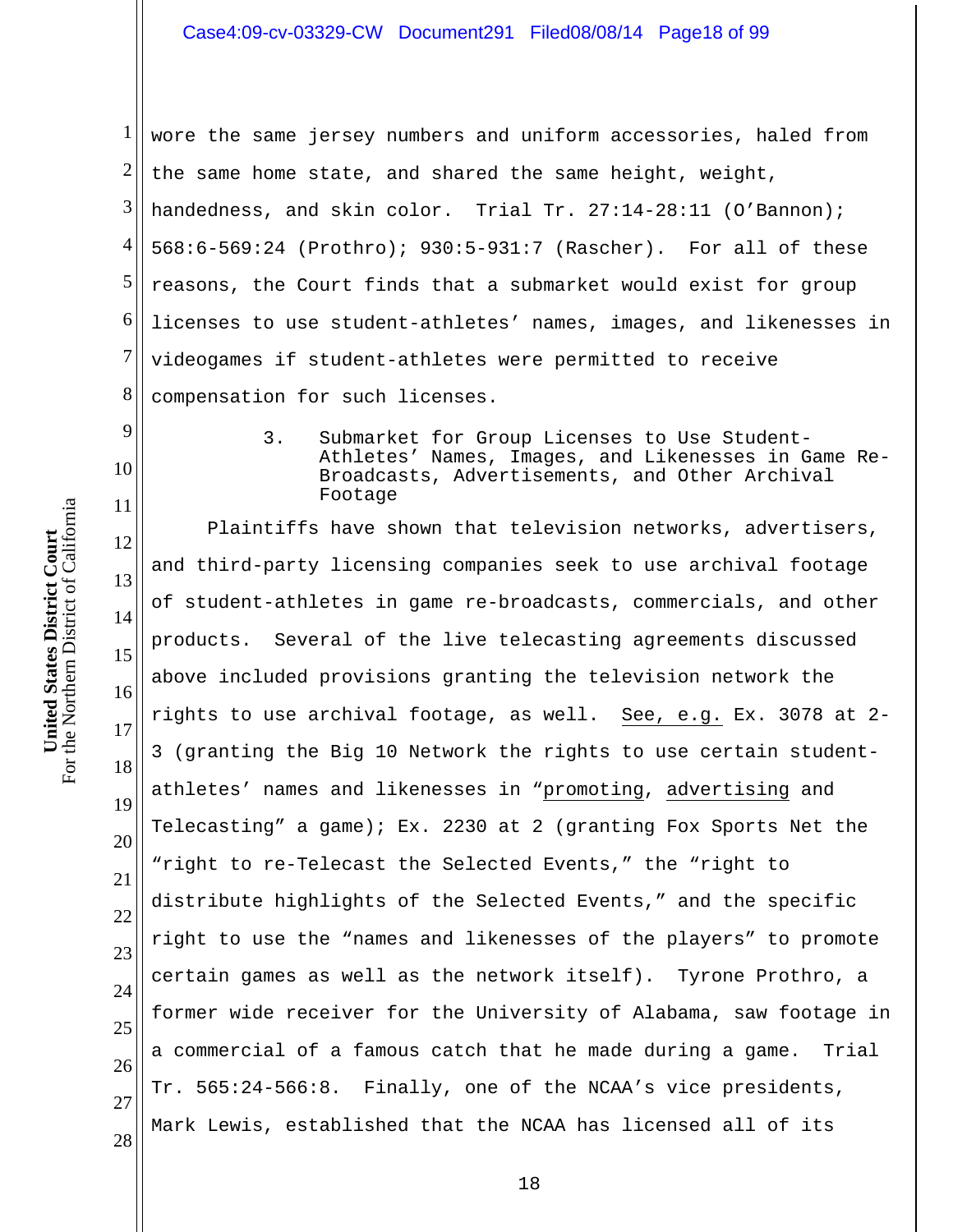wore the same jersey numbers and uniform accessories, haled from the same home state, and shared the same height, weight, handedness, and skin color. Trial Tr. 27:14-28:11 (O'Bannon); 568:6-569:24 (Prothro); 930:5-931:7 (Rascher). For all of these reasons, the Court finds that a submarket would exist for group licenses to use student-athletes' names, images, and likenesses in videogames if student-athletes were permitted to receive compensation for such licenses.

### 3. Submarket for Group Licenses to Use Student-Athletes' Names, Images, and Likenesses in Game Re-Broadcasts, Advertisements, and Other Archival Footage

Plaintiffs have shown that television networks, advertisers, and third-party licensing companies seek to use archival footage of student-athletes in game re-broadcasts, commercials, and other products. Several of the live telecasting agreements discussed above included provisions granting the television network the rights to use archival footage, as well. See, e.g. Ex. 3078 at 2-3 (granting the Big 10 Network the rights to use certain student-athletes' names and likenesses in "promoting, advertising and Telecasting" a game); Ex. 2230 at 2 (granting Fox Sports Net the "right to re-Telecast the Selected Events," the "right to distribute highlights of the Selected Events," and the specific right to use the "names and likenesses of the players" to promote certain games as well as the network itself). Tyrone Prothro, a former wide receiver for the University of Alabama, saw footage in a commercial of a famous catch that he made during a game. Trial Tr. 565:24-566:8. Finally, one of the NCAA's vice presidents, Mark Lewis, established that the NCAA has licensed all of its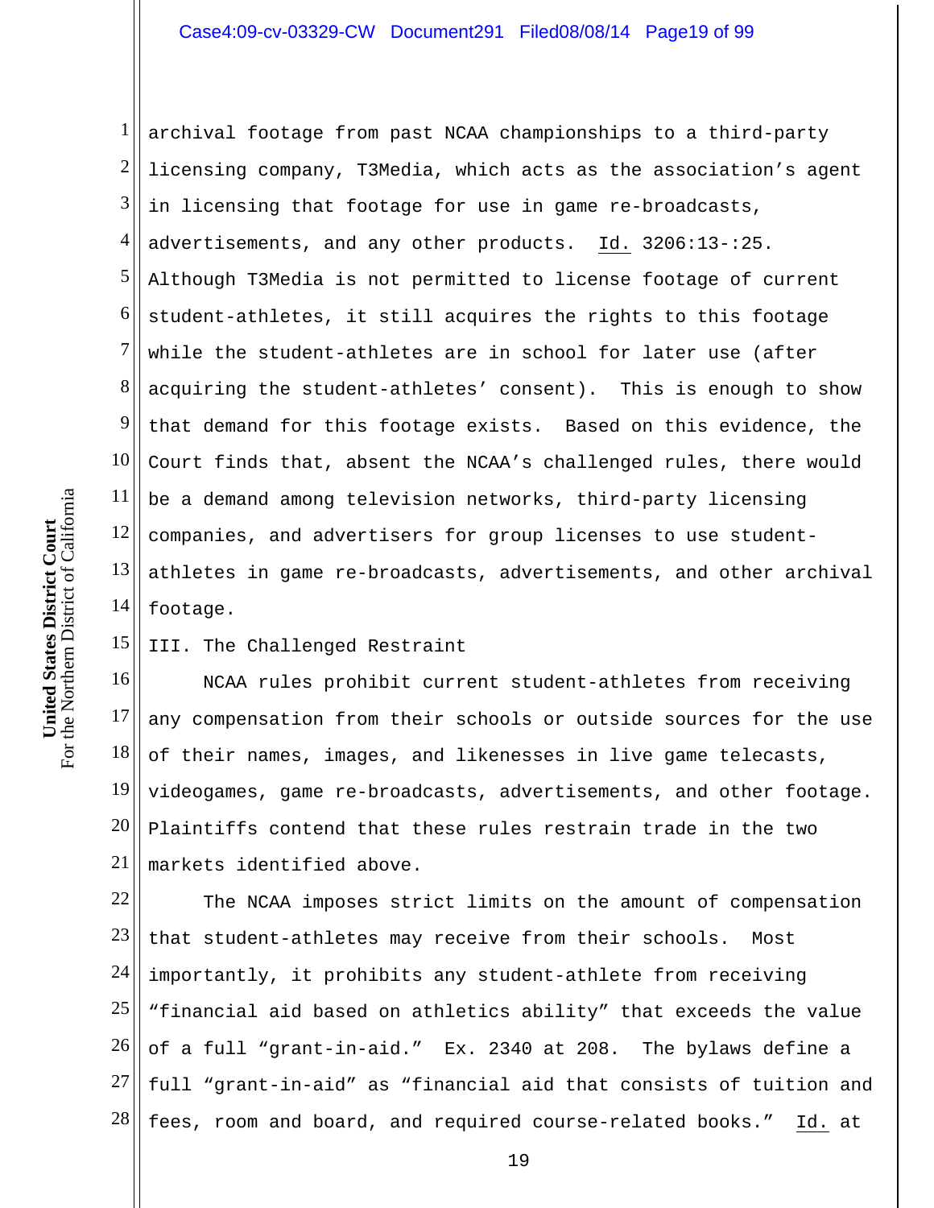archival footage from past NCAA championships to a third-party licensing company, T3Media, which acts as the association's agent in licensing that footage for use in game re-broadcasts, advertisements, and any other products. Id. 3206:13-:25. Although T3Media is not permitted to license footage of current student-athletes, it still acquires the rights to this footage while the student-athletes are in school for later use (after acquiring the student-athletes' consent). This is enough to show that demand for this footage exists. Based on this evidence, the Court finds that, absent the NCAA's challenged rules, there would be a demand among television networks, third-party licensing companies, and advertisers for group licenses to use student-athletes in game re-broadcasts, advertisements, and other archival footage.

## III. The Challenged Restraint

NCAA rules prohibit current student-athletes from receiving any compensation from their schools or outside sources for the use of their names, images, and likenesses in live game telecasts, videogames, game re-broadcasts, advertisements, and other footage. Plaintiffs contend that these rules restrain trade in the two markets identified above.

The NCAA imposes strict limits on the amount of compensation that student-athletes may receive from their schools. Most importantly, it prohibits any student-athlete from receiving "financial aid based on athletics ability" that exceeds the value of a full "grant-in-aid." Ex. 2340 at 208. The bylaws define a full "grant-in-aid" as "financial aid that consists of tuition and fees, room and board, and required course-related books." Id. at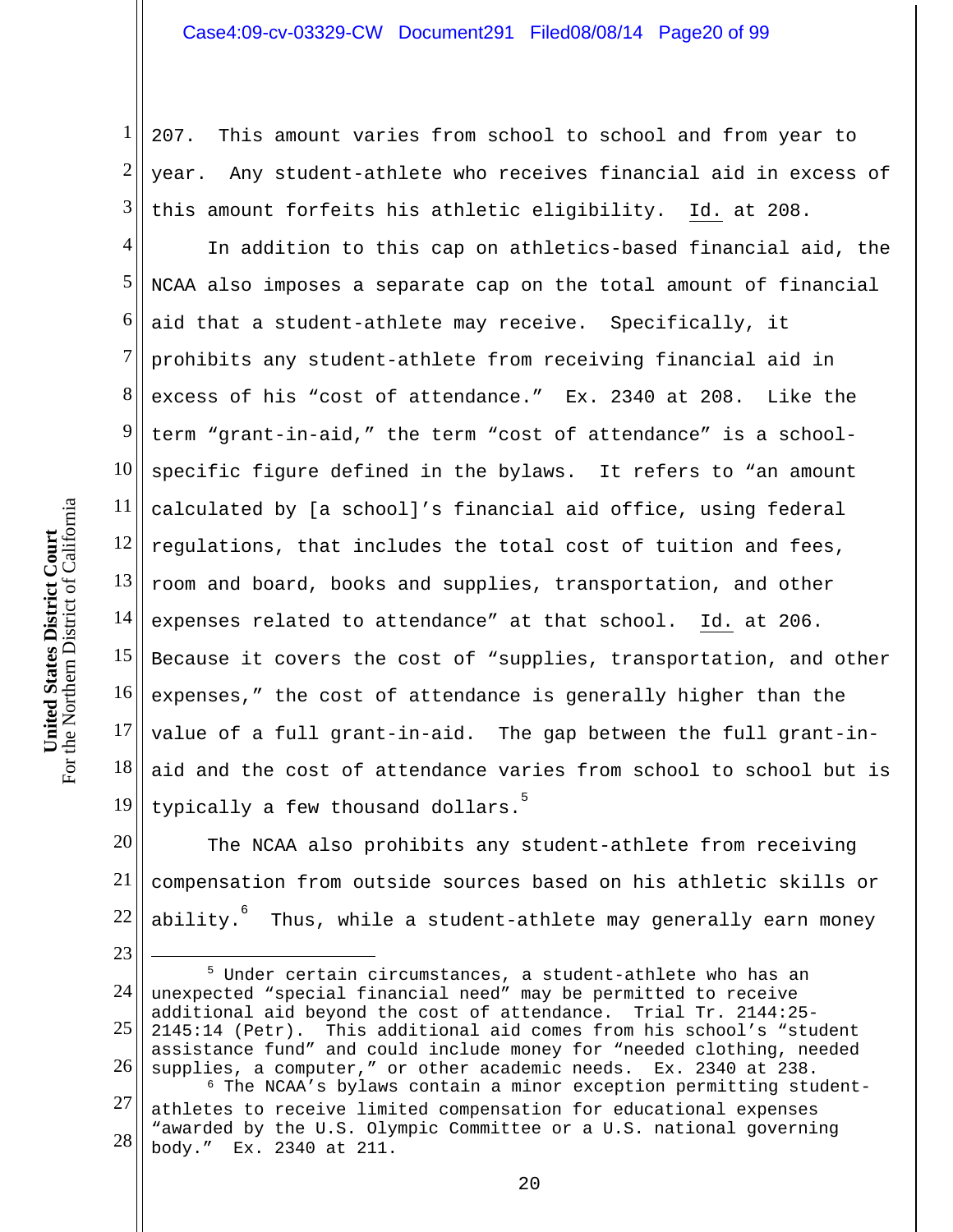207. This amount varies from school to school and from year to year. Any student-athlete who receives financial aid in excess of this amount forfeits his athletic eligibility. Id. at 208.

In addition to this cap on athletics-based financial aid, the NCAA also imposes a separate cap on the total amount of financial aid that a student-athlete may receive. Specifically, it prohibits any student-athlete from receiving financial aid in excess of his "cost of attendance." Ex. 2340 at 208. Like the term "grant-in-aid," the term "cost of attendance" is a school-specific figure defined in the bylaws. It refers to "an amount calculated by [a school]'s financial aid office, using federal regulations, that includes the total cost of tuition and fees, room and board, books and supplies, transportation, and other expenses related to attendance" at that school. Id. at 206. Because it covers the cost of "supplies, transportation, and other expenses," the cost of attendance is generally higher than the value of a full grant-in-aid. The gap between the full grant-in-aid and the cost of attendance varies from school to school but is typically a few thousand dollars.[5]

The NCAA also prohibits any student-athlete from receiving compensation from outside sources based on his athletic skills or ability.[6] Thus, while a student-athlete may generally earn money

---

[5] Under certain circumstances, a student-athlete who has an unexpected "special financial need" may be permitted to receive additional aid beyond the cost of attendance. Trial Tr. 2144:25-2145:14 (Petr). This additional aid comes from his school's "student assistance fund" and could include money for "needed clothing, needed supplies, a computer," or other academic needs. Ex. 2340 at 238.

[6] The NCAA's bylaws contain a minor exception permitting student-athletes to receive limited compensation for educational expenses "awarded by the U.S. Olympic Committee or a U.S. national governing body." Ex. 2340 at 211.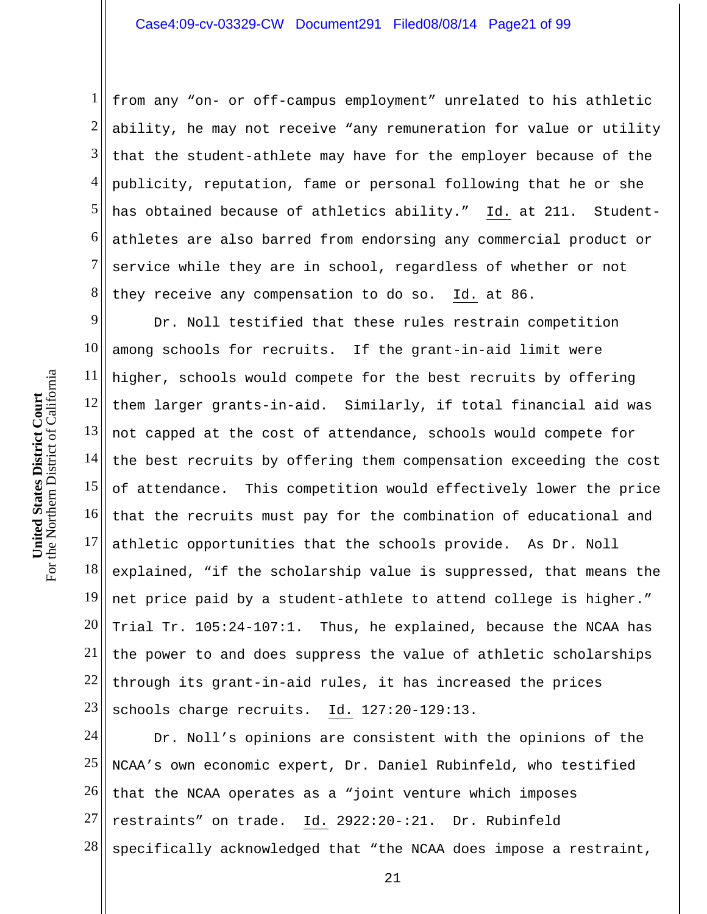from any "on- or off-campus employment" unrelated to his athletic ability, he may not receive "any remuneration for value or utility that the student-athlete may have for the employer because of the publicity, reputation, fame or personal following that he or she has obtained because of athletics ability." Id. at 211. Student-athletes are also barred from endorsing any commercial product or service while they are in school, regardless of whether or not they receive any compensation to do so. Id. at 86.

Dr. Noll testified that these rules restrain competition among schools for recruits. If the grant-in-aid limit were higher, schools would compete for the best recruits by offering them larger grants-in-aid. Similarly, if total financial aid was not capped at the cost of attendance, schools would compete for the best recruits by offering them compensation exceeding the cost of attendance. This competition would effectively lower the price that the recruits must pay for the combination of educational and athletic opportunities that the schools provide. As Dr. Noll explained, "if the scholarship value is suppressed, that means the net price paid by a student-athlete to attend college is higher." Trial Tr. 105:24-107:1. Thus, he explained, because the NCAA has the power to and does suppress the value of athletic scholarships through its grant-in-aid rules, it has increased the prices schools charge recruits. Id. 127:20-129:13.

Dr. Noll's opinions are consistent with the opinions of the NCAA's own economic expert, Dr. Daniel Rubinfeld, who testified that the NCAA operates as a "joint venture which imposes restraints" on trade. Id. 2922:20-:21. Dr. Rubinfeld specifically acknowledged that "the NCAA does impose a restraint,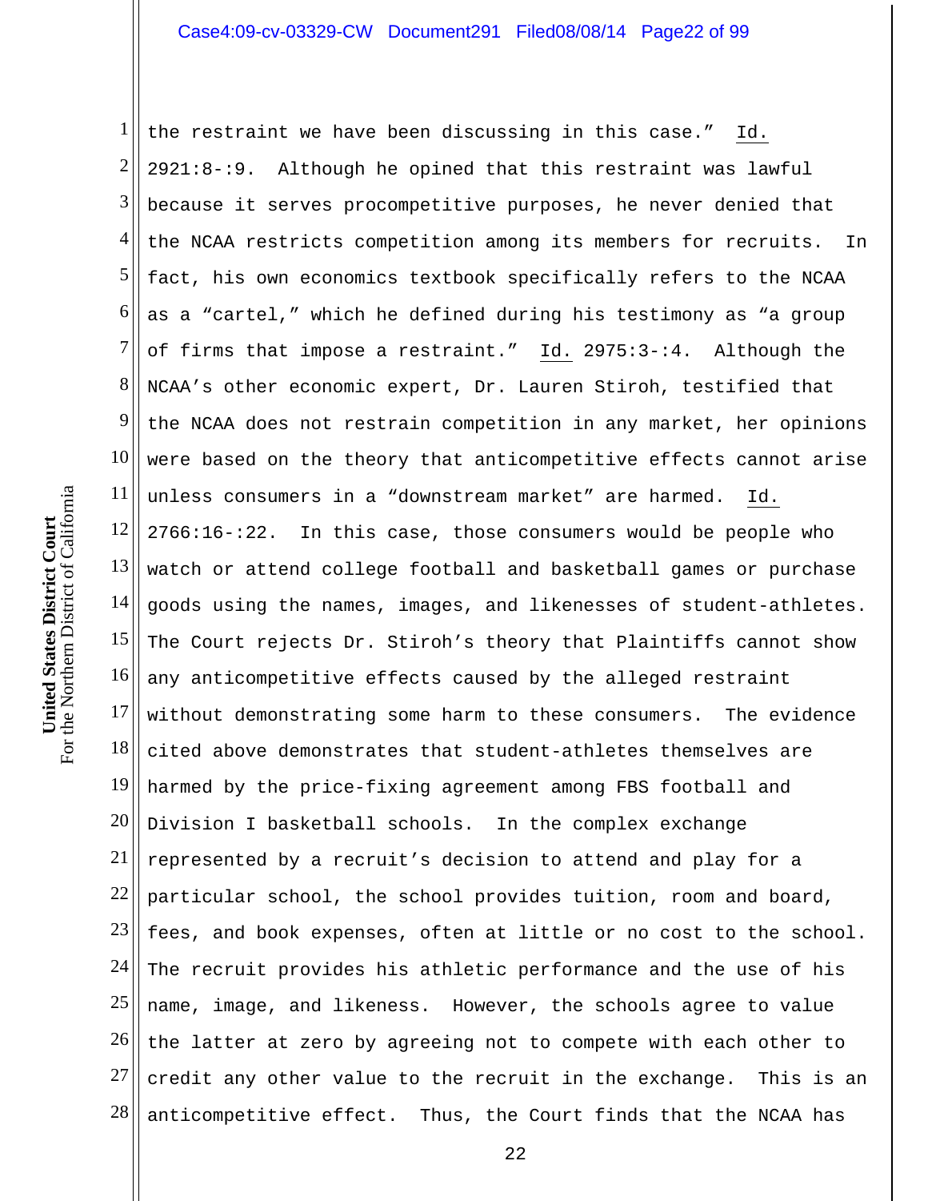the restraint we have been discussing in this case." Id. 2921:8-:9. Although he opined that this restraint was lawful because it serves procompetitive purposes, he never denied that the NCAA restricts competition among its members for recruits. In fact, his own economics textbook specifically refers to the NCAA as a "cartel," which he defined during his testimony as "a group of firms that impose a restraint." Id. 2975:3-:4. Although the NCAA's other economic expert, Dr. Lauren Stiroh, testified that the NCAA does not restrain competition in any market, her opinions were based on the theory that anticompetitive effects cannot arise unless consumers in a "downstream market" are harmed. Id. 2766:16-:22. In this case, those consumers would be people who watch or attend college football and basketball games or purchase goods using the names, images, and likenesses of student-athletes. The Court rejects Dr. Stiroh's theory that Plaintiffs cannot show any anticompetitive effects caused by the alleged restraint without demonstrating some harm to these consumers. The evidence cited above demonstrates that student-athletes themselves are harmed by the price-fixing agreement among FBS football and Division I basketball schools. In the complex exchange represented by a recruit's decision to attend and play for a particular school, the school provides tuition, room and board, fees, and book expenses, often at little or no cost to the school. The recruit provides his athletic performance and the use of his name, image, and likeness. However, the schools agree to value the latter at zero by agreeing not to compete with each other to credit any other value to the recruit in the exchange. This is an anticompetitive effect. Thus, the Court finds that the NCAA has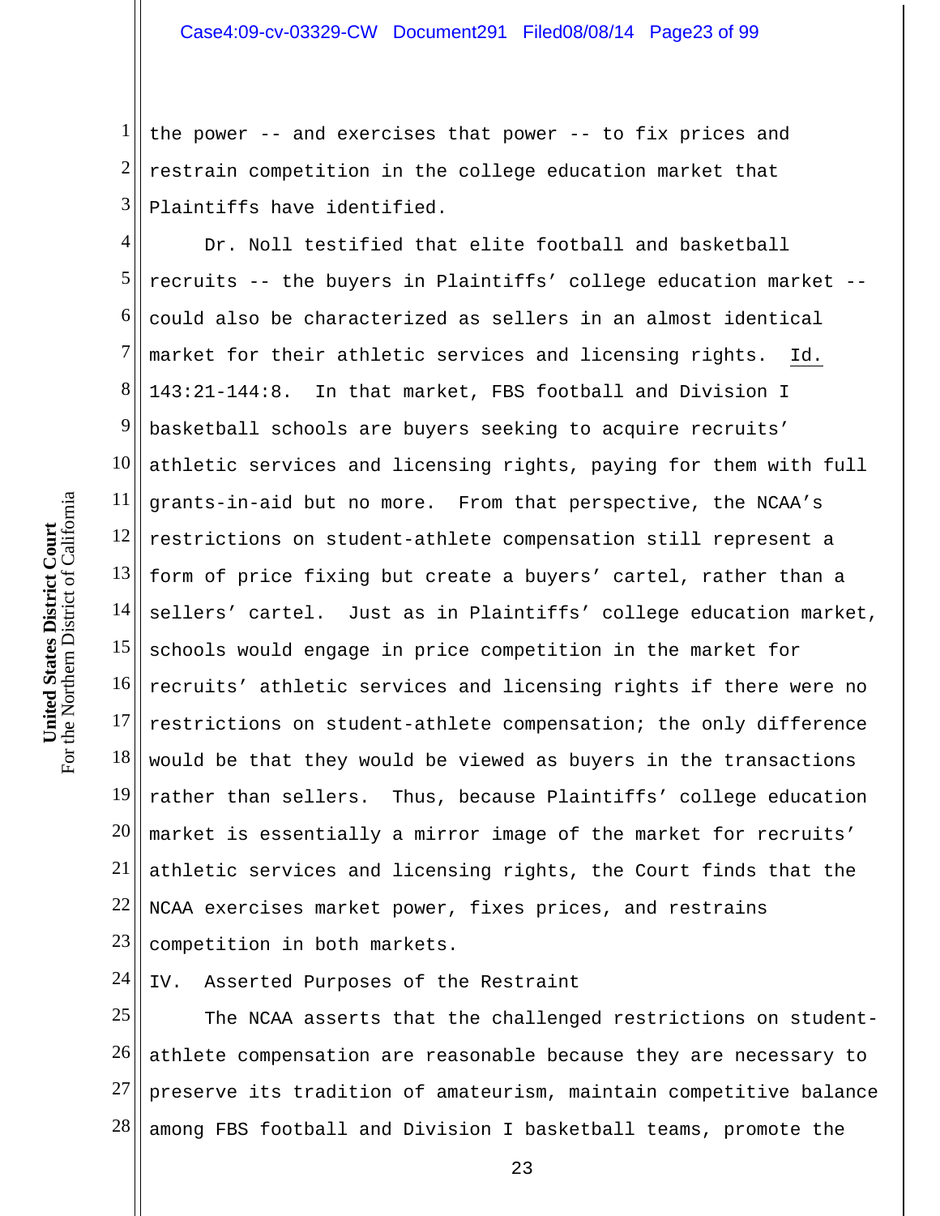the power -- and exercises that power -- to fix prices and restrain competition in the college education market that Plaintiffs have identified.

Dr. Noll testified that elite football and basketball recruits -- the buyers in Plaintiffs' college education market -- could also be characterized as sellers in an almost identical market for their athletic services and licensing rights. Id. 143:21-144:8. In that market, FBS football and Division I basketball schools are buyers seeking to acquire recruits' athletic services and licensing rights, paying for them with full grants-in-aid but no more. From that perspective, the NCAA's restrictions on student-athlete compensation still represent a form of price fixing but create a buyers' cartel, rather than a sellers' cartel. Just as in Plaintiffs' college education market, schools would engage in price competition in the market for recruits' athletic services and licensing rights if there were no restrictions on student-athlete compensation; the only difference would be that they would be viewed as buyers in the transactions rather than sellers. Thus, because Plaintiffs' college education market is essentially a mirror image of the market for recruits' athletic services and licensing rights, the Court finds that the NCAA exercises market power, fixes prices, and restrains competition in both markets.

## IV. Asserted Purposes of the Restraint

The NCAA asserts that the challenged restrictions on student-athlete compensation are reasonable because they are necessary to preserve its tradition of amateurism, maintain competitive balance among FBS football and Division I basketball teams, promote the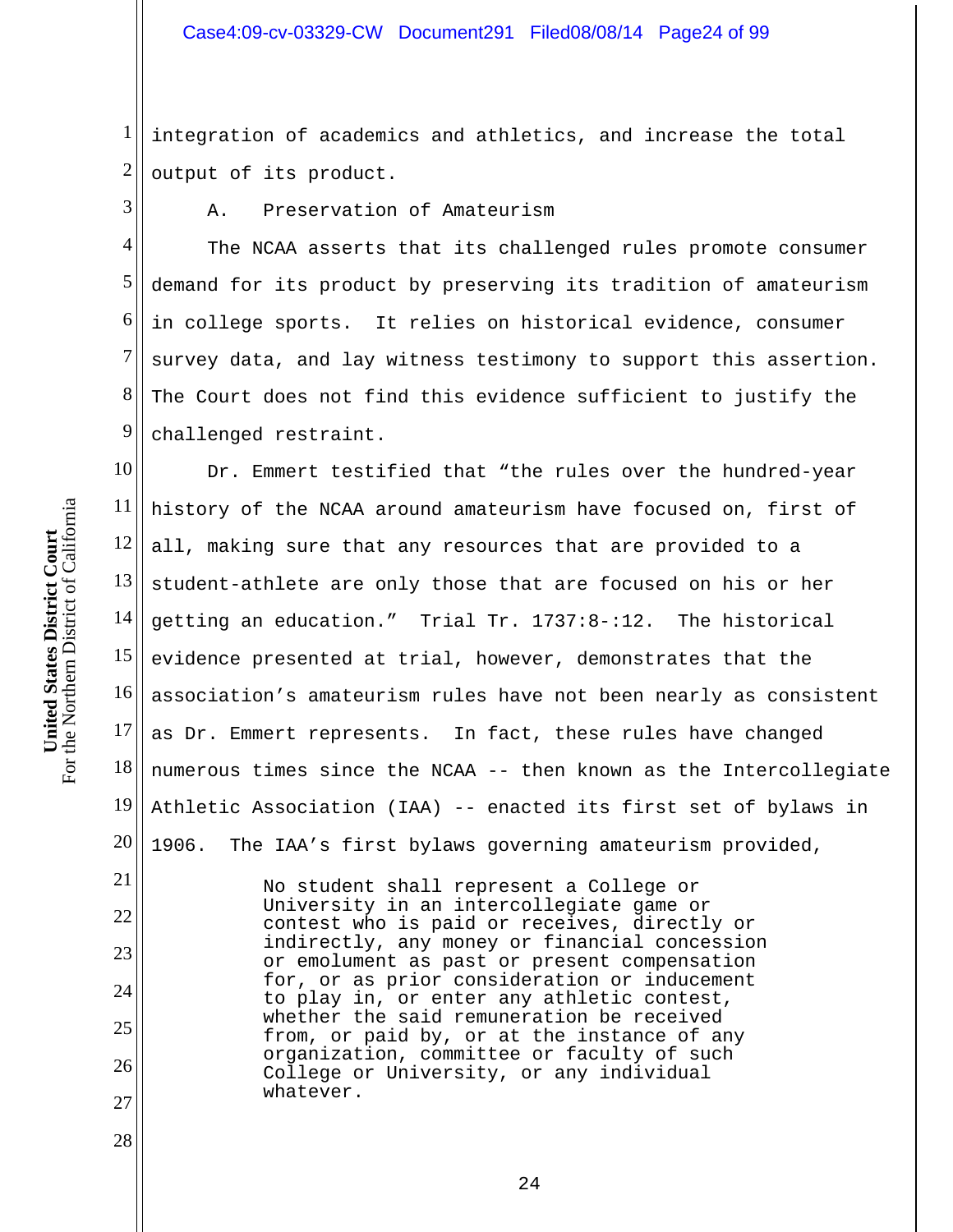integration of academics and athletics, and increase the total output of its product.

A. Preservation of Amateurism

The NCAA asserts that its challenged rules promote consumer demand for its product by preserving its tradition of amateurism in college sports. It relies on historical evidence, consumer survey data, and lay witness testimony to support this assertion. The Court does not find this evidence sufficient to justify the challenged restraint.

Dr. Emmert testified that "the rules over the hundred-year history of the NCAA around amateurism have focused on, first of all, making sure that any resources that are provided to a student-athlete are only those that are focused on his or her getting an education." Trial Tr. 1737:8-:12. The historical evidence presented at trial, however, demonstrates that the association's amateurism rules have not been nearly as consistent as Dr. Emmert represents. In fact, these rules have changed numerous times since the NCAA -- then known as the Intercollegiate Athletic Association (IAA) -- enacted its first set of bylaws in 1906. The IAA's first bylaws governing amateurism provided,

> No student shall represent a College or University in an intercollegiate game or contest who is paid or receives, directly or indirectly, any money or financial concession or emolument as past or present compensation for, or as prior consideration or inducement to play in, or enter any athletic contest, whether the said remuneration be received from, or paid by, or at the instance of any organization, committee or faculty of such College or University, or any individual whatever.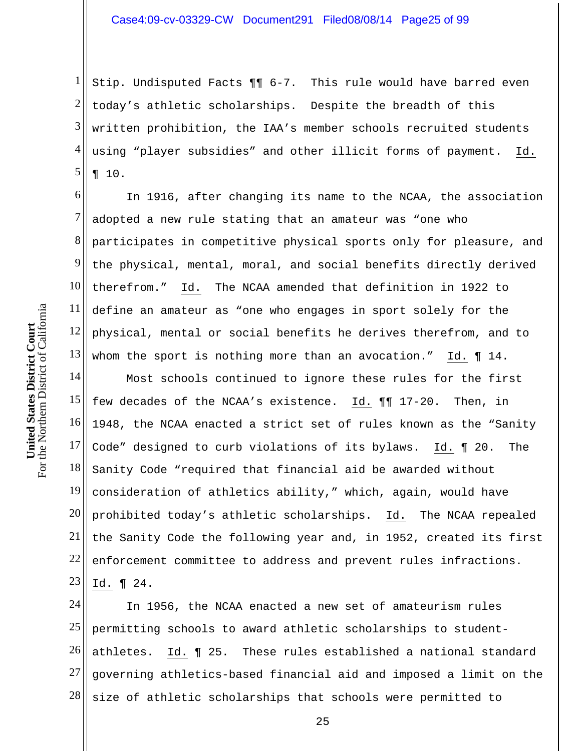Stip. Undisputed Facts ¶¶ 6-7. This rule would have barred even today's athletic scholarships. Despite the breadth of this written prohibition, the IAA's member schools recruited students using "player subsidies" and other illicit forms of payment. Id. ¶ 10.

In 1916, after changing its name to the NCAA, the association adopted a new rule stating that an amateur was "one who participates in competitive physical sports only for pleasure, and the physical, mental, moral, and social benefits directly derived therefrom." Id. The NCAA amended that definition in 1922 to define an amateur as "one who engages in sport solely for the physical, mental or social benefits he derives therefrom, and to whom the sport is nothing more than an avocation." Id. ¶ 14.

Most schools continued to ignore these rules for the first few decades of the NCAA's existence. Id. ¶¶ 17-20. Then, in 1948, the NCAA enacted a strict set of rules known as the "Sanity Code" designed to curb violations of its bylaws. Id. ¶ 20. The Sanity Code "required that financial aid be awarded without consideration of athletics ability," which, again, would have prohibited today's athletic scholarships. Id. The NCAA repealed the Sanity Code the following year and, in 1952, created its first enforcement committee to address and prevent rules infractions. Id. ¶ 24.

In 1956, the NCAA enacted a new set of amateurism rules permitting schools to award athletic scholarships to student-athletes. Id. ¶ 25. These rules established a national standard governing athletics-based financial aid and imposed a limit on the size of athletic scholarships that schools were permitted to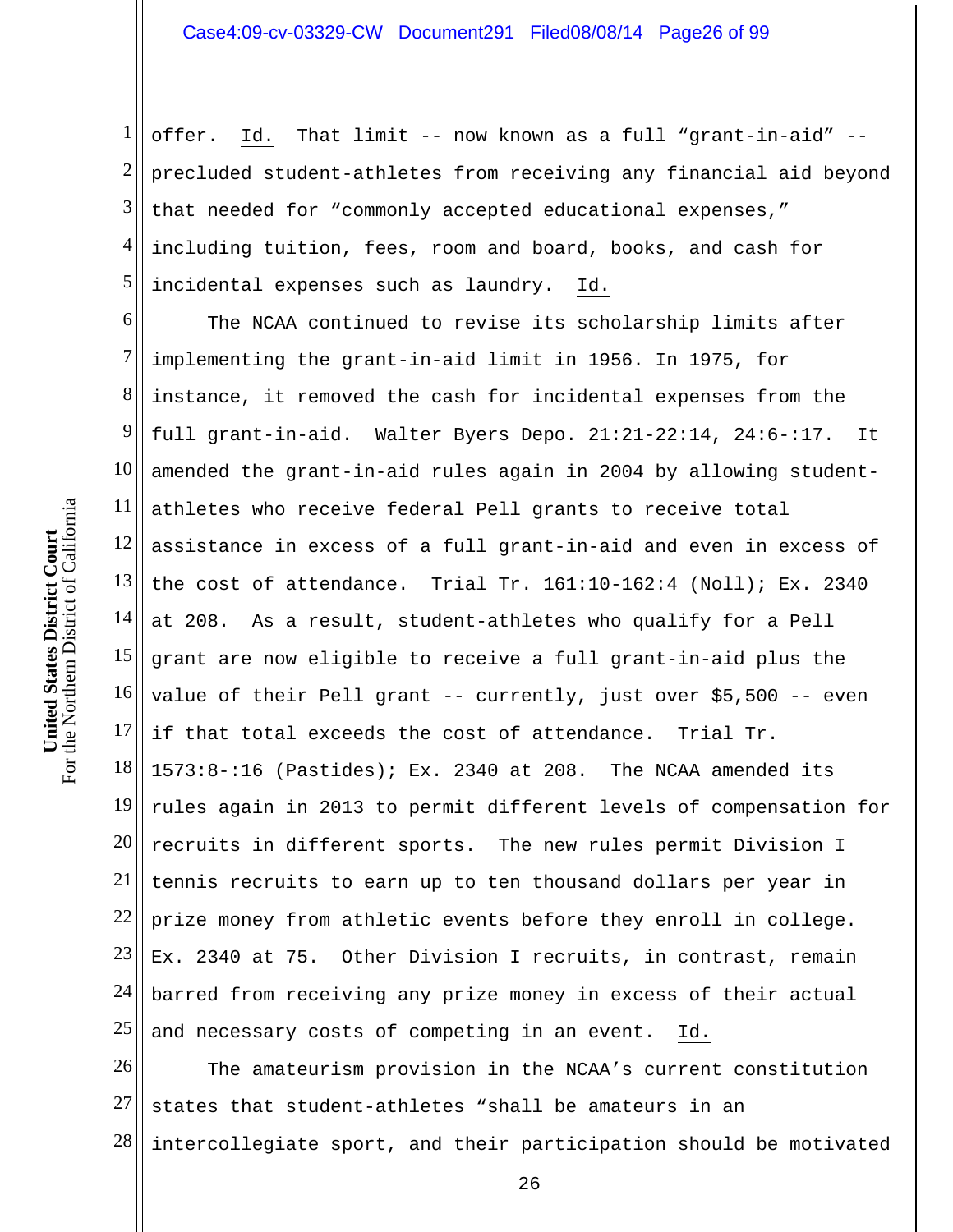offer. Id. That limit -- now known as a full "grant-in-aid" -- precluded student-athletes from receiving any financial aid beyond that needed for "commonly accepted educational expenses," including tuition, fees, room and board, books, and cash for incidental expenses such as laundry. Id.

The NCAA continued to revise its scholarship limits after implementing the grant-in-aid limit in 1956. In 1975, for instance, it removed the cash for incidental expenses from the full grant-in-aid. Walter Byers Depo. 21:21-22:14, 24:6-:17. It amended the grant-in-aid rules again in 2004 by allowing student-athletes who receive federal Pell grants to receive total assistance in excess of a full grant-in-aid and even in excess of the cost of attendance. Trial Tr. 161:10-162:4 (Noll); Ex. 2340 at 208. As a result, student-athletes who qualify for a Pell grant are now eligible to receive a full grant-in-aid plus the value of their Pell grant -- currently, just over $5,500 -- even if that total exceeds the cost of attendance. Trial Tr. 1573:8-:16 (Pastides); Ex. 2340 at 208. The NCAA amended its rules again in 2013 to permit different levels of compensation for recruits in different sports. The new rules permit Division I tennis recruits to earn up to ten thousand dollars per year in prize money from athletic events before they enroll in college. Ex. 2340 at 75. Other Division I recruits, in contrast, remain barred from receiving any prize money in excess of their actual and necessary costs of competing in an event. Id.

The amateurism provision in the NCAA's current constitution states that student-athletes "shall be amateurs in an intercollegiate sport, and their participation should be motivated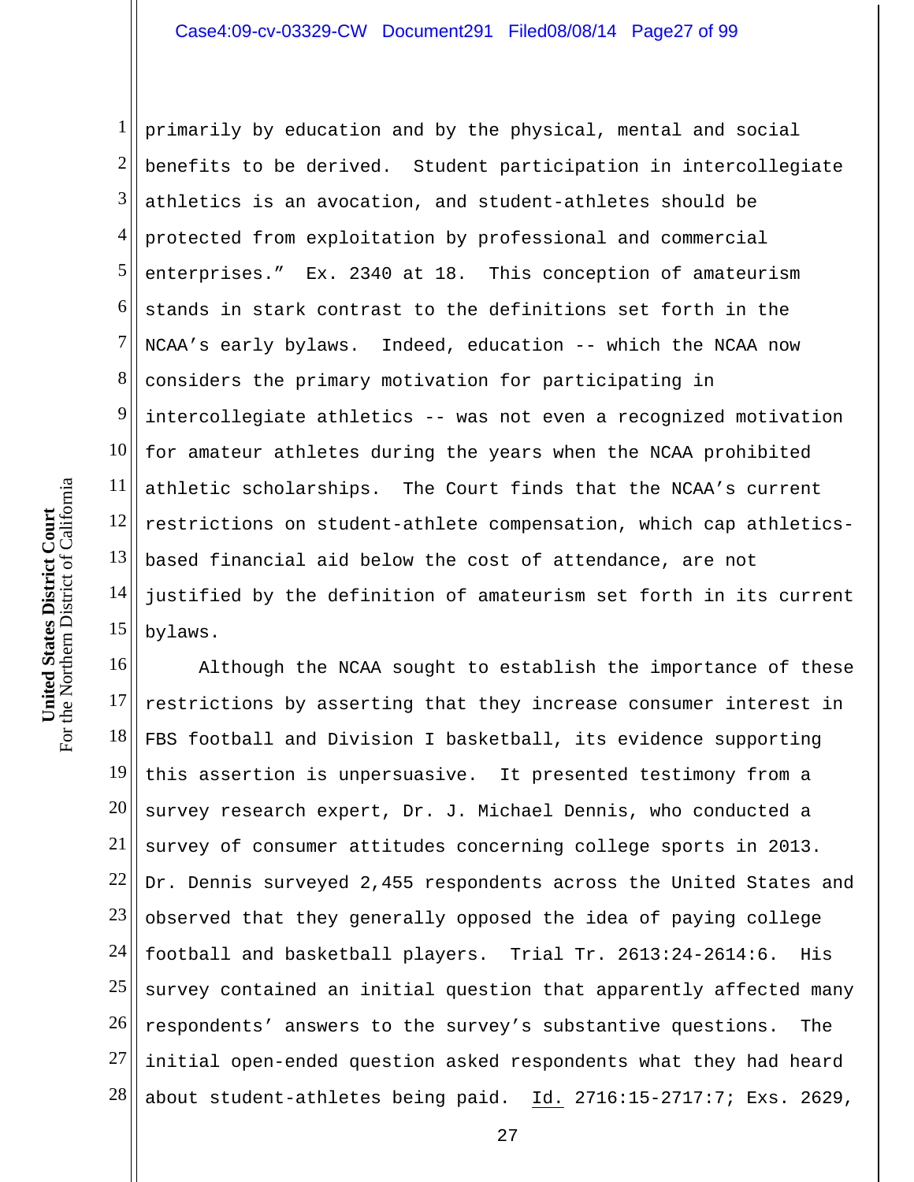primarily by education and by the physical, mental and social benefits to be derived. Student participation in intercollegiate athletics is an avocation, and student-athletes should be protected from exploitation by professional and commercial enterprises." Ex. 2340 at 18. This conception of amateurism stands in stark contrast to the definitions set forth in the NCAA's early bylaws. Indeed, education -- which the NCAA now considers the primary motivation for participating in intercollegiate athletics -- was not even a recognized motivation for amateur athletes during the years when the NCAA prohibited athletic scholarships. The Court finds that the NCAA's current restrictions on student-athlete compensation, which cap athletics-based financial aid below the cost of attendance, are not justified by the definition of amateurism set forth in its current bylaws.

Although the NCAA sought to establish the importance of these restrictions by asserting that they increase consumer interest in FBS football and Division I basketball, its evidence supporting this assertion is unpersuasive. It presented testimony from a survey research expert, Dr. J. Michael Dennis, who conducted a survey of consumer attitudes concerning college sports in 2013. Dr. Dennis surveyed 2,455 respondents across the United States and observed that they generally opposed the idea of paying college football and basketball players. Trial Tr. 2613:24-2614:6. His survey contained an initial question that apparently affected many respondents' answers to the survey's substantive questions. The initial open-ended question asked respondents what they had heard about student-athletes being paid. Id. 2716:15-2717:7; Exs. 2629,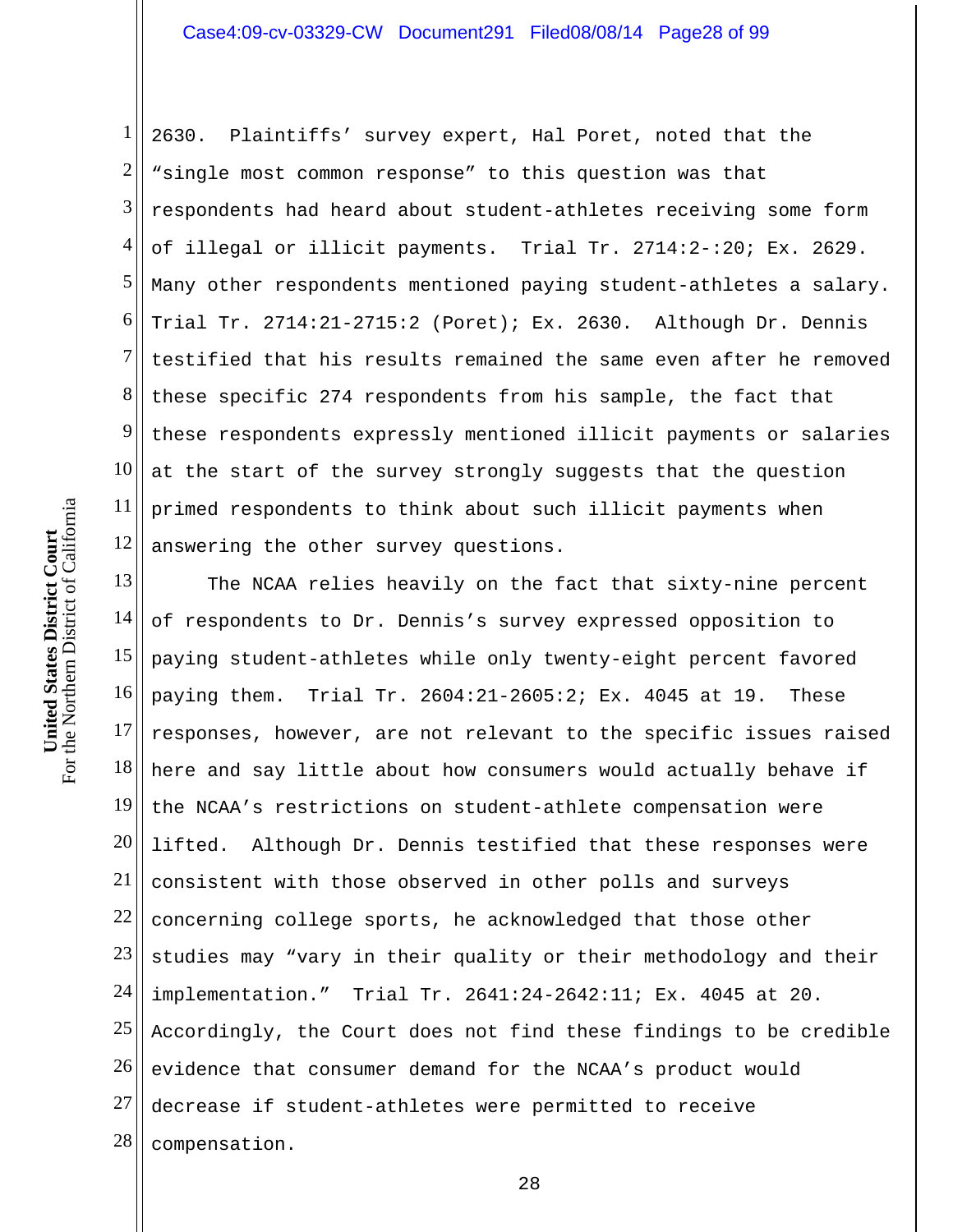2630. Plaintiffs' survey expert, Hal Poret, noted that the "single most common response" to this question was that respondents had heard about student-athletes receiving some form of illegal or illicit payments. Trial Tr. 2714:2-:20; Ex. 2629. Many other respondents mentioned paying student-athletes a salary. Trial Tr. 2714:21-2715:2 (Poret); Ex. 2630. Although Dr. Dennis testified that his results remained the same even after he removed these specific 274 respondents from his sample, the fact that these respondents expressly mentioned illicit payments or salaries at the start of the survey strongly suggests that the question primed respondents to think about such illicit payments when answering the other survey questions.

The NCAA relies heavily on the fact that sixty-nine percent of respondents to Dr. Dennis's survey expressed opposition to paying student-athletes while only twenty-eight percent favored paying them. Trial Tr. 2604:21-2605:2; Ex. 4045 at 19. These responses, however, are not relevant to the specific issues raised here and say little about how consumers would actually behave if the NCAA's restrictions on student-athlete compensation were lifted. Although Dr. Dennis testified that these responses were consistent with those observed in other polls and surveys concerning college sports, he acknowledged that those other studies may "vary in their quality or their methodology and their implementation." Trial Tr. 2641:24-2642:11; Ex. 4045 at 20. Accordingly, the Court does not find these findings to be credible evidence that consumer demand for the NCAA's product would decrease if student-athletes were permitted to receive compensation.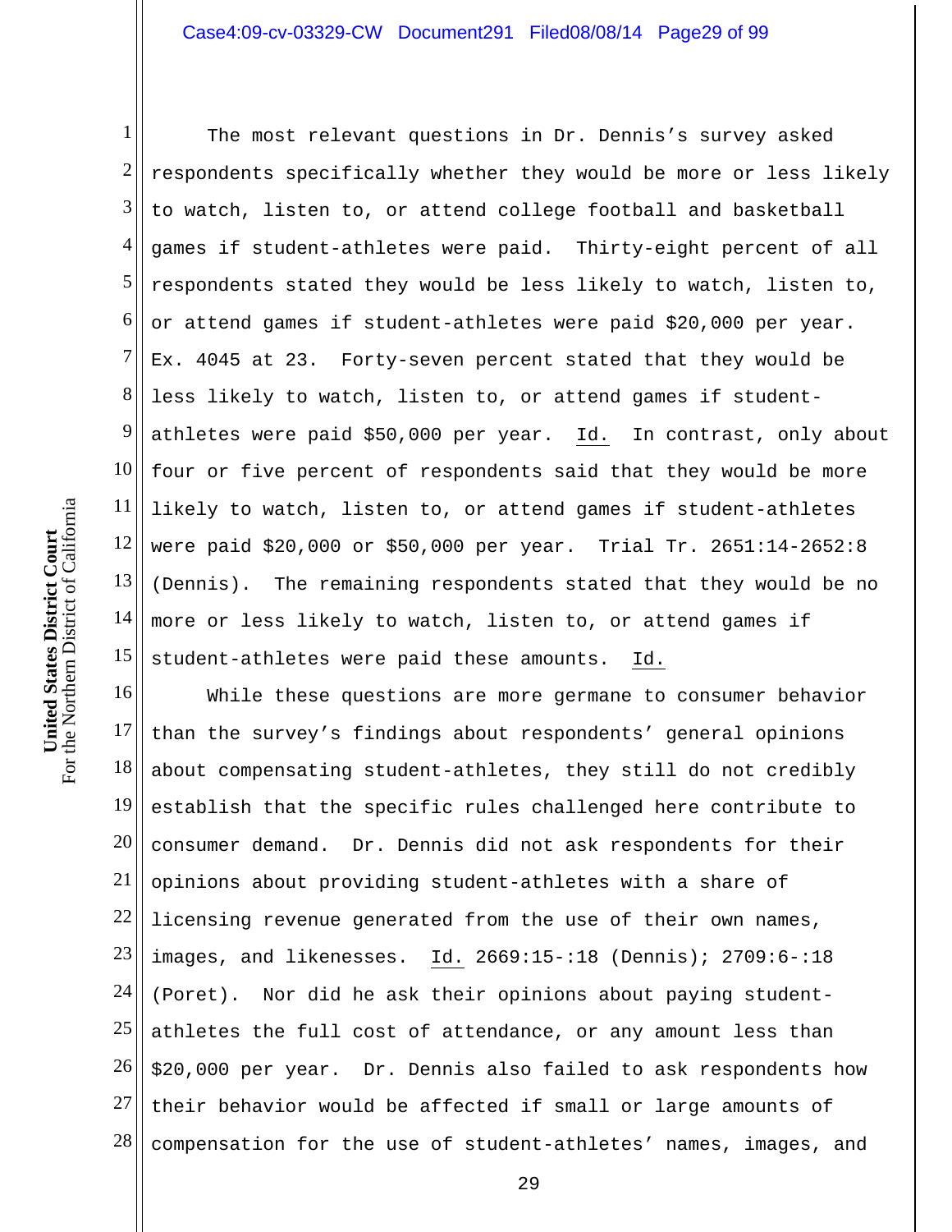The most relevant questions in Dr. Dennis's survey asked respondents specifically whether they would be more or less likely to watch, listen to, or attend college football and basketball games if student-athletes were paid. Thirty-eight percent of all respondents stated they would be less likely to watch, listen to, or attend games if student-athletes were paid $20,000 per year. Ex. 4045 at 23. Forty-seven percent stated that they would be less likely to watch, listen to, or attend games if student-athletes were paid $50,000 per year. Id. In contrast, only about four or five percent of respondents said that they would be more likely to watch, listen to, or attend games if student-athletes were paid $20,000 or $50,000 per year. Trial Tr. 2651:14-2652:8 (Dennis). The remaining respondents stated that they would be no more or less likely to watch, listen to, or attend games if student-athletes were paid these amounts. Id.

While these questions are more germane to consumer behavior than the survey's findings about respondents' general opinions about compensating student-athletes, they still do not credibly establish that the specific rules challenged here contribute to consumer demand. Dr. Dennis did not ask respondents for their opinions about providing student-athletes with a share of licensing revenue generated from the use of their own names, images, and likenesses. Id. 2669:15-:18 (Dennis); 2709:6-:18 (Poret). Nor did he ask their opinions about paying student-athletes the full cost of attendance, or any amount less than $20,000 per year. Dr. Dennis also failed to ask respondents how their behavior would be affected if small or large amounts of compensation for the use of student-athletes' names, images, and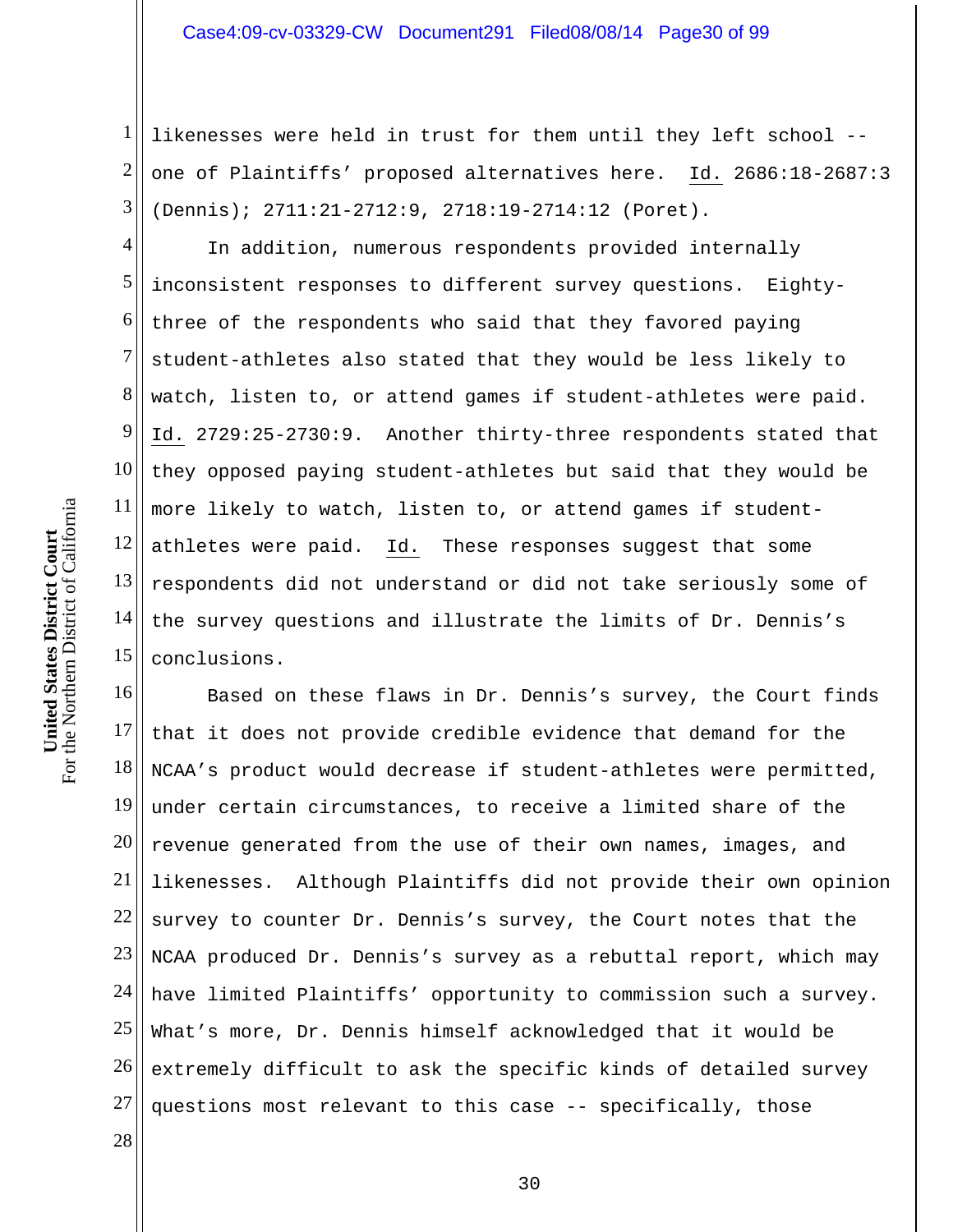likenesses were held in trust for them until they left school -- one of Plaintiffs' proposed alternatives here. Id. 2686:18-2687:3 (Dennis); 2711:21-2712:9, 2718:19-2714:12 (Poret).

In addition, numerous respondents provided internally inconsistent responses to different survey questions. Eighty-three of the respondents who said that they favored paying student-athletes also stated that they would be less likely to watch, listen to, or attend games if student-athletes were paid. Id. 2729:25-2730:9. Another thirty-three respondents stated that they opposed paying student-athletes but said that they would be more likely to watch, listen to, or attend games if student-athletes were paid. Id. These responses suggest that some respondents did not understand or did not take seriously some of the survey questions and illustrate the limits of Dr. Dennis's conclusions.

Based on these flaws in Dr. Dennis's survey, the Court finds that it does not provide credible evidence that demand for the NCAA's product would decrease if student-athletes were permitted, under certain circumstances, to receive a limited share of the revenue generated from the use of their own names, images, and likenesses. Although Plaintiffs did not provide their own opinion survey to counter Dr. Dennis's survey, the Court notes that the NCAA produced Dr. Dennis's survey as a rebuttal report, which may have limited Plaintiffs' opportunity to commission such a survey. What's more, Dr. Dennis himself acknowledged that it would be extremely difficult to ask the specific kinds of detailed survey questions most relevant to this case -- specifically, those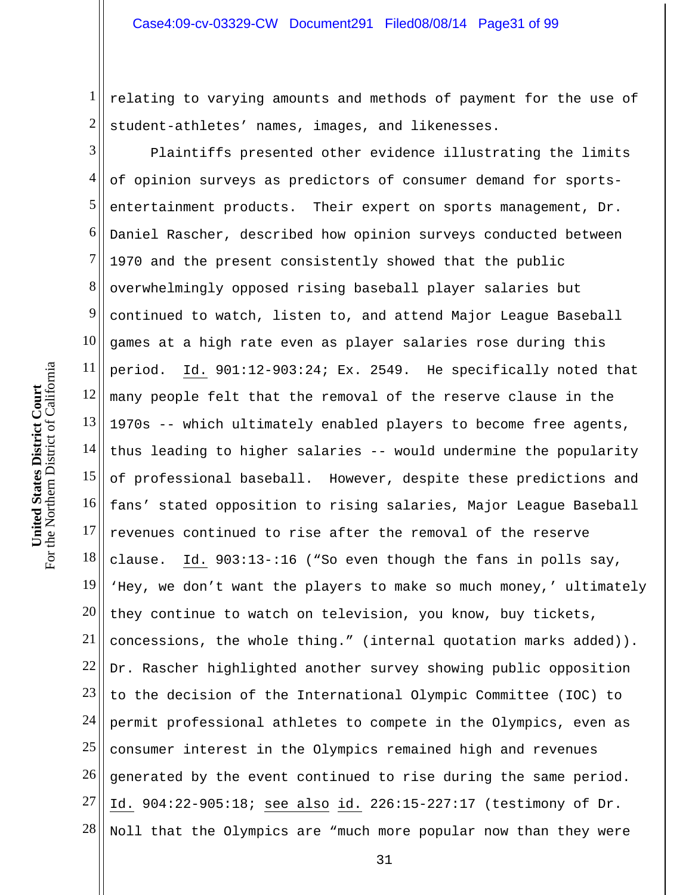relating to varying amounts and methods of payment for the use of student-athletes' names, images, and likenesses.

Plaintiffs presented other evidence illustrating the limits of opinion surveys as predictors of consumer demand for sports-entertainment products. Their expert on sports management, Dr. Daniel Rascher, described how opinion surveys conducted between 1970 and the present consistently showed that the public overwhelmingly opposed rising baseball player salaries but continued to watch, listen to, and attend Major League Baseball games at a high rate even as player salaries rose during this period. Id. 901:12-903:24; Ex. 2549. He specifically noted that many people felt that the removal of the reserve clause in the 1970s -- which ultimately enabled players to become free agents, thus leading to higher salaries -- would undermine the popularity of professional baseball. However, despite these predictions and fans' stated opposition to rising salaries, Major League Baseball revenues continued to rise after the removal of the reserve clause. Id. 903:13-:16 ("So even though the fans in polls say, 'Hey, we don't want the players to make so much money,' ultimately they continue to watch on television, you know, buy tickets, concessions, the whole thing." (internal quotation marks added)). Dr. Rascher highlighted another survey showing public opposition to the decision of the International Olympic Committee (IOC) to permit professional athletes to compete in the Olympics, even as consumer interest in the Olympics remained high and revenues generated by the event continued to rise during the same period. Id. 904:22-905:18; see also id. 226:15-227:17 (testimony of Dr. Noll that the Olympics are "much more popular now than they were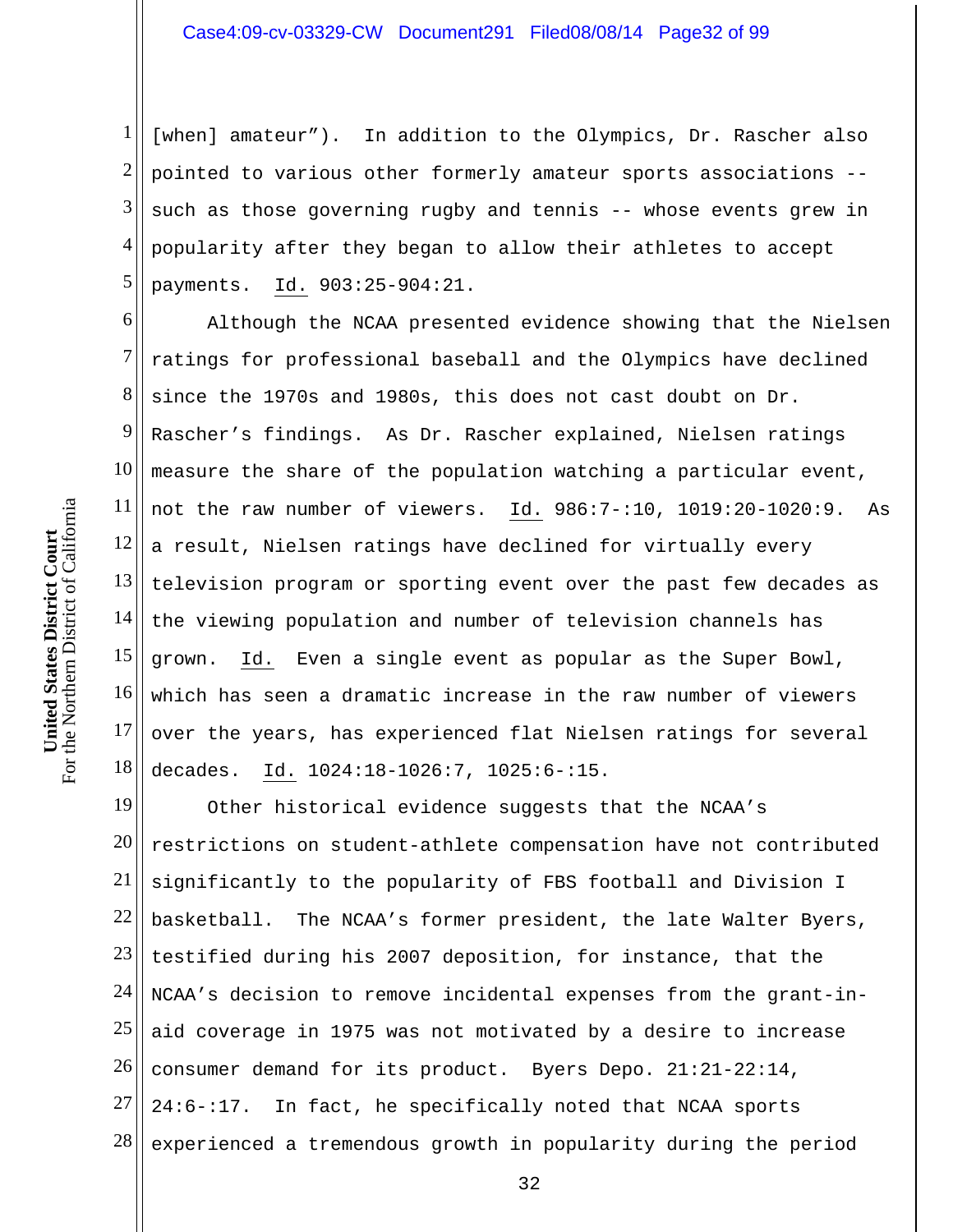[when] amateur"). In addition to the Olympics, Dr. Rascher also pointed to various other formerly amateur sports associations -- such as those governing rugby and tennis -- whose events grew in popularity after they began to allow their athletes to accept payments. Id. 903:25-904:21.

Although the NCAA presented evidence showing that the Nielsen ratings for professional baseball and the Olympics have declined since the 1970s and 1980s, this does not cast doubt on Dr. Rascher's findings. As Dr. Rascher explained, Nielsen ratings measure the share of the population watching a particular event, not the raw number of viewers. Id. 986:7-:10, 1019:20-1020:9. As a result, Nielsen ratings have declined for virtually every television program or sporting event over the past few decades as the viewing population and number of television channels has grown. Id. Even a single event as popular as the Super Bowl, which has seen a dramatic increase in the raw number of viewers over the years, has experienced flat Nielsen ratings for several decades. Id. 1024:18-1026:7, 1025:6-:15.

Other historical evidence suggests that the NCAA's restrictions on student-athlete compensation have not contributed significantly to the popularity of FBS football and Division I basketball. The NCAA's former president, the late Walter Byers, testified during his 2007 deposition, for instance, that the NCAA's decision to remove incidental expenses from the grant-in-aid coverage in 1975 was not motivated by a desire to increase consumer demand for its product. Byers Depo. 21:21-22:14, 24:6-:17. In fact, he specifically noted that NCAA sports experienced a tremendous growth in popularity during the period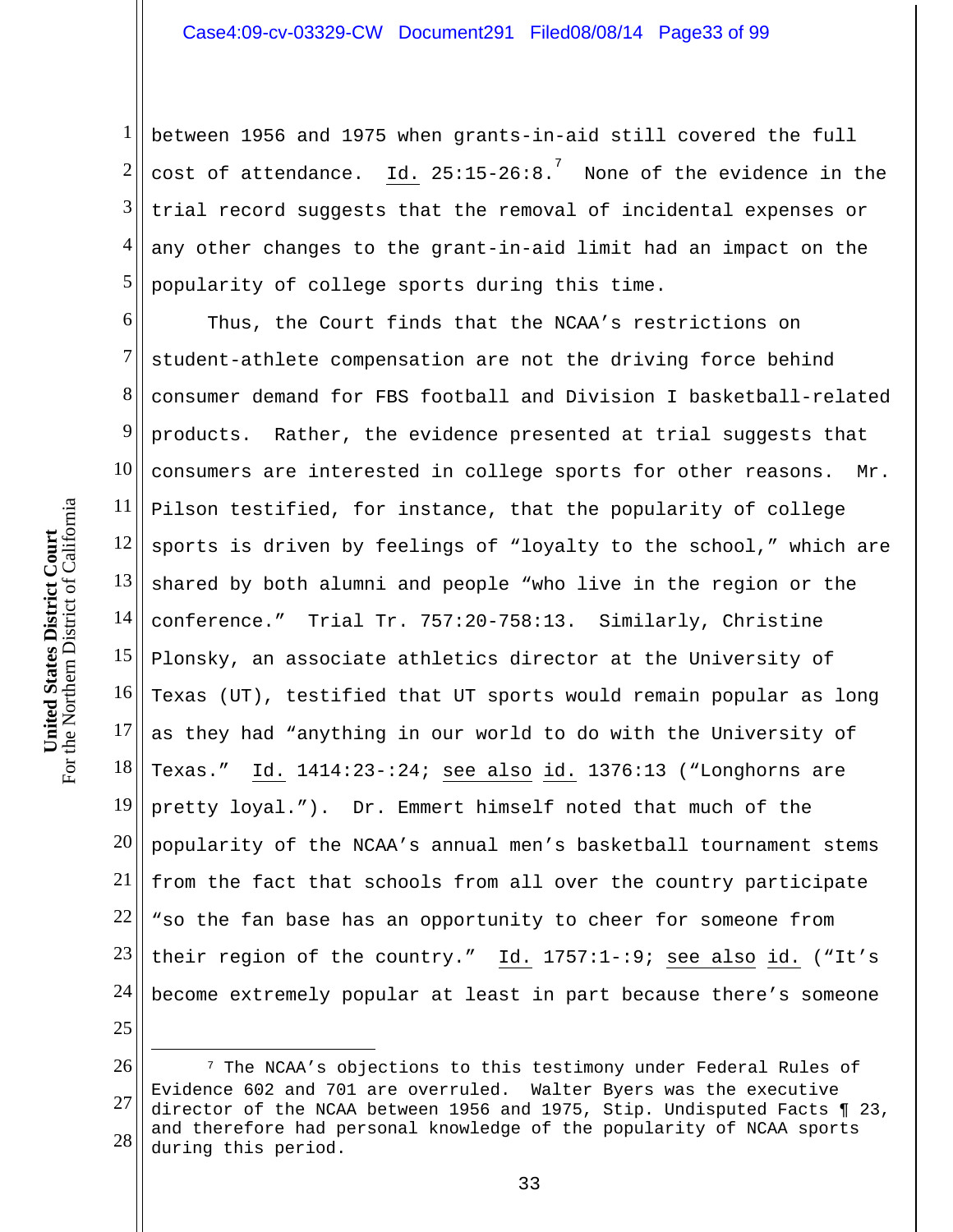between 1956 and 1975 when grants-in-aid still covered the full cost of attendance. Id. 25:15-26:8.[7] None of the evidence in the trial record suggests that the removal of incidental expenses or any other changes to the grant-in-aid limit had an impact on the popularity of college sports during this time.

Thus, the Court finds that the NCAA's restrictions on student-athlete compensation are not the driving force behind consumer demand for FBS football and Division I basketball-related products. Rather, the evidence presented at trial suggests that consumers are interested in college sports for other reasons. Mr. Pilson testified, for instance, that the popularity of college sports is driven by feelings of "loyalty to the school," which are shared by both alumni and people "who live in the region or the conference." Trial Tr. 757:20-758:13. Similarly, Christine Plonsky, an associate athletics director at the University of Texas (UT), testified that UT sports would remain popular as long as they had "anything in our world to do with the University of Texas." Id. 1414:23-:24; see also id. 1376:13 ("Longhorns are pretty loyal."). Dr. Emmert himself noted that much of the popularity of the NCAA's annual men's basketball tournament stems from the fact that schools from all over the country participate "so the fan base has an opportunity to cheer for someone from their region of the country." Id. 1757:1-:9; see also id. ("It's become extremely popular at least in part because there's someone

[7] The NCAA's objections to this testimony under Federal Rules of Evidence 602 and 701 are overruled. Walter Byers was the executive director of the NCAA between 1956 and 1975, Stip. Undisputed Facts ¶ 23, and therefore had personal knowledge of the popularity of NCAA sports during this period.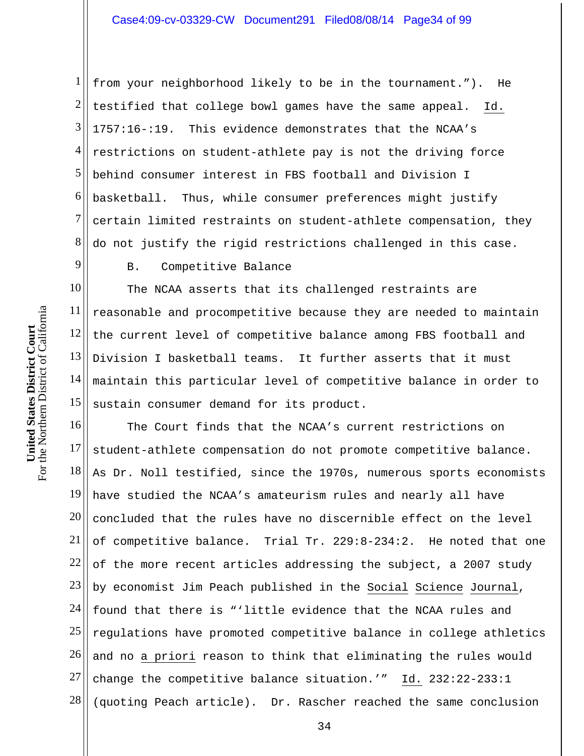from your neighborhood likely to be in the tournament."). He testified that college bowl games have the same appeal. Id. 1757:16-:19. This evidence demonstrates that the NCAA's restrictions on student-athlete pay is not the driving force behind consumer interest in FBS football and Division I basketball. Thus, while consumer preferences might justify certain limited restraints on student-athlete compensation, they do not justify the rigid restrictions challenged in this case.

B. Competitive Balance

The NCAA asserts that its challenged restraints are reasonable and procompetitive because they are needed to maintain the current level of competitive balance among FBS football and Division I basketball teams. It further asserts that it must maintain this particular level of competitive balance in order to sustain consumer demand for its product.

The Court finds that the NCAA's current restrictions on student-athlete compensation do not promote competitive balance. As Dr. Noll testified, since the 1970s, numerous sports economists have studied the NCAA's amateurism rules and nearly all have concluded that the rules have no discernible effect on the level of competitive balance. Trial Tr. 229:8-234:2. He noted that one of the more recent articles addressing the subject, a 2007 study by economist Jim Peach published in the Social Science Journal, found that there is "'little evidence that the NCAA rules and regulations have promoted competitive balance in college athletics and no *a priori* reason to think that eliminating the rules would change the competitive balance situation.'" Id. 232:22-233:1 (quoting Peach article). Dr. Rascher reached the same conclusion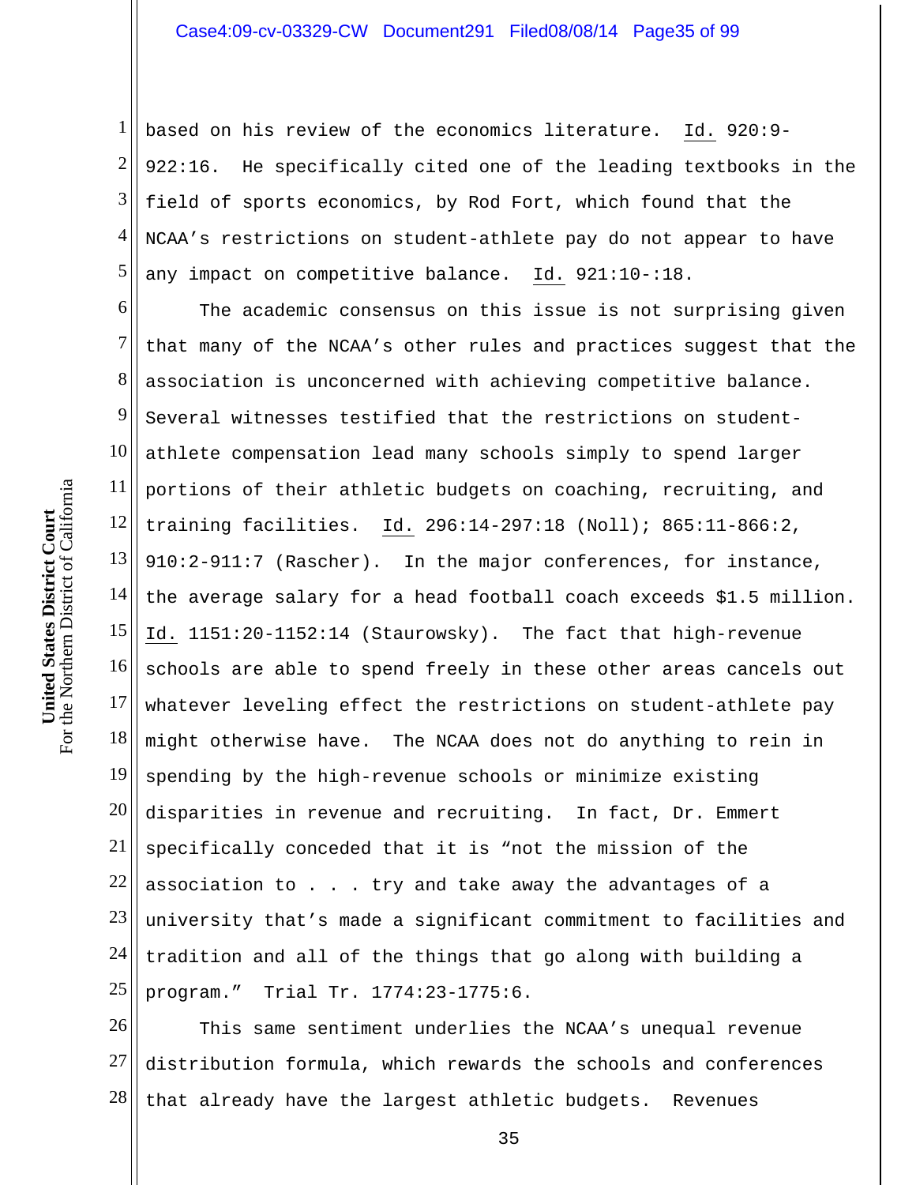based on his review of the economics literature. Id. 920:9-922:16. He specifically cited one of the leading textbooks in the field of sports economics, by Rod Fort, which found that the NCAA's restrictions on student-athlete pay do not appear to have any impact on competitive balance. Id. 921:10-:18.

The academic consensus on this issue is not surprising given that many of the NCAA's other rules and practices suggest that the association is unconcerned with achieving competitive balance. Several witnesses testified that the restrictions on student-athlete compensation lead many schools simply to spend larger portions of their athletic budgets on coaching, recruiting, and training facilities. Id. 296:14-297:18 (Noll); 865:11-866:2, 910:2-911:7 (Rascher). In the major conferences, for instance, the average salary for a head football coach exceeds $1.5 million. Id. 1151:20-1152:14 (Staurowsky). The fact that high-revenue schools are able to spend freely in these other areas cancels out whatever leveling effect the restrictions on student-athlete pay might otherwise have. The NCAA does not do anything to rein in spending by the high-revenue schools or minimize existing disparities in revenue and recruiting. In fact, Dr. Emmert specifically conceded that it is "not the mission of the association to . . . try and take away the advantages of a university that's made a significant commitment to facilities and tradition and all of the things that go along with building a program." Trial Tr. 1774:23-1775:6.

This same sentiment underlies the NCAA's unequal revenue distribution formula, which rewards the schools and conferences that already have the largest athletic budgets. Revenues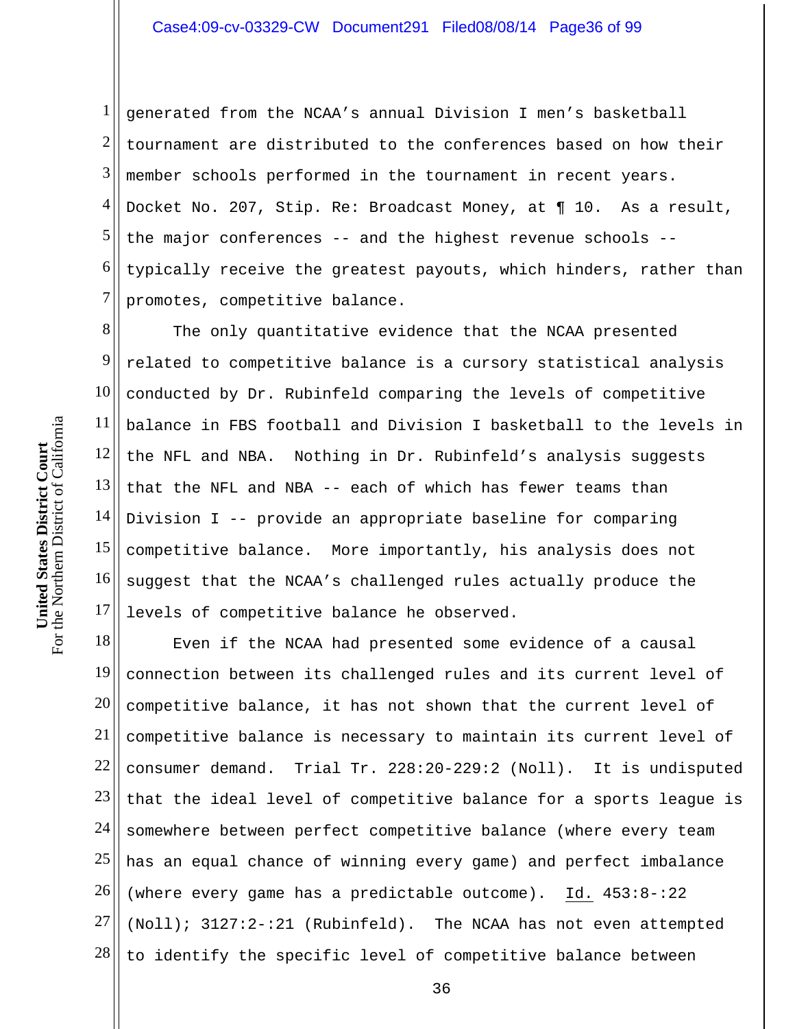generated from the NCAA's annual Division I men's basketball tournament are distributed to the conferences based on how their member schools performed in the tournament in recent years. Docket No. 207, Stip. Re: Broadcast Money, at ¶ 10. As a result, the major conferences -- and the highest revenue schools -- typically receive the greatest payouts, which hinders, rather than promotes, competitive balance.

The only quantitative evidence that the NCAA presented related to competitive balance is a cursory statistical analysis conducted by Dr. Rubinfeld comparing the levels of competitive balance in FBS football and Division I basketball to the levels in the NFL and NBA. Nothing in Dr. Rubinfeld's analysis suggests that the NFL and NBA -- each of which has fewer teams than Division I -- provide an appropriate baseline for comparing competitive balance. More importantly, his analysis does not suggest that the NCAA's challenged rules actually produce the levels of competitive balance he observed.

Even if the NCAA had presented some evidence of a causal connection between its challenged rules and its current level of competitive balance, it has not shown that the current level of competitive balance is necessary to maintain its current level of consumer demand. Trial Tr. 228:20-229:2 (Noll). It is undisputed that the ideal level of competitive balance for a sports league is somewhere between perfect competitive balance (where every team has an equal chance of winning every game) and perfect imbalance (where every game has a predictable outcome). Id. 453:8-:22 (Noll); 3127:2-:21 (Rubinfeld). The NCAA has not even attempted to identify the specific level of competitive balance between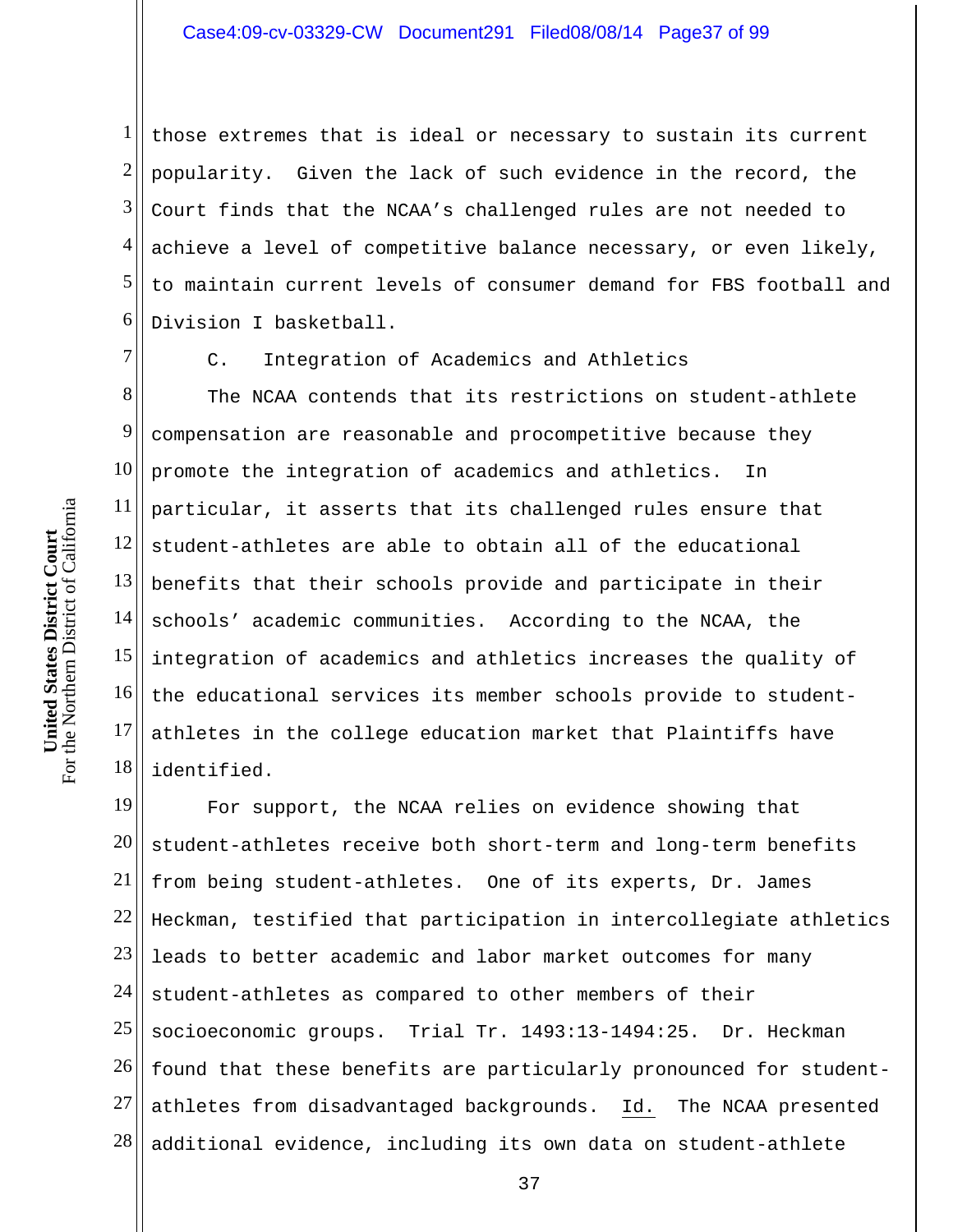those extremes that is ideal or necessary to sustain its current popularity. Given the lack of such evidence in the record, the Court finds that the NCAA's challenged rules are not needed to achieve a level of competitive balance necessary, or even likely, to maintain current levels of consumer demand for FBS football and Division I basketball.

### C. Integration of Academics and Athletics

The NCAA contends that its restrictions on student-athlete compensation are reasonable and procompetitive because they promote the integration of academics and athletics. In particular, it asserts that its challenged rules ensure that student-athletes are able to obtain all of the educational benefits that their schools provide and participate in their schools' academic communities. According to the NCAA, the integration of academics and athletics increases the quality of the educational services its member schools provide to student-athletes in the college education market that Plaintiffs have identified.

For support, the NCAA relies on evidence showing that student-athletes receive both short-term and long-term benefits from being student-athletes. One of its experts, Dr. James Heckman, testified that participation in intercollegiate athletics leads to better academic and labor market outcomes for many student-athletes as compared to other members of their socioeconomic groups. Trial Tr. 1493:13-1494:25. Dr. Heckman found that these benefits are particularly pronounced for student-athletes from disadvantaged backgrounds. Id. The NCAA presented additional evidence, including its own data on student-athlete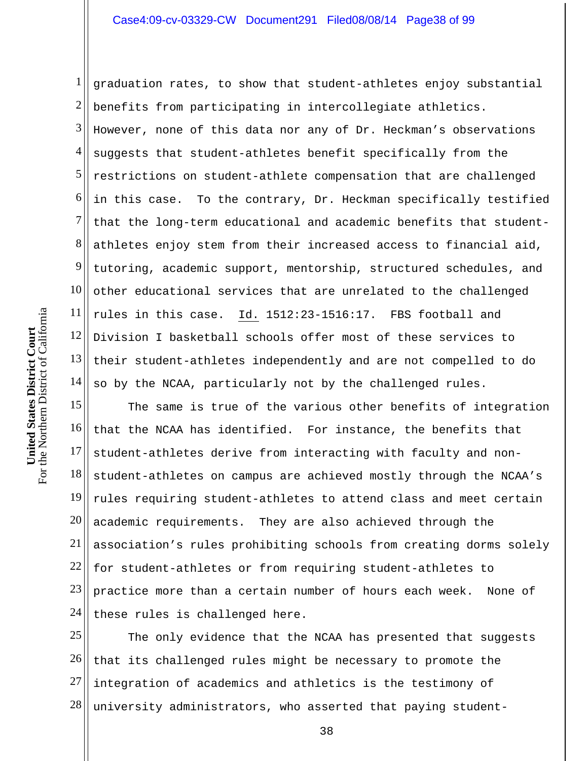graduation rates, to show that student-athletes enjoy substantial benefits from participating in intercollegiate athletics. However, none of this data nor any of Dr. Heckman's observations suggests that student-athletes benefit specifically from the restrictions on student-athlete compensation that are challenged in this case. To the contrary, Dr. Heckman specifically testified that the long-term educational and academic benefits that student-athletes enjoy stem from their increased access to financial aid, tutoring, academic support, mentorship, structured schedules, and other educational services that are unrelated to the challenged rules in this case. Id. 1512:23-1516:17. FBS football and Division I basketball schools offer most of these services to their student-athletes independently and are not compelled to do so by the NCAA, particularly not by the challenged rules.

The same is true of the various other benefits of integration that the NCAA has identified. For instance, the benefits that student-athletes derive from interacting with faculty and non-student-athletes on campus are achieved mostly through the NCAA's rules requiring student-athletes to attend class and meet certain academic requirements. They are also achieved through the association's rules prohibiting schools from creating dorms solely for student-athletes or from requiring student-athletes to practice more than a certain number of hours each week. None of these rules is challenged here.

The only evidence that the NCAA has presented that suggests that its challenged rules might be necessary to promote the integration of academics and athletics is the testimony of university administrators, who asserted that paying student-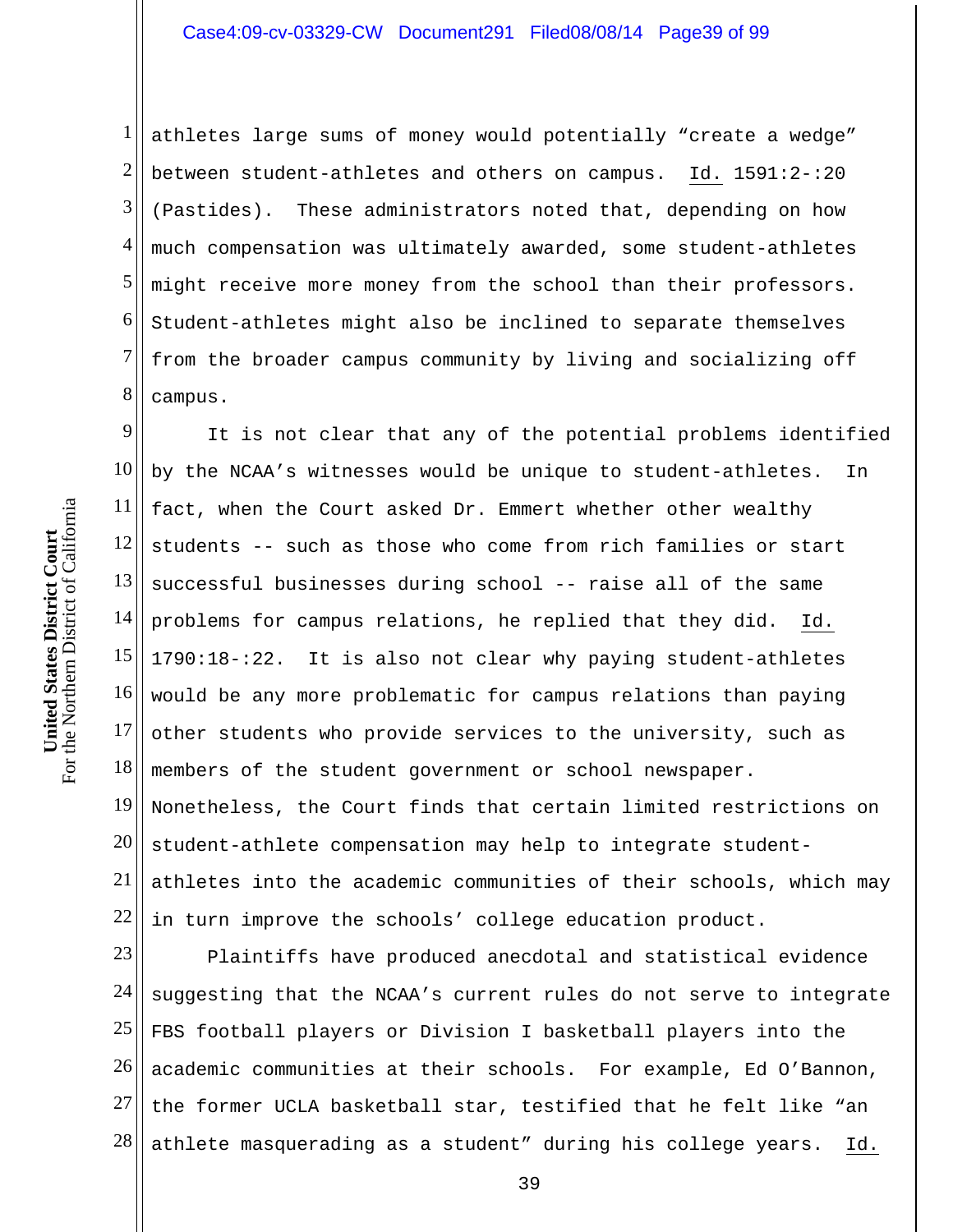athletes large sums of money would potentially "create a wedge" between student-athletes and others on campus. Id. 1591:2-:20 (Pastides). These administrators noted that, depending on how much compensation was ultimately awarded, some student-athletes might receive more money from the school than their professors. Student-athletes might also be inclined to separate themselves from the broader campus community by living and socializing off campus.

It is not clear that any of the potential problems identified by the NCAA's witnesses would be unique to student-athletes. In fact, when the Court asked Dr. Emmert whether other wealthy students -- such as those who come from rich families or start successful businesses during school -- raise all of the same problems for campus relations, he replied that they did. Id. 1790:18-:22. It is also not clear why paying student-athletes would be any more problematic for campus relations than paying other students who provide services to the university, such as members of the student government or school newspaper. Nonetheless, the Court finds that certain limited restrictions on student-athlete compensation may help to integrate student-athletes into the academic communities of their schools, which may in turn improve the schools' college education product.

Plaintiffs have produced anecdotal and statistical evidence suggesting that the NCAA's current rules do not serve to integrate FBS football players or Division I basketball players into the academic communities at their schools. For example, Ed O'Bannon, the former UCLA basketball star, testified that he felt like "an athlete masquerading as a student" during his college years. Id.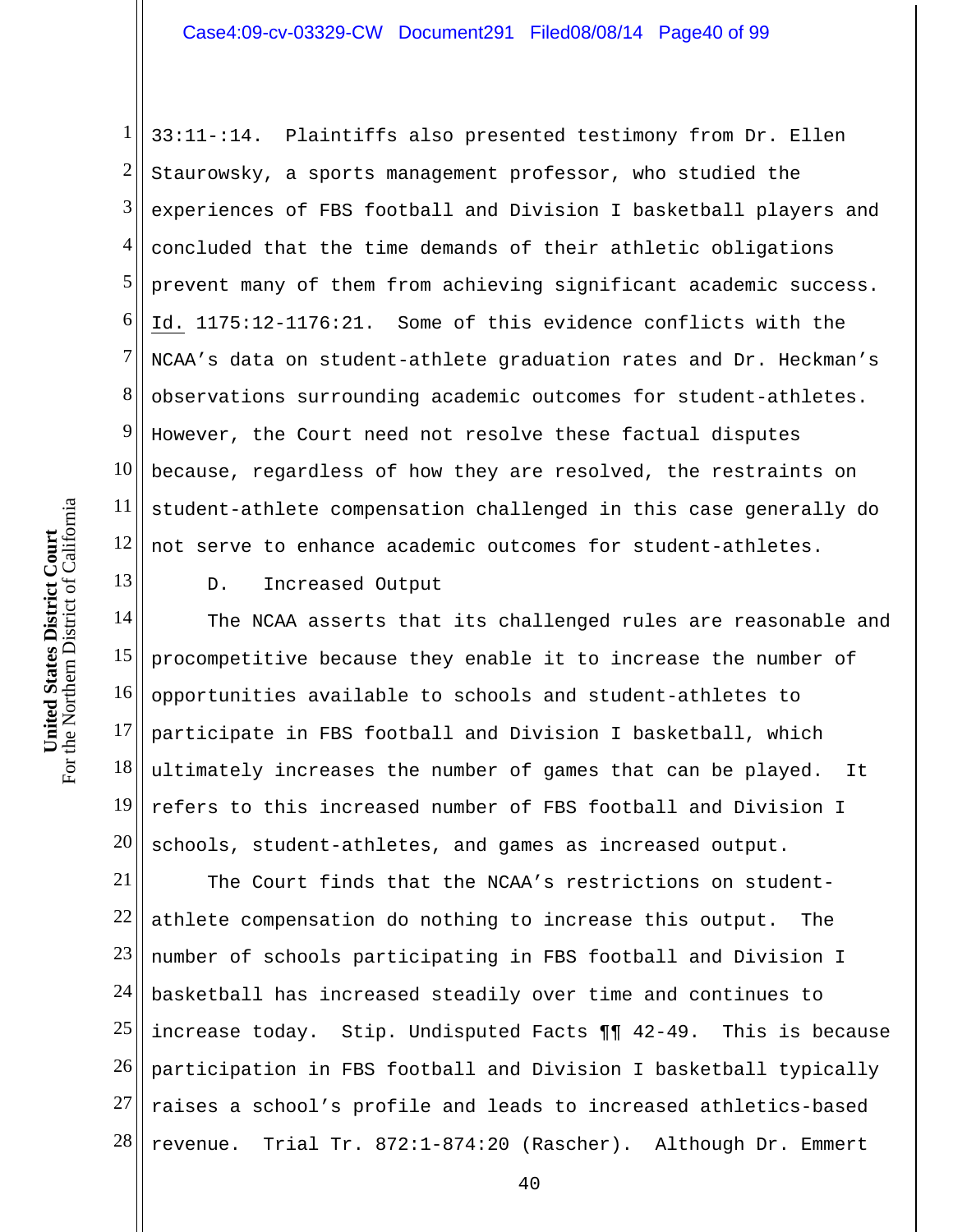33:11-:14. Plaintiffs also presented testimony from Dr. Ellen Staurowsky, a sports management professor, who studied the experiences of FBS football and Division I basketball players and concluded that the time demands of their athletic obligations prevent many of them from achieving significant academic success. Id. 1175:12-1176:21. Some of this evidence conflicts with the NCAA's data on student-athlete graduation rates and Dr. Heckman's observations surrounding academic outcomes for student-athletes. However, the Court need not resolve these factual disputes because, regardless of how they are resolved, the restraints on student-athlete compensation challenged in this case generally do not serve to enhance academic outcomes for student-athletes.

D. Increased Output

The NCAA asserts that its challenged rules are reasonable and procompetitive because they enable it to increase the number of opportunities available to schools and student-athletes to participate in FBS football and Division I basketball, which ultimately increases the number of games that can be played. It refers to this increased number of FBS football and Division I schools, student-athletes, and games as increased output.

The Court finds that the NCAA's restrictions on student-athlete compensation do nothing to increase this output. The number of schools participating in FBS football and Division I basketball has increased steadily over time and continues to increase today. Stip. Undisputed Facts ¶¶ 42-49. This is because participation in FBS football and Division I basketball typically raises a school's profile and leads to increased athletics-based revenue. Trial Tr. 872:1-874:20 (Rascher). Although Dr. Emmert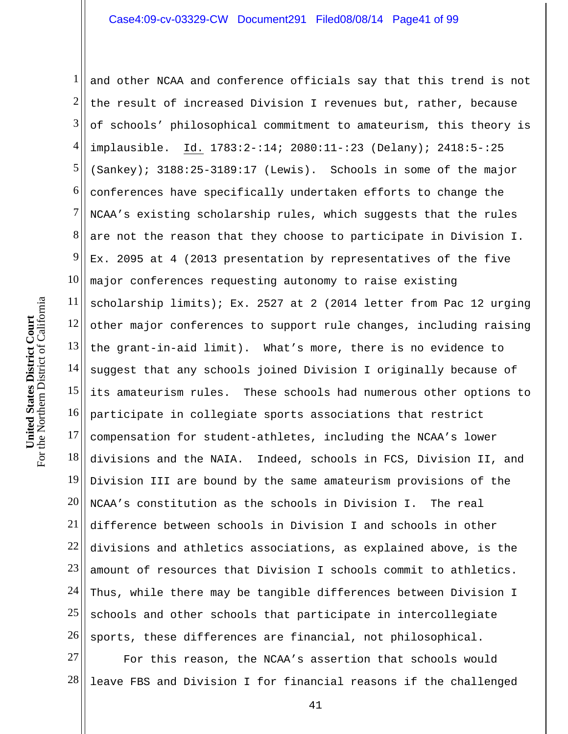and other NCAA and conference officials say that this trend is not the result of increased Division I revenues but, rather, because of schools' philosophical commitment to amateurism, this theory is implausible. Id. 1783:2-:14; 2080:11-:23 (Delany); 2418:5-:25 (Sankey); 3188:25-3189:17 (Lewis). Schools in some of the major conferences have specifically undertaken efforts to change the NCAA's existing scholarship rules, which suggests that the rules are not the reason that they choose to participate in Division I. Ex. 2095 at 4 (2013 presentation by representatives of the five major conferences requesting autonomy to raise existing scholarship limits); Ex. 2527 at 2 (2014 letter from Pac 12 urging other major conferences to support rule changes, including raising the grant-in-aid limit). What's more, there is no evidence to suggest that any schools joined Division I originally because of its amateurism rules. These schools had numerous other options to participate in collegiate sports associations that restrict compensation for student-athletes, including the NCAA's lower divisions and the NAIA. Indeed, schools in FCS, Division II, and Division III are bound by the same amateurism provisions of the NCAA's constitution as the schools in Division I. The real difference between schools in Division I and schools in other divisions and athletics associations, as explained above, is the amount of resources that Division I schools commit to athletics. Thus, while there may be tangible differences between Division I schools and other schools that participate in intercollegiate sports, these differences are financial, not philosophical.

For this reason, the NCAA's assertion that schools would leave FBS and Division I for financial reasons if the challenged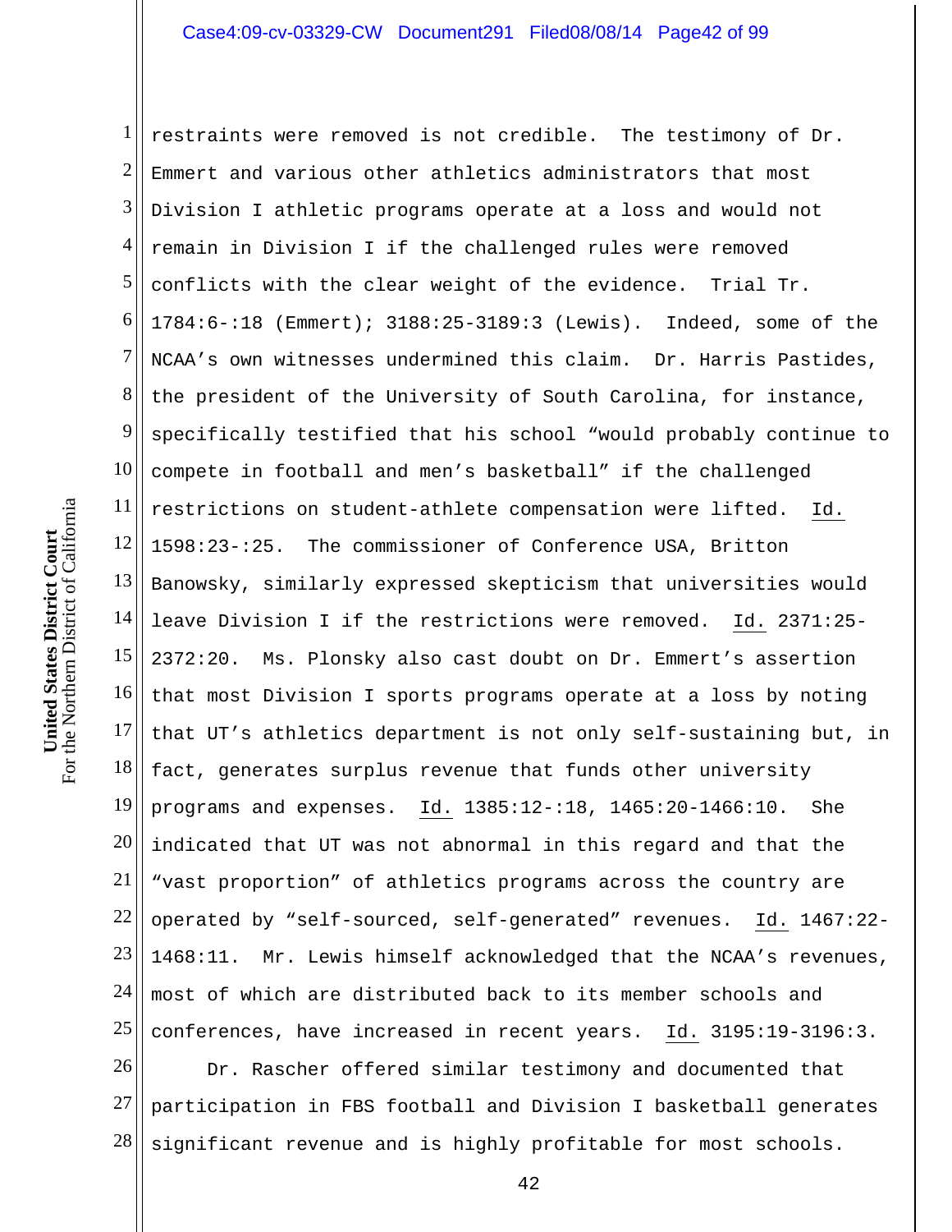restraints were removed is not credible. The testimony of Dr. Emmert and various other athletics administrators that most Division I athletic programs operate at a loss and would not remain in Division I if the challenged rules were removed conflicts with the clear weight of the evidence. Trial Tr. 1784:6-:18 (Emmert); 3188:25-3189:3 (Lewis). Indeed, some of the NCAA's own witnesses undermined this claim. Dr. Harris Pastides, the president of the University of South Carolina, for instance, specifically testified that his school "would probably continue to compete in football and men's basketball" if the challenged restrictions on student-athlete compensation were lifted. Id. 1598:23-:25. The commissioner of Conference USA, Britton Banowsky, similarly expressed skepticism that universities would leave Division I if the restrictions were removed. Id. 2371:25-2372:20. Ms. Plonsky also cast doubt on Dr. Emmert's assertion that most Division I sports programs operate at a loss by noting that UT's athletics department is not only self-sustaining but, in fact, generates surplus revenue that funds other university programs and expenses. Id. 1385:12-:18, 1465:20-1466:10. She indicated that UT was not abnormal in this regard and that the "vast proportion" of athletics programs across the country are operated by "self-sourced, self-generated" revenues. Id. 1467:22-1468:11. Mr. Lewis himself acknowledged that the NCAA's revenues, most of which are distributed back to its member schools and conferences, have increased in recent years. Id. 3195:19-3196:3.

Dr. Rascher offered similar testimony and documented that participation in FBS football and Division I basketball generates significant revenue and is highly profitable for most schools.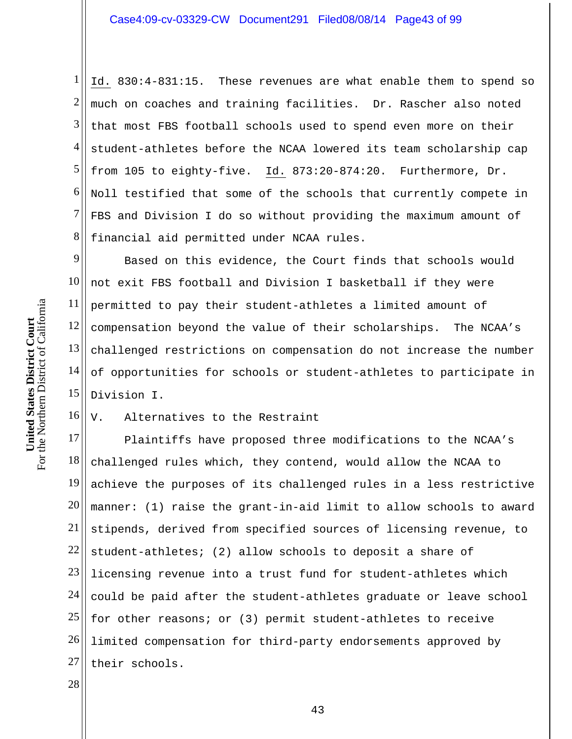*Id.* 830:4-831:15. These revenues are what enable them to spend so much on coaches and training facilities. Dr. Rascher also noted that most FBS football schools used to spend even more on their student-athletes before the NCAA lowered its team scholarship cap from 105 to eighty-five. *Id.* 873:20-874:20. Furthermore, Dr. Noll testified that some of the schools that currently compete in FBS and Division I do so without providing the maximum amount of financial aid permitted under NCAA rules.

Based on this evidence, the Court finds that schools would not exit FBS football and Division I basketball if they were permitted to pay their student-athletes a limited amount of compensation beyond the value of their scholarships. The NCAA's challenged restrictions on compensation do not increase the number of opportunities for schools or student-athletes to participate in Division I.

## V. Alternatives to the Restraint

Plaintiffs have proposed three modifications to the NCAA's challenged rules which, they contend, would allow the NCAA to achieve the purposes of its challenged rules in a less restrictive manner: (1) raise the grant-in-aid limit to allow schools to award stipends, derived from specified sources of licensing revenue, to student-athletes; (2) allow schools to deposit a share of licensing revenue into a trust fund for student-athletes which could be paid after the student-athletes graduate or leave school for other reasons; or (3) permit student-athletes to receive limited compensation for third-party endorsements approved by their schools.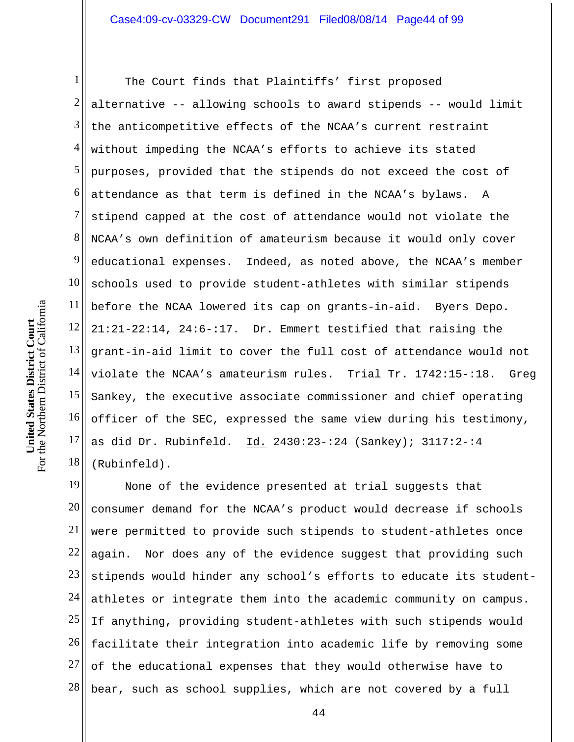The Court finds that Plaintiffs' first proposed alternative -- allowing schools to award stipends -- would limit the anticompetitive effects of the NCAA's current restraint without impeding the NCAA's efforts to achieve its stated purposes, provided that the stipends do not exceed the cost of attendance as that term is defined in the NCAA's bylaws. A stipend capped at the cost of attendance would not violate the NCAA's own definition of amateurism because it would only cover educational expenses. Indeed, as noted above, the NCAA's member schools used to provide student-athletes with similar stipends before the NCAA lowered its cap on grants-in-aid. Byers Depo. 21:21-22:14, 24:6-:17. Dr. Emmert testified that raising the grant-in-aid limit to cover the full cost of attendance would not violate the NCAA's amateurism rules. Trial Tr. 1742:15-:18. Greg Sankey, the executive associate commissioner and chief operating officer of the SEC, expressed the same view during his testimony, as did Dr. Rubinfeld. Id. 2430:23-:24 (Sankey); 3117:2-:4 (Rubinfeld).

None of the evidence presented at trial suggests that consumer demand for the NCAA's product would decrease if schools were permitted to provide such stipends to student-athletes once again. Nor does any of the evidence suggest that providing such stipends would hinder any school's efforts to educate its student-athletes or integrate them into the academic community on campus. If anything, providing student-athletes with such stipends would facilitate their integration into academic life by removing some of the educational expenses that they would otherwise have to bear, such as school supplies, which are not covered by a full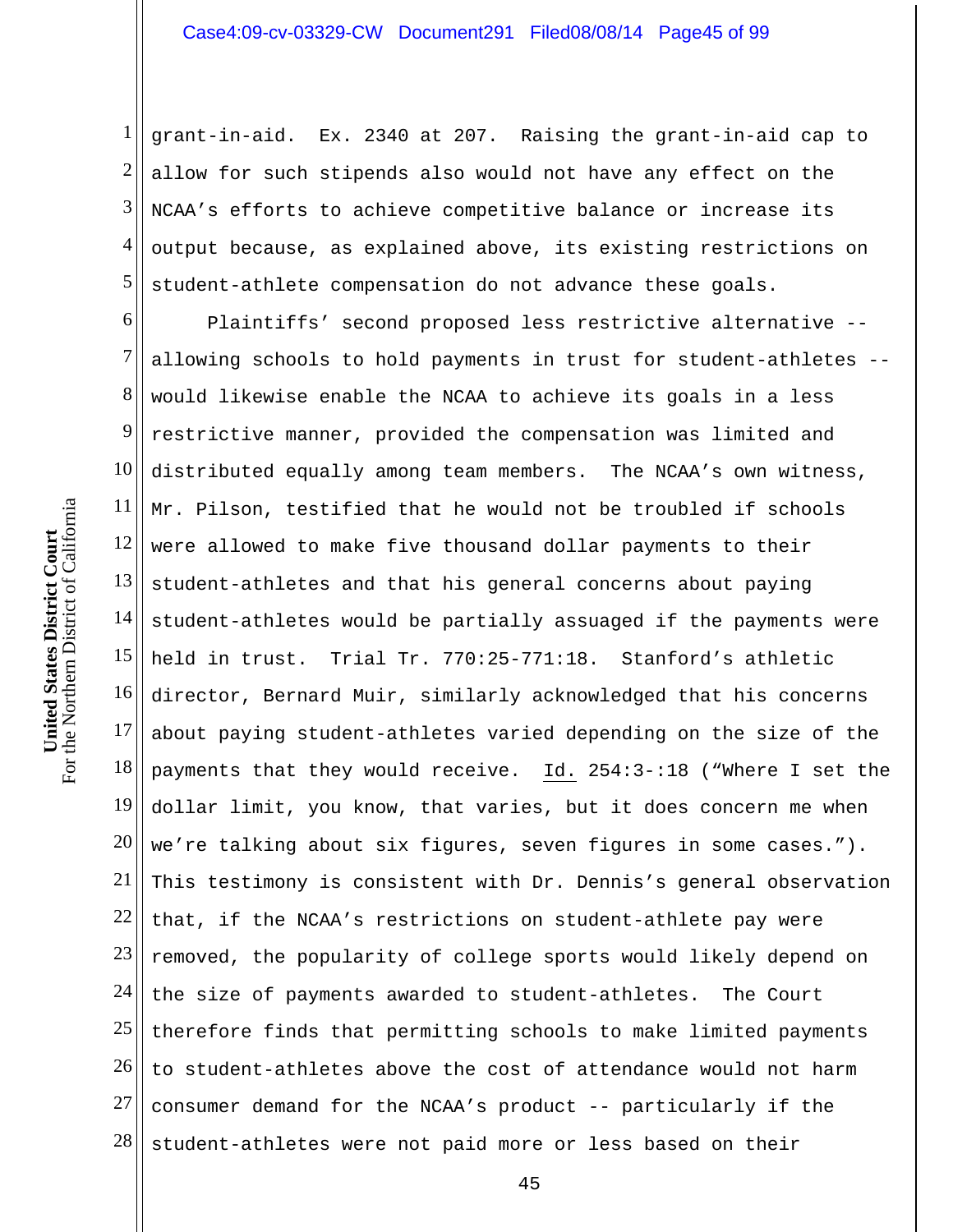grant-in-aid. Ex. 2340 at 207. Raising the grant-in-aid cap to allow for such stipends also would not have any effect on the NCAA's efforts to achieve competitive balance or increase its output because, as explained above, its existing restrictions on student-athlete compensation do not advance these goals.

Plaintiffs' second proposed less restrictive alternative -- allowing schools to hold payments in trust for student-athletes -- would likewise enable the NCAA to achieve its goals in a less restrictive manner, provided the compensation was limited and distributed equally among team members. The NCAA's own witness, Mr. Pilson, testified that he would not be troubled if schools were allowed to make five thousand dollar payments to their student-athletes and that his general concerns about paying student-athletes would be partially assuaged if the payments were held in trust. Trial Tr. 770:25-771:18. Stanford's athletic director, Bernard Muir, similarly acknowledged that his concerns about paying student-athletes varied depending on the size of the payments that they would receive. Id. 254:3-:18 ("Where I set the dollar limit, you know, that varies, but it does concern me when we're talking about six figures, seven figures in some cases."). This testimony is consistent with Dr. Dennis's general observation that, if the NCAA's restrictions on student-athlete pay were removed, the popularity of college sports would likely depend on the size of payments awarded to student-athletes. The Court therefore finds that permitting schools to make limited payments to student-athletes above the cost of attendance would not harm consumer demand for the NCAA's product -- particularly if the student-athletes were not paid more or less based on their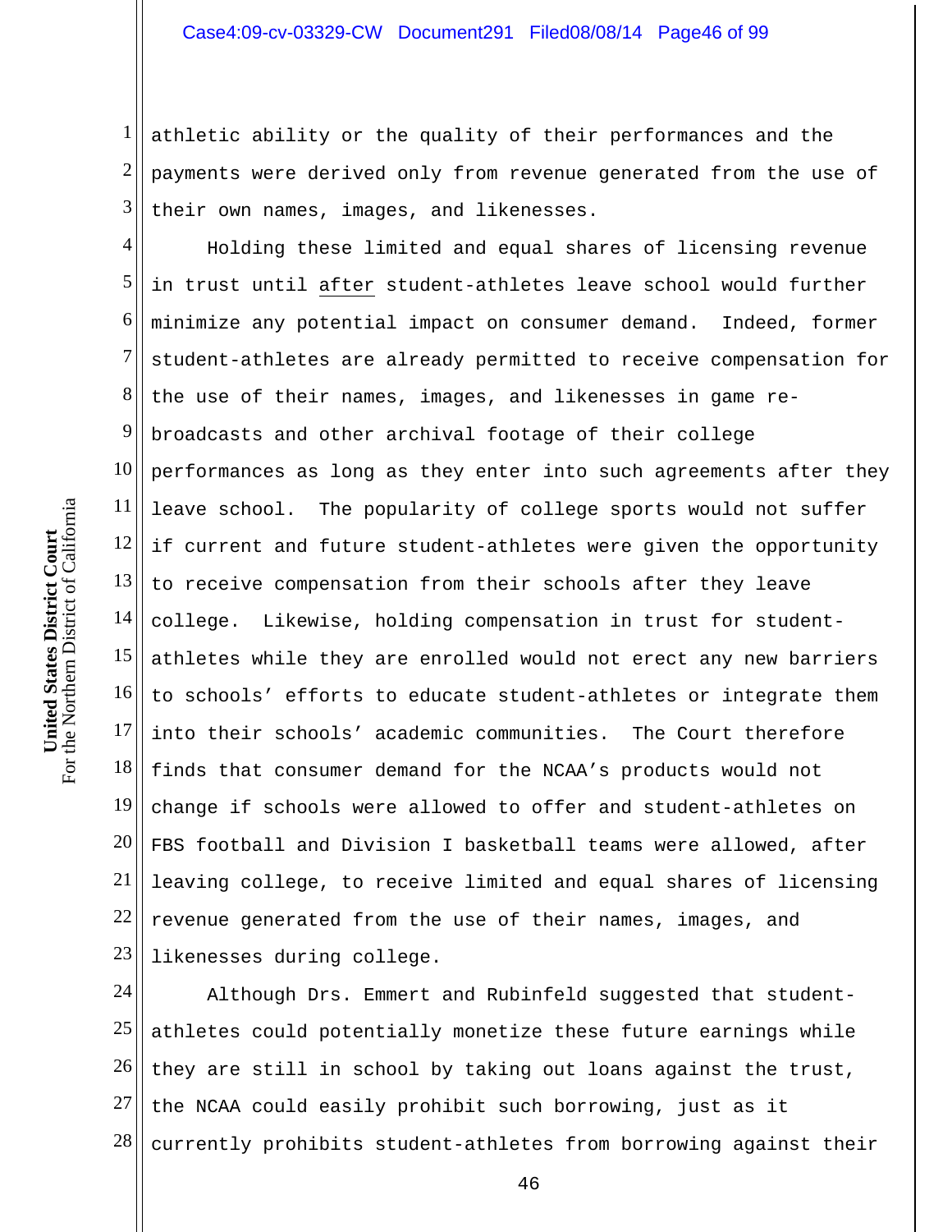athletic ability or the quality of their performances and the payments were derived only from revenue generated from the use of their own names, images, and likenesses.

Holding these limited and equal shares of licensing revenue in trust until after student-athletes leave school would further minimize any potential impact on consumer demand. Indeed, former student-athletes are already permitted to receive compensation for the use of their names, images, and likenesses in game re-broadcasts and other archival footage of their college performances as long as they enter into such agreements after they leave school. The popularity of college sports would not suffer if current and future student-athletes were given the opportunity to receive compensation from their schools after they leave college. Likewise, holding compensation in trust for student-athletes while they are enrolled would not erect any new barriers to schools' efforts to educate student-athletes or integrate them into their schools' academic communities. The Court therefore finds that consumer demand for the NCAA's products would not change if schools were allowed to offer and student-athletes on FBS football and Division I basketball teams were allowed, after leaving college, to receive limited and equal shares of licensing revenue generated from the use of their names, images, and likenesses during college.

Although Drs. Emmert and Rubinfeld suggested that student-athletes could potentially monetize these future earnings while they are still in school by taking out loans against the trust, the NCAA could easily prohibit such borrowing, just as it currently prohibits student-athletes from borrowing against their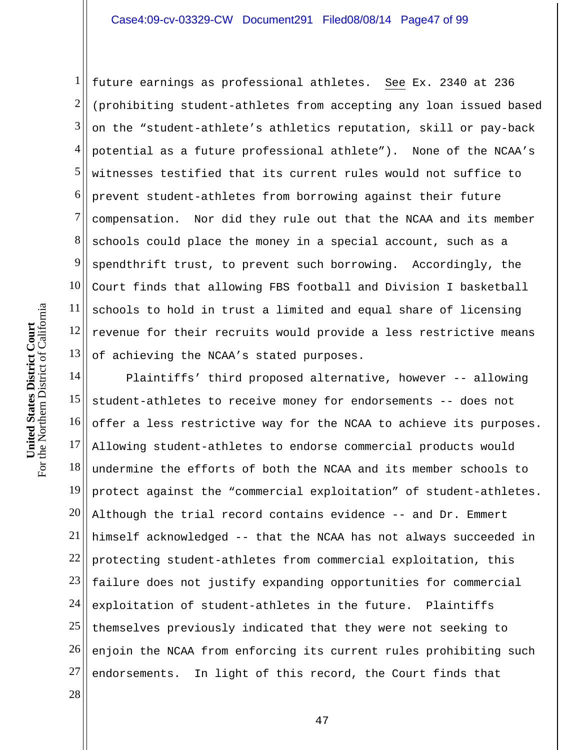future earnings as professional athletes. See Ex. 2340 at 236 (prohibiting student-athletes from accepting any loan issued based on the "student-athlete's athletics reputation, skill or pay-back potential as a future professional athlete"). None of the NCAA's witnesses testified that its current rules would not suffice to prevent student-athletes from borrowing against their future compensation. Nor did they rule out that the NCAA and its member schools could place the money in a special account, such as a spendthrift trust, to prevent such borrowing. Accordingly, the Court finds that allowing FBS football and Division I basketball schools to hold in trust a limited and equal share of licensing revenue for their recruits would provide a less restrictive means of achieving the NCAA's stated purposes.

Plaintiffs' third proposed alternative, however -- allowing student-athletes to receive money for endorsements -- does not offer a less restrictive way for the NCAA to achieve its purposes. Allowing student-athletes to endorse commercial products would undermine the efforts of both the NCAA and its member schools to protect against the "commercial exploitation" of student-athletes. Although the trial record contains evidence -- and Dr. Emmert himself acknowledged -- that the NCAA has not always succeeded in protecting student-athletes from commercial exploitation, this failure does not justify expanding opportunities for commercial exploitation of student-athletes in the future. Plaintiffs themselves previously indicated that they were not seeking to enjoin the NCAA from enforcing its current rules prohibiting such endorsements. In light of this record, the Court finds that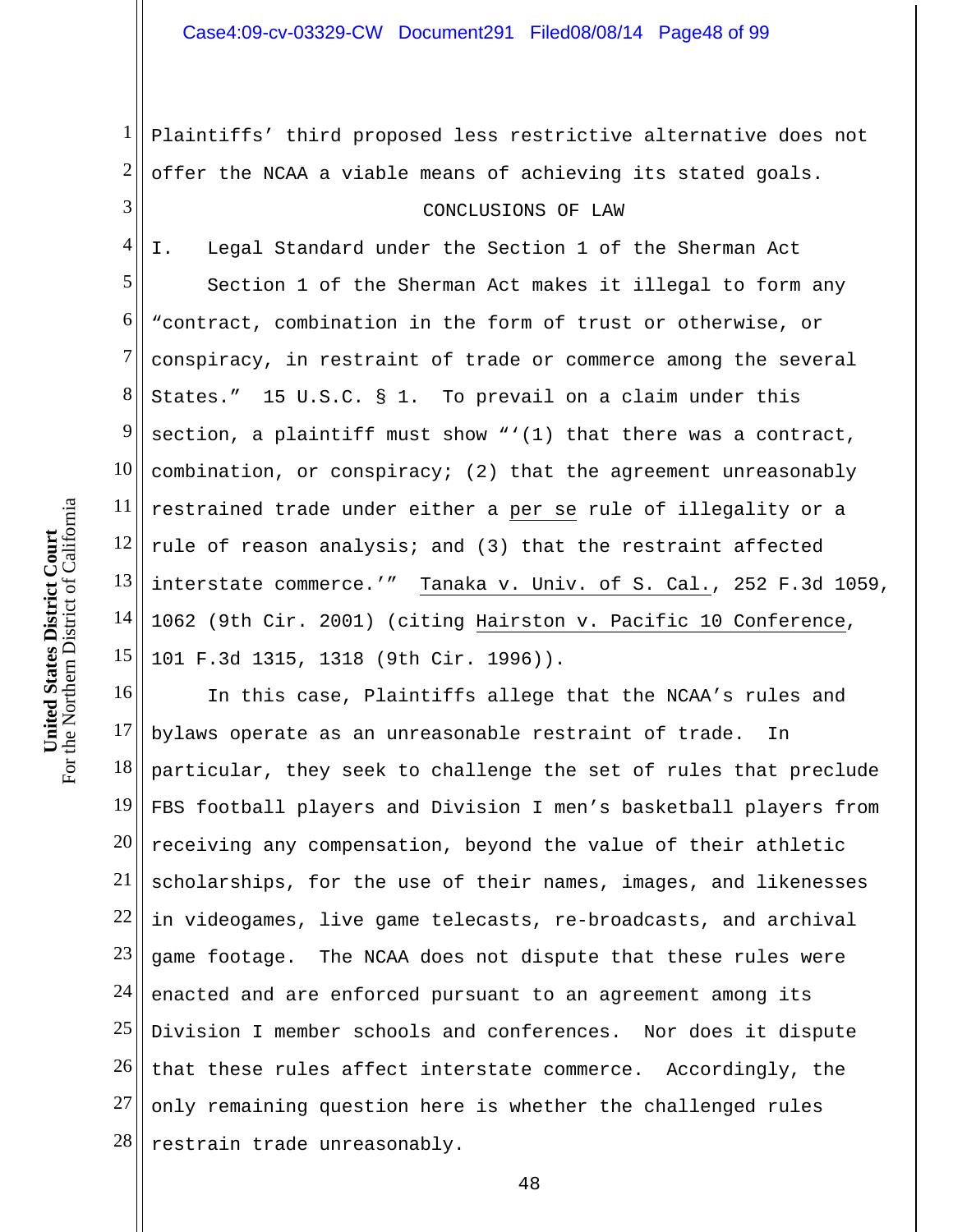Plaintiffs' third proposed less restrictive alternative does not offer the NCAA a viable means of achieving its stated goals.

## CONCLUSIONS OF LAW

### I. Legal Standard under the Section 1 of the Sherman Act

Section 1 of the Sherman Act makes it illegal to form any "contract, combination in the form of trust or otherwise, or conspiracy, in restraint of trade or commerce among the several States." 15 U.S.C. § 1. To prevail on a claim under this section, a plaintiff must show "'(1) that there was a contract, combination, or conspiracy; (2) that the agreement unreasonably restrained trade under either a per se rule of illegality or a rule of reason analysis; and (3) that the restraint affected interstate commerce.'" Tanaka v. Univ. of S. Cal., 252 F.3d 1059, 1062 (9th Cir. 2001) (citing Hairston v. Pacific 10 Conference, 101 F.3d 1315, 1318 (9th Cir. 1996)).

In this case, Plaintiffs allege that the NCAA's rules and bylaws operate as an unreasonable restraint of trade. In particular, they seek to challenge the set of rules that preclude FBS football players and Division I men's basketball players from receiving any compensation, beyond the value of their athletic scholarships, for the use of their names, images, and likenesses in videogames, live game telecasts, re-broadcasts, and archival game footage. The NCAA does not dispute that these rules were enacted and are enforced pursuant to an agreement among its Division I member schools and conferences. Nor does it dispute that these rules affect interstate commerce. Accordingly, the only remaining question here is whether the challenged rules restrain trade unreasonably.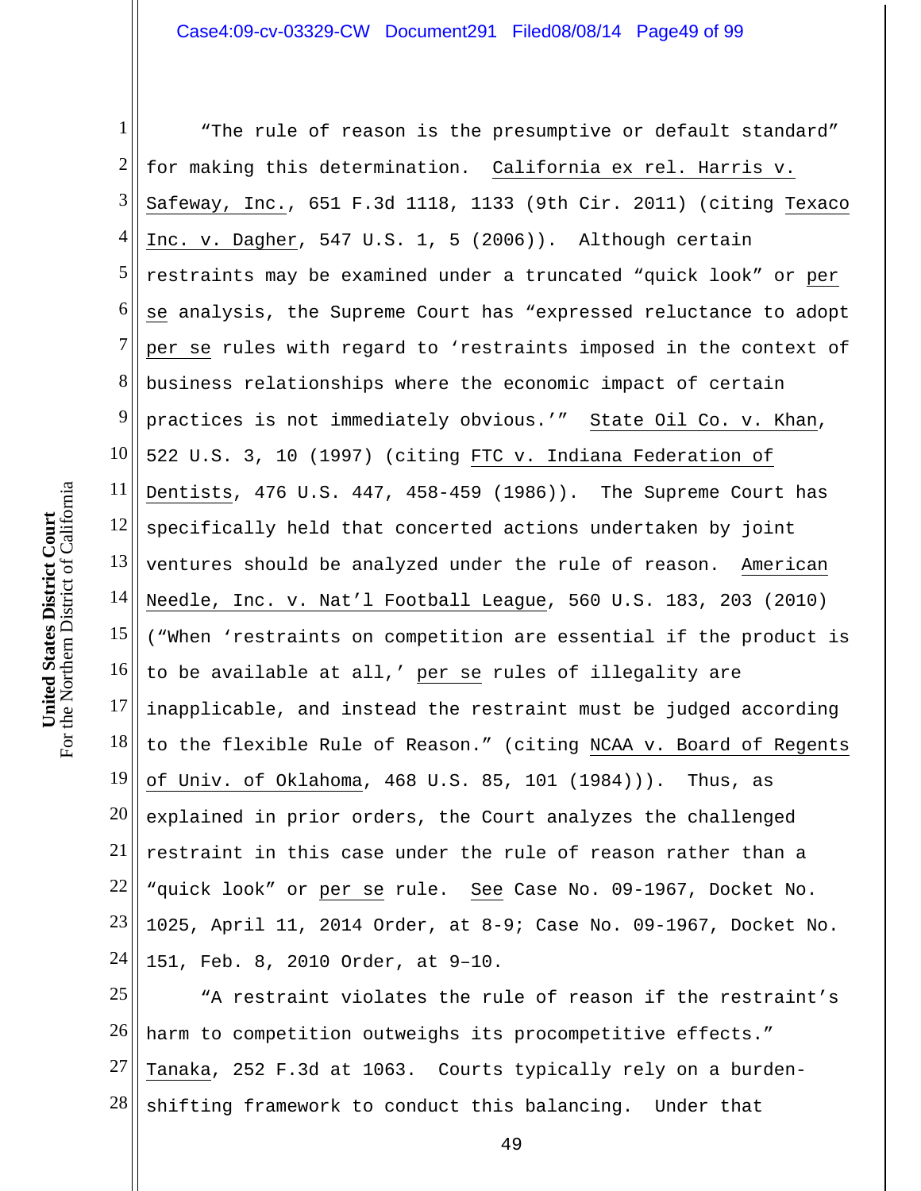"The rule of reason is the presumptive or default standard" for making this determination. California ex rel. Harris v. Safeway, Inc., 651 F.3d 1118, 1133 (9th Cir. 2011) (citing Texaco Inc. v. Dagher, 547 U.S. 1, 5 (2006)). Although certain restraints may be examined under a truncated "quick look" or *per se* analysis, the Supreme Court has "expressed reluctance to adopt *per se* rules with regard to 'restraints imposed in the context of business relationships where the economic impact of certain practices is not immediately obvious.'" State Oil Co. v. Khan, 522 U.S. 3, 10 (1997) (citing FTC v. Indiana Federation of Dentists, 476 U.S. 447, 458-459 (1986)). The Supreme Court has specifically held that concerted actions undertaken by joint ventures should be analyzed under the rule of reason. American Needle, Inc. v. Nat'l Football League, 560 U.S. 183, 203 (2010) ("When 'restraints on competition are essential if the product is to be available at all,' *per se* rules of illegality are inapplicable, and instead the restraint must be judged according to the flexible Rule of Reason." (citing NCAA v. Board of Regents of Univ. of Oklahoma, 468 U.S. 85, 101 (1984))). Thus, as explained in prior orders, the Court analyzes the challenged restraint in this case under the rule of reason rather than a "quick look" or *per se* rule. *See* Case No. 09-1967, Docket No. 1025, April 11, 2014 Order, at 8-9; Case No. 09-1967, Docket No. 151, Feb. 8, 2010 Order, at 9–10.

"A restraint violates the rule of reason if the restraint's harm to competition outweighs its procompetitive effects." Tanaka, 252 F.3d at 1063. Courts typically rely on a burden-shifting framework to conduct this balancing. Under that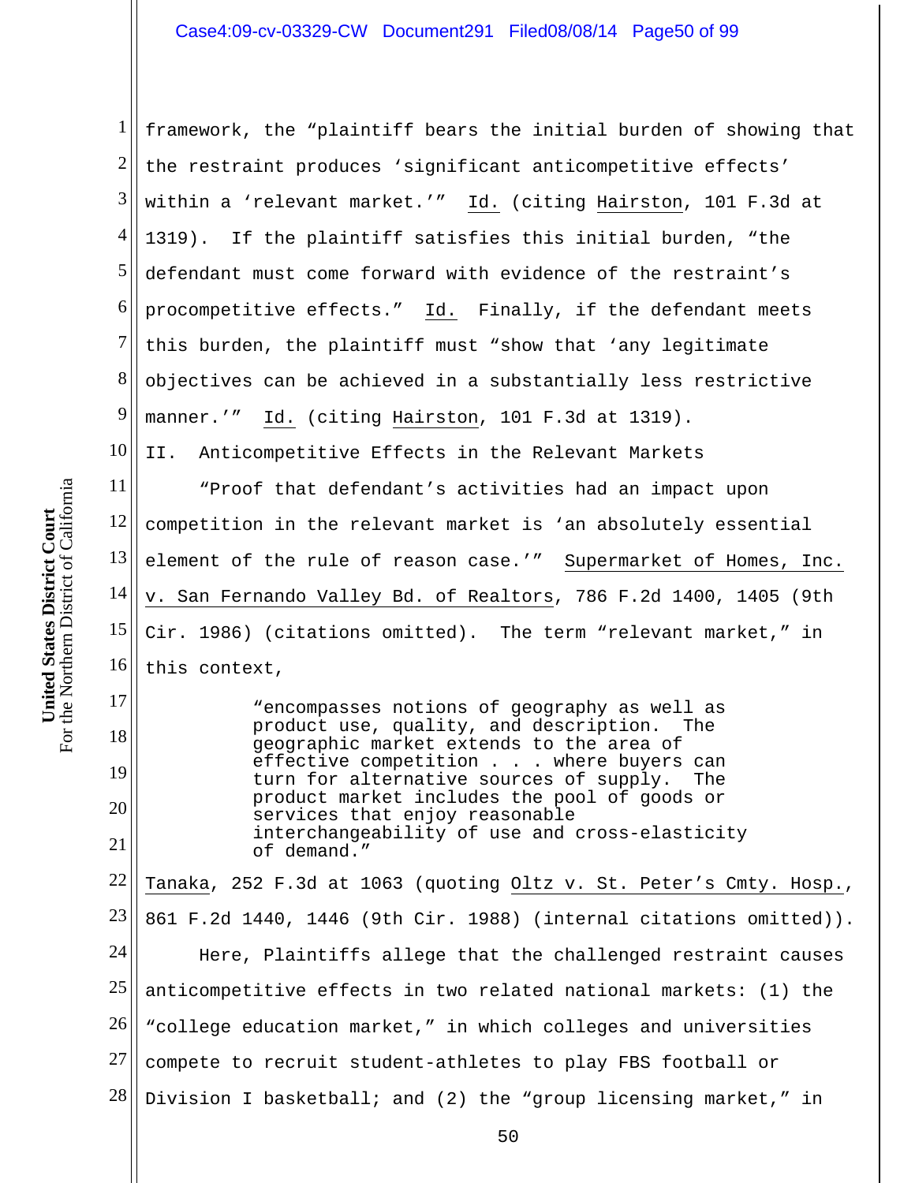framework, the "plaintiff bears the initial burden of showing that the restraint produces 'significant anticompetitive effects' within a 'relevant market.'" Id. (citing Hairston, 101 F.3d at 1319). If the plaintiff satisfies this initial burden, "the defendant must come forward with evidence of the restraint's procompetitive effects." Id. Finally, if the defendant meets this burden, the plaintiff must "show that 'any legitimate objectives can be achieved in a substantially less restrictive manner.'" Id. (citing Hairston, 101 F.3d at 1319).

## II. Anticompetitive Effects in the Relevant Markets

"Proof that defendant's activities had an impact upon competition in the relevant market is 'an absolutely essential element of the rule of reason case.'" Supermarket of Homes, Inc. v. San Fernando Valley Bd. of Realtors, 786 F.2d 1400, 1405 (9th Cir. 1986) (citations omitted). The term "relevant market," in this context,

> "encompasses notions of geography as well as product use, quality, and description. The geographic market extends to the area of effective competition . . . where buyers can turn for alternative sources of supply. The product market includes the pool of goods or services that enjoy reasonable interchangeability of use and cross-elasticity of demand."

Tanaka, 252 F.3d at 1063 (quoting Oltz v. St. Peter's Cmty. Hosp., 861 F.2d 1440, 1446 (9th Cir. 1988) (internal citations omitted)).

Here, Plaintiffs allege that the challenged restraint causes anticompetitive effects in two related national markets: (1) the "college education market," in which colleges and universities compete to recruit student-athletes to play FBS football or Division I basketball; and (2) the "group licensing market," in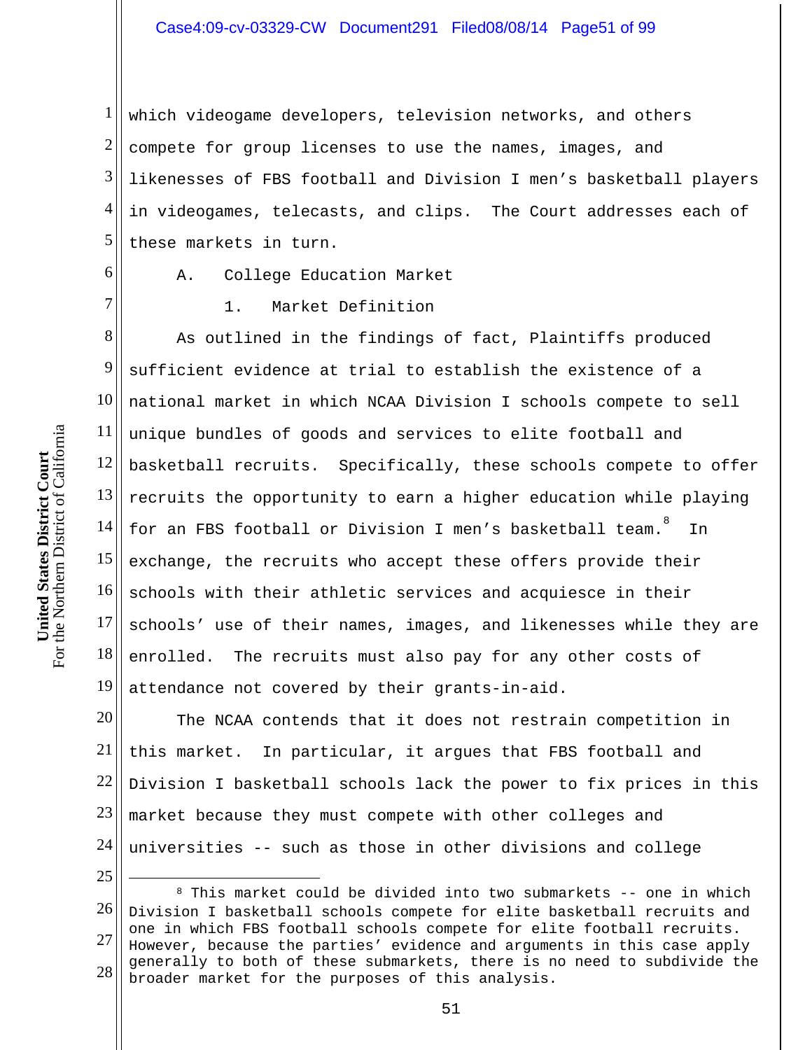which videogame developers, television networks, and others compete for group licenses to use the names, images, and likenesses of FBS football and Division I men's basketball players in videogames, telecasts, and clips. The Court addresses each of these markets in turn.

### A. College Education Market

#### 1. Market Definition

As outlined in the findings of fact, Plaintiffs produced sufficient evidence at trial to establish the existence of a national market in which NCAA Division I schools compete to sell unique bundles of goods and services to elite football and basketball recruits. Specifically, these schools compete to offer recruits the opportunity to earn a higher education while playing for an FBS football or Division I men's basketball team.[8] In exchange, the recruits who accept these offers provide their schools with their athletic services and acquiesce in their schools' use of their names, images, and likenesses while they are enrolled. The recruits must also pay for any other costs of attendance not covered by their grants-in-aid.

The NCAA contends that it does not restrain competition in this market. In particular, it argues that FBS football and Division I basketball schools lack the power to fix prices in this market because they must compete with other colleges and universities -- such as those in other divisions and college

---

[8] This market could be divided into two submarkets -- one in which Division I basketball schools compete for elite basketball recruits and one in which FBS football schools compete for elite football recruits. However, because the parties' evidence and arguments in this case apply generally to both of these submarkets, there is no need to subdivide the broader market for the purposes of this analysis.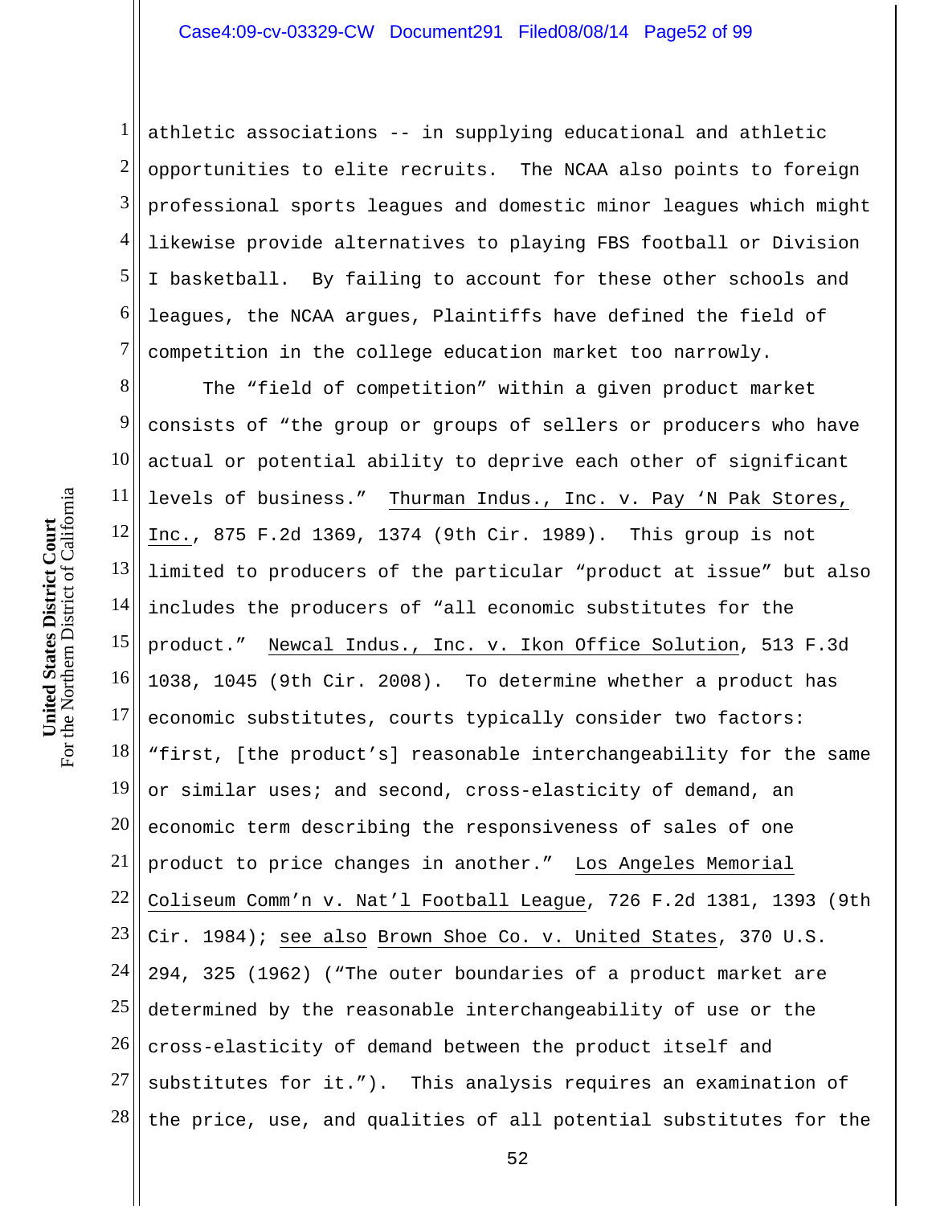athletic associations -- in supplying educational and athletic opportunities to elite recruits. The NCAA also points to foreign professional sports leagues and domestic minor leagues which might likewise provide alternatives to playing FBS football or Division I basketball. By failing to account for these other schools and leagues, the NCAA argues, Plaintiffs have defined the field of competition in the college education market too narrowly.

The "field of competition" within a given product market consists of "the group or groups of sellers or producers who have actual or potential ability to deprive each other of significant levels of business." Thurman Indus., Inc. v. Pay 'N Pak Stores, Inc., 875 F.2d 1369, 1374 (9th Cir. 1989). This group is not limited to producers of the particular "product at issue" but also includes the producers of "all economic substitutes for the product." Newcal Indus., Inc. v. Ikon Office Solution, 513 F.3d 1038, 1045 (9th Cir. 2008). To determine whether a product has economic substitutes, courts typically consider two factors: "first, [the product's] reasonable interchangeability for the same or similar uses; and second, cross-elasticity of demand, an economic term describing the responsiveness of sales of one product to price changes in another." Los Angeles Memorial Coliseum Comm'n v. Nat'l Football League, 726 F.2d 1381, 1393 (9th Cir. 1984); see also Brown Shoe Co. v. United States, 370 U.S. 294, 325 (1962) ("The outer boundaries of a product market are determined by the reasonable interchangeability of use or the cross-elasticity of demand between the product itself and substitutes for it."). This analysis requires an examination of the price, use, and qualities of all potential substitutes for the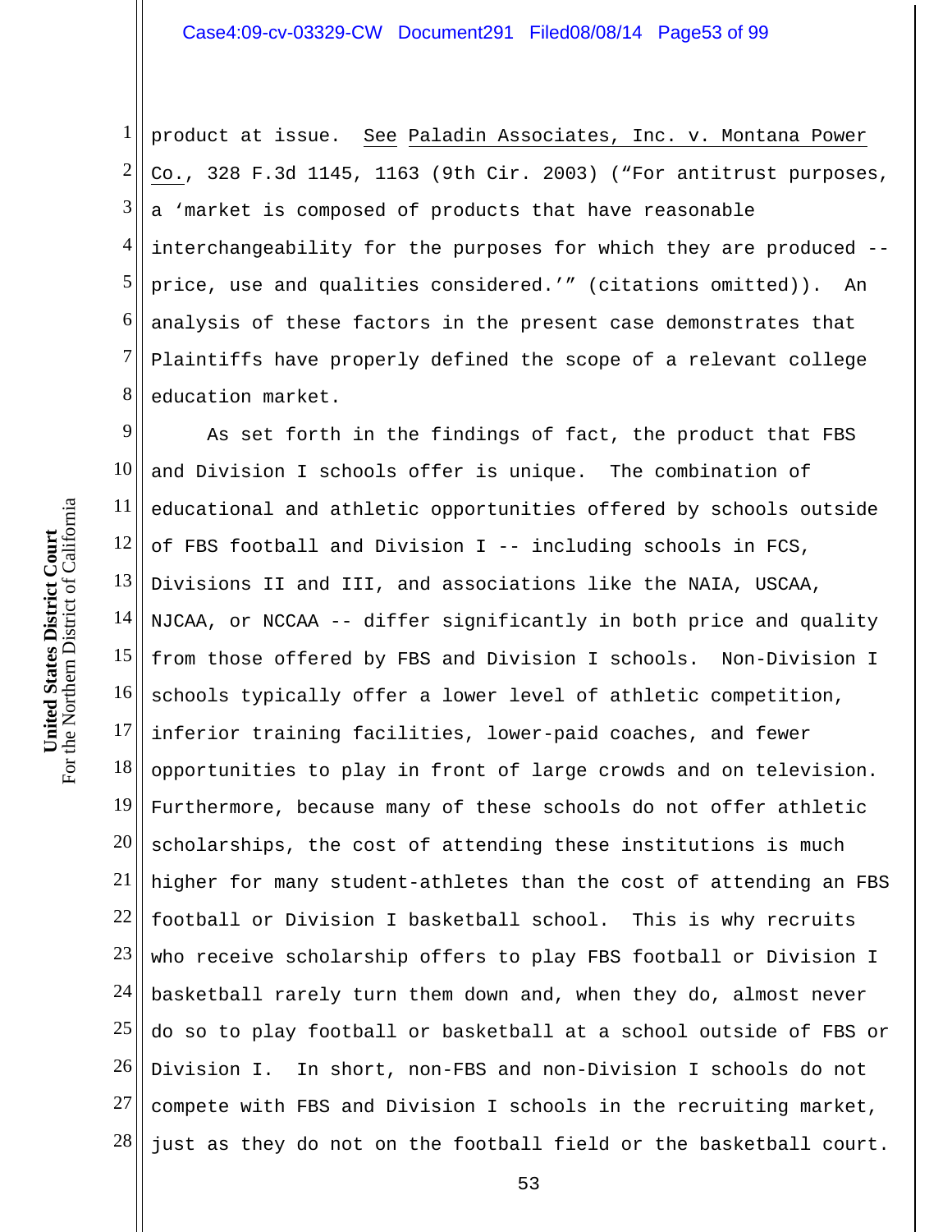product at issue. See Paladin Associates, Inc. v. Montana Power Co., 328 F.3d 1145, 1163 (9th Cir. 2003) ("For antitrust purposes, a 'market is composed of products that have reasonable interchangeability for the purposes for which they are produced -- price, use and qualities considered.'" (citations omitted)). An analysis of these factors in the present case demonstrates that Plaintiffs have properly defined the scope of a relevant college education market.

As set forth in the findings of fact, the product that FBS and Division I schools offer is unique. The combination of educational and athletic opportunities offered by schools outside of FBS football and Division I -- including schools in FCS, Divisions II and III, and associations like the NAIA, USCAA, NJCAA, or NCCAA -- differ significantly in both price and quality from those offered by FBS and Division I schools. Non-Division I schools typically offer a lower level of athletic competition, inferior training facilities, lower-paid coaches, and fewer opportunities to play in front of large crowds and on television. Furthermore, because many of these schools do not offer athletic scholarships, the cost of attending these institutions is much higher for many student-athletes than the cost of attending an FBS football or Division I basketball school. This is why recruits who receive scholarship offers to play FBS football or Division I basketball rarely turn them down and, when they do, almost never do so to play football or basketball at a school outside of FBS or Division I. In short, non-FBS and non-Division I schools do not compete with FBS and Division I schools in the recruiting market, just as they do not on the football field or the basketball court.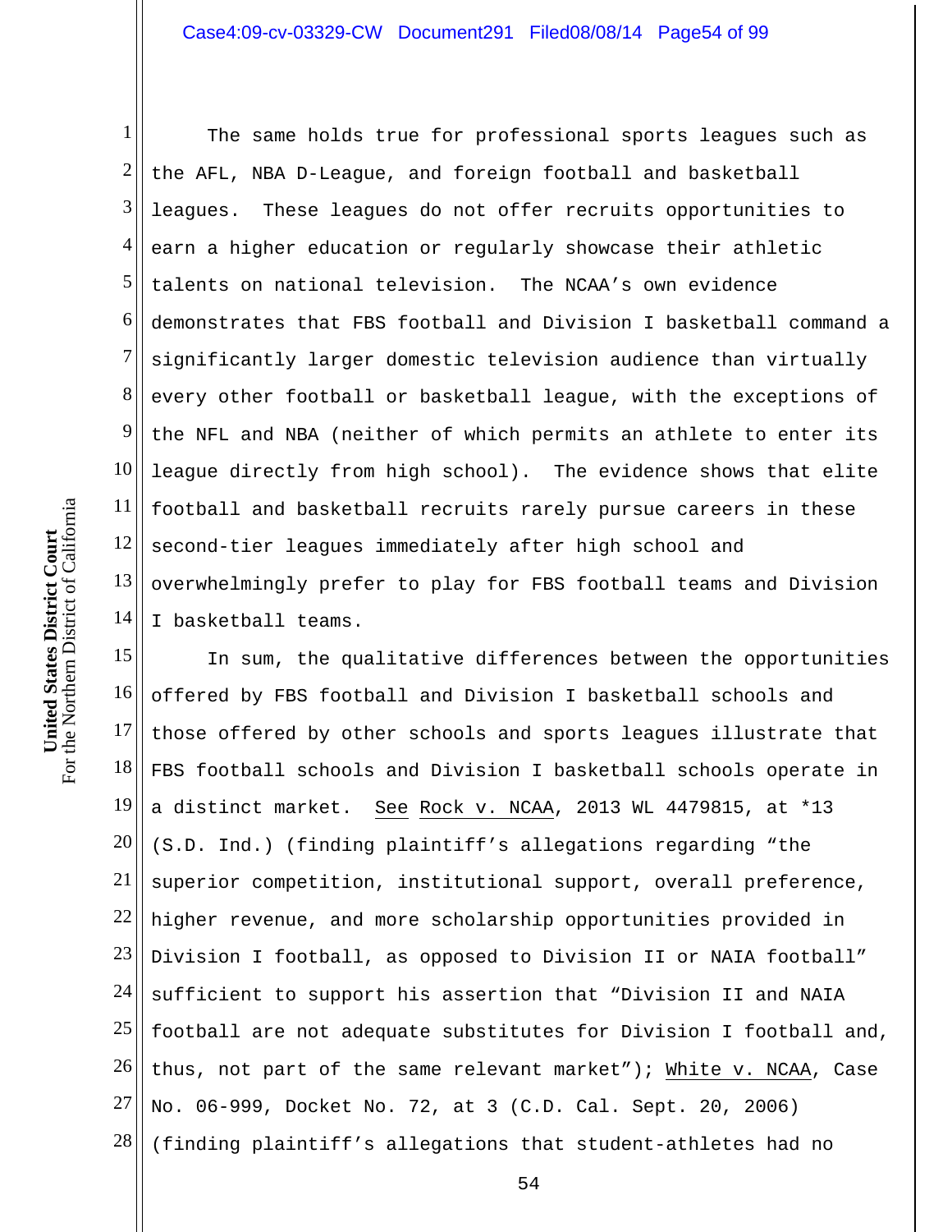The same holds true for professional sports leagues such as the AFL, NBA D-League, and foreign football and basketball leagues. These leagues do not offer recruits opportunities to earn a higher education or regularly showcase their athletic talents on national television. The NCAA's own evidence demonstrates that FBS football and Division I basketball command a significantly larger domestic television audience than virtually every other football or basketball league, with the exceptions of the NFL and NBA (neither of which permits an athlete to enter its league directly from high school). The evidence shows that elite football and basketball recruits rarely pursue careers in these second-tier leagues immediately after high school and overwhelmingly prefer to play for FBS football teams and Division I basketball teams.

In sum, the qualitative differences between the opportunities offered by FBS football and Division I basketball schools and those offered by other schools and sports leagues illustrate that FBS football schools and Division I basketball schools operate in a distinct market. See Rock v. NCAA, 2013 WL 4479815, at *13 (S.D. Ind.) (finding plaintiff's allegations regarding "the superior competition, institutional support, overall preference, higher revenue, and more scholarship opportunities provided in Division I football, as opposed to Division II or NAIA football" sufficient to support his assertion that "Division II and NAIA football are not adequate substitutes for Division I football and, thus, not part of the same relevant market"); White v. NCAA, Case No. 06-999, Docket No. 72, at 3 (C.D. Cal. Sept. 20, 2006) (finding plaintiff's allegations that student-athletes had no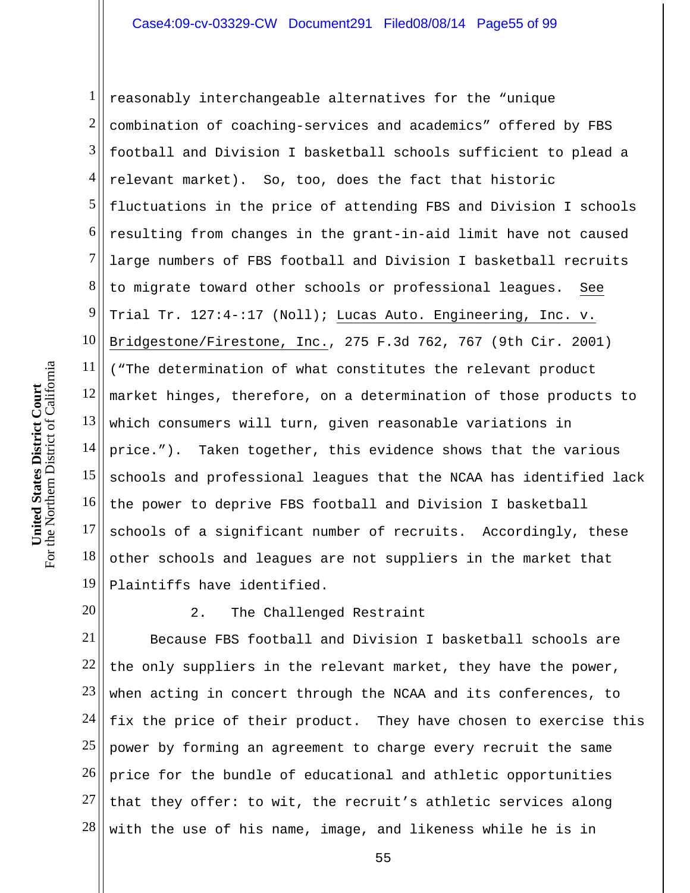reasonably interchangeable alternatives for the "unique combination of coaching-services and academics" offered by FBS football and Division I basketball schools sufficient to plead a relevant market). So, too, does the fact that historic fluctuations in the price of attending FBS and Division I schools resulting from changes in the grant-in-aid limit have not caused large numbers of FBS football and Division I basketball recruits to migrate toward other schools or professional leagues. See Trial Tr. 127:4-:17 (Noll); Lucas Auto. Engineering, Inc. v. Bridgestone/Firestone, Inc., 275 F.3d 762, 767 (9th Cir. 2001) ("The determination of what constitutes the relevant product market hinges, therefore, on a determination of those products to which consumers will turn, given reasonable variations in price."). Taken together, this evidence shows that the various schools and professional leagues that the NCAA has identified lack the power to deprive FBS football and Division I basketball schools of a significant number of recruits. Accordingly, these other schools and leagues are not suppliers in the market that Plaintiffs have identified.

2. The Challenged Restraint

Because FBS football and Division I basketball schools are the only suppliers in the relevant market, they have the power, when acting in concert through the NCAA and its conferences, to fix the price of their product. They have chosen to exercise this power by forming an agreement to charge every recruit the same price for the bundle of educational and athletic opportunities that they offer: to wit, the recruit's athletic services along with the use of his name, image, and likeness while he is in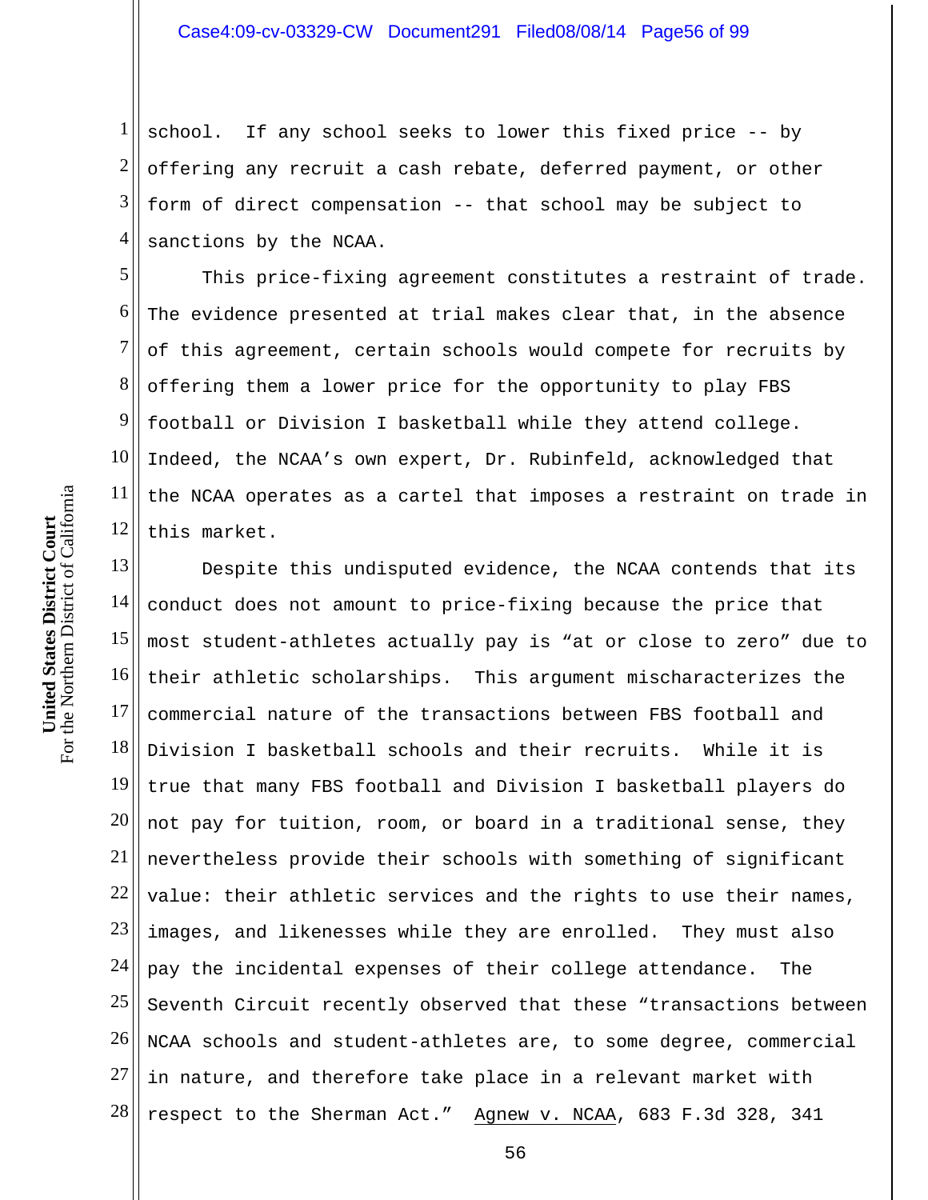school. If any school seeks to lower this fixed price -- by offering any recruit a cash rebate, deferred payment, or other form of direct compensation -- that school may be subject to sanctions by the NCAA.

This price-fixing agreement constitutes a restraint of trade. The evidence presented at trial makes clear that, in the absence of this agreement, certain schools would compete for recruits by offering them a lower price for the opportunity to play FBS football or Division I basketball while they attend college. Indeed, the NCAA's own expert, Dr. Rubinfeld, acknowledged that the NCAA operates as a cartel that imposes a restraint on trade in this market.

Despite this undisputed evidence, the NCAA contends that its conduct does not amount to price-fixing because the price that most student-athletes actually pay is "at or close to zero" due to their athletic scholarships. This argument mischaracterizes the commercial nature of the transactions between FBS football and Division I basketball schools and their recruits. While it is true that many FBS football and Division I basketball players do not pay for tuition, room, or board in a traditional sense, they nevertheless provide their schools with something of significant value: their athletic services and the rights to use their names, images, and likenesses while they are enrolled. They must also pay the incidental expenses of their college attendance. The Seventh Circuit recently observed that these "transactions between NCAA schools and student-athletes are, to some degree, commercial in nature, and therefore take place in a relevant market with respect to the Sherman Act." Agnew v. NCAA, 683 F.3d 328, 341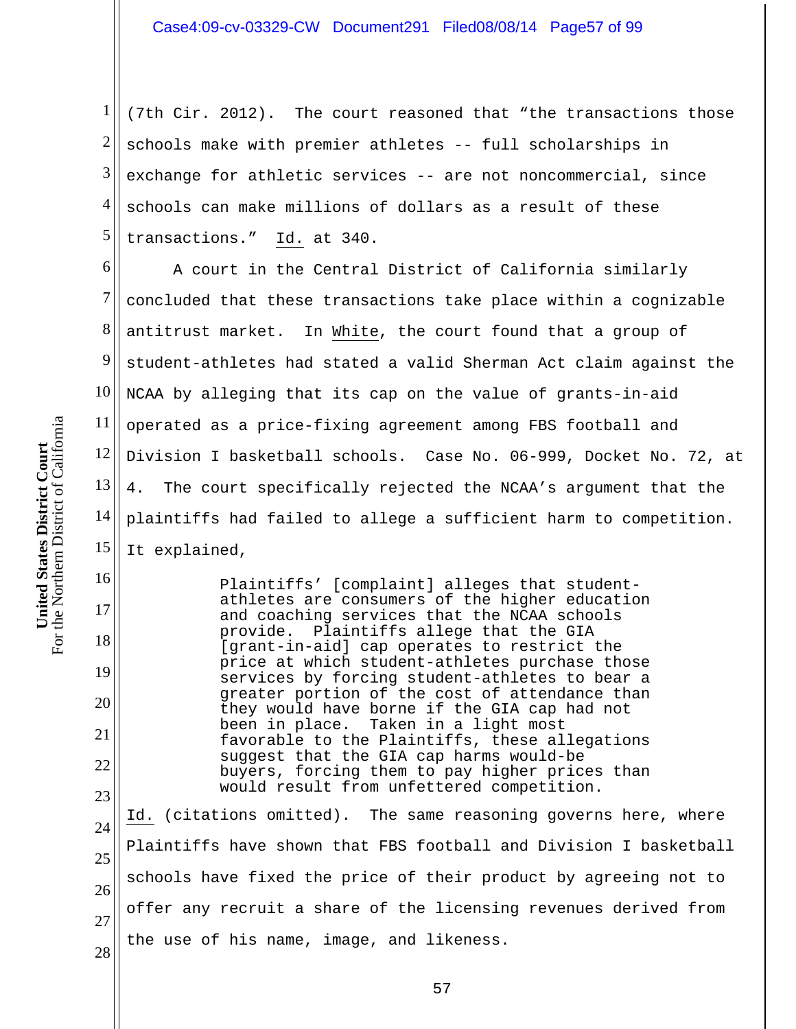(7th Cir. 2012). The court reasoned that "the transactions those schools make with premier athletes -- full scholarships in exchange for athletic services -- are not noncommercial, since schools can make millions of dollars as a result of these transactions." Id. at 340.

A court in the Central District of California similarly concluded that these transactions take place within a cognizable antitrust market. In White, the court found that a group of student-athletes had stated a valid Sherman Act claim against the NCAA by alleging that its cap on the value of grants-in-aid operated as a price-fixing agreement among FBS football and Division I basketball schools. Case No. 06-999, Docket No. 72, at 4. The court specifically rejected the NCAA's argument that the plaintiffs had failed to allege a sufficient harm to competition. It explained,

> Plaintiffs' [complaint] alleges that student-athletes are consumers of the higher education and coaching services that the NCAA schools provide. Plaintiffs allege that the GIA [grant-in-aid] cap operates to restrict the price at which student-athletes purchase those services by forcing student-athletes to bear a greater portion of the cost of attendance than they would have borne if the GIA cap had not been in place. Taken in a light most favorable to the Plaintiffs, these allegations suggest that the GIA cap harms would-be buyers, forcing them to pay higher prices than would result from unfettered competition.

Id. (citations omitted). The same reasoning governs here, where Plaintiffs have shown that FBS football and Division I basketball schools have fixed the price of their product by agreeing not to offer any recruit a share of the licensing revenues derived from the use of his name, image, and likeness.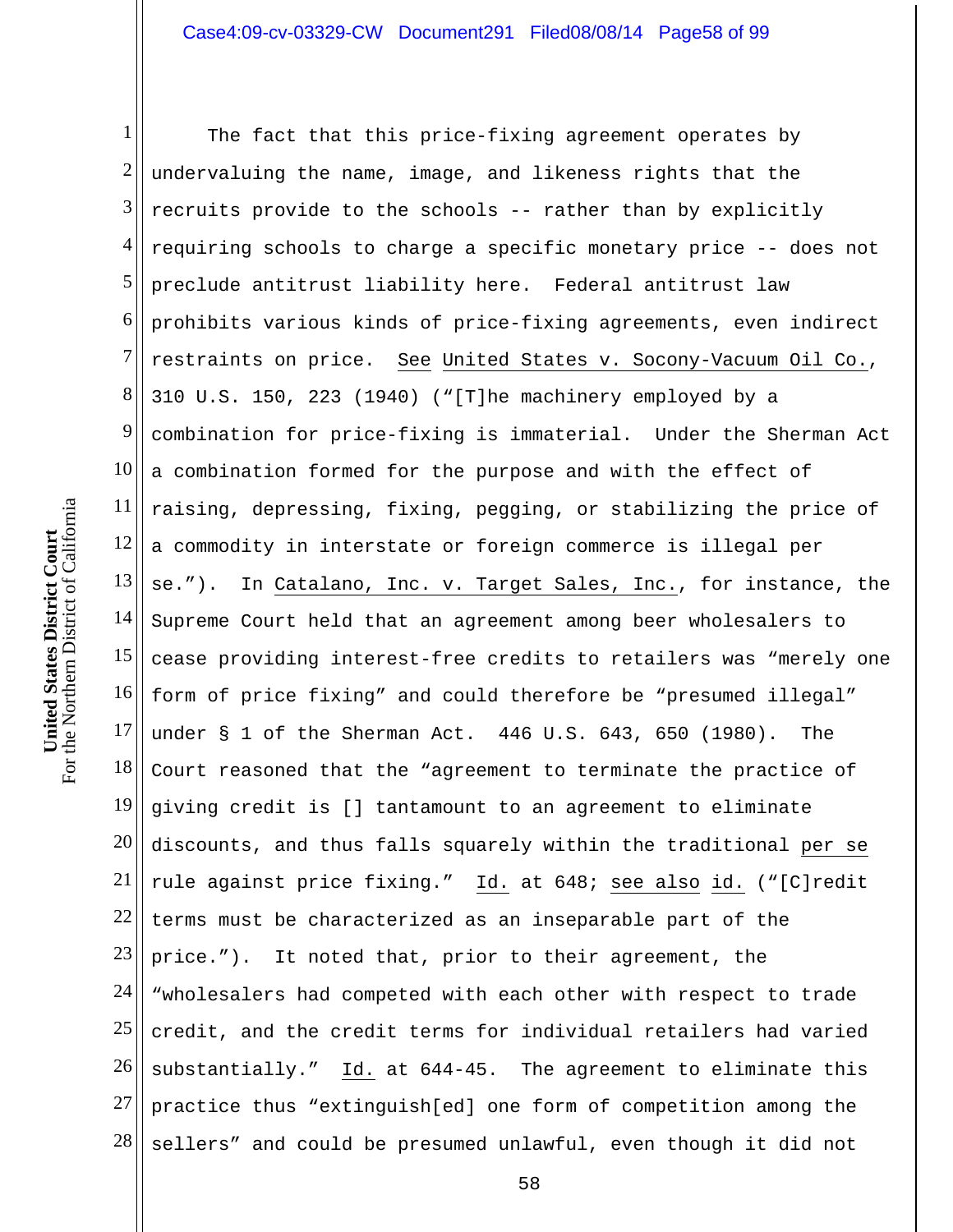The fact that this price-fixing agreement operates by undervaluing the name, image, and likeness rights that the recruits provide to the schools -- rather than by explicitly requiring schools to charge a specific monetary price -- does not preclude antitrust liability here. Federal antitrust law prohibits various kinds of price-fixing agreements, even indirect restraints on price. See United States v. Socony-Vacuum Oil Co., 310 U.S. 150, 223 (1940) ("[T]he machinery employed by a combination for price-fixing is immaterial. Under the Sherman Act a combination formed for the purpose and with the effect of raising, depressing, fixing, pegging, or stabilizing the price of a commodity in interstate or foreign commerce is illegal per se."). In Catalano, Inc. v. Target Sales, Inc., for instance, the Supreme Court held that an agreement among beer wholesalers to cease providing interest-free credits to retailers was "merely one form of price fixing" and could therefore be "presumed illegal" under § 1 of the Sherman Act. 446 U.S. 643, 650 (1980). The Court reasoned that the "agreement to terminate the practice of giving credit is [] tantamount to an agreement to eliminate discounts, and thus falls squarely within the traditional per se rule against price fixing." Id. at 648; see also id. ("[C]redit terms must be characterized as an inseparable part of the price."). It noted that, prior to their agreement, the "wholesalers had competed with each other with respect to trade credit, and the credit terms for individual retailers had varied substantially." Id. at 644-45. The agreement to eliminate this practice thus "extinguish[ed] one form of competition among the sellers" and could be presumed unlawful, even though it did not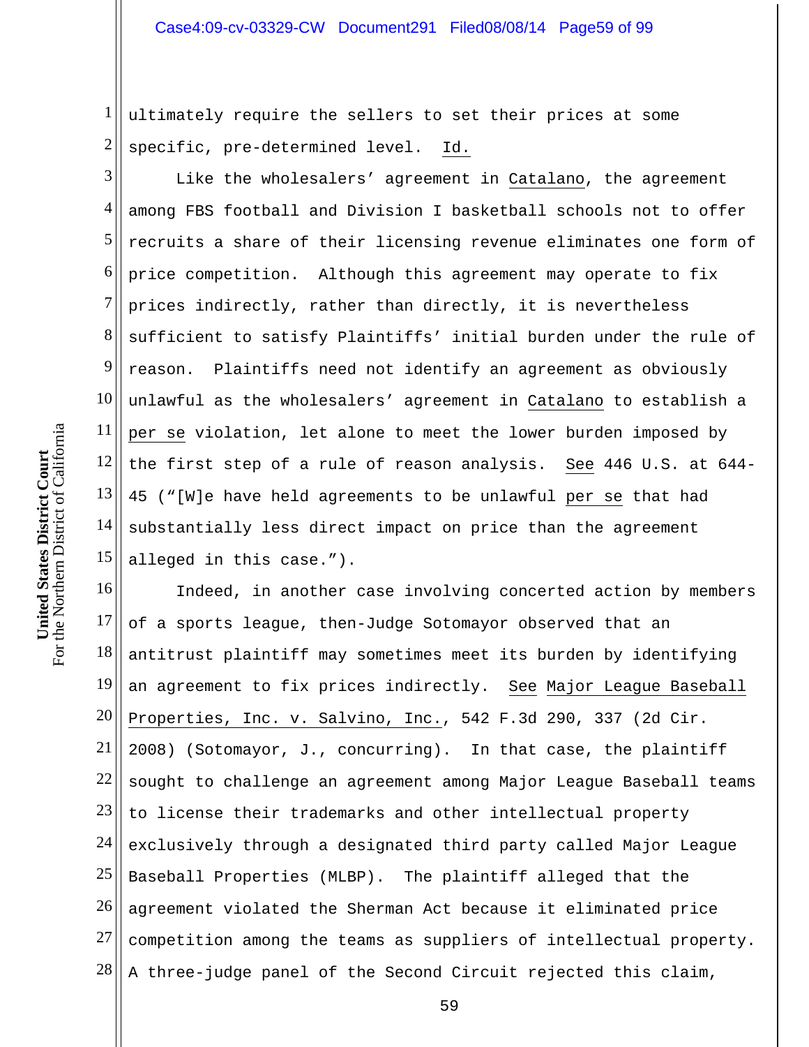ultimately require the sellers to set their prices at some specific, pre-determined level. Id.

Like the wholesalers' agreement in Catalano, the agreement among FBS football and Division I basketball schools not to offer recruits a share of their licensing revenue eliminates one form of price competition. Although this agreement may operate to fix prices indirectly, rather than directly, it is nevertheless sufficient to satisfy Plaintiffs' initial burden under the rule of reason. Plaintiffs need not identify an agreement as obviously unlawful as the wholesalers' agreement in Catalano to establish a per se violation, let alone to meet the lower burden imposed by the first step of a rule of reason analysis. See 446 U.S. at 644-45 ("[W]e have held agreements to be unlawful per se that had substantially less direct impact on price than the agreement alleged in this case.").

Indeed, in another case involving concerted action by members of a sports league, then-Judge Sotomayor observed that an antitrust plaintiff may sometimes meet its burden by identifying an agreement to fix prices indirectly. See Major League Baseball Properties, Inc. v. Salvino, Inc., 542 F.3d 290, 337 (2d Cir. 2008) (Sotomayor, J., concurring). In that case, the plaintiff sought to challenge an agreement among Major League Baseball teams to license their trademarks and other intellectual property exclusively through a designated third party called Major League Baseball Properties (MLBP). The plaintiff alleged that the agreement violated the Sherman Act because it eliminated price competition among the teams as suppliers of intellectual property. A three-judge panel of the Second Circuit rejected this claim,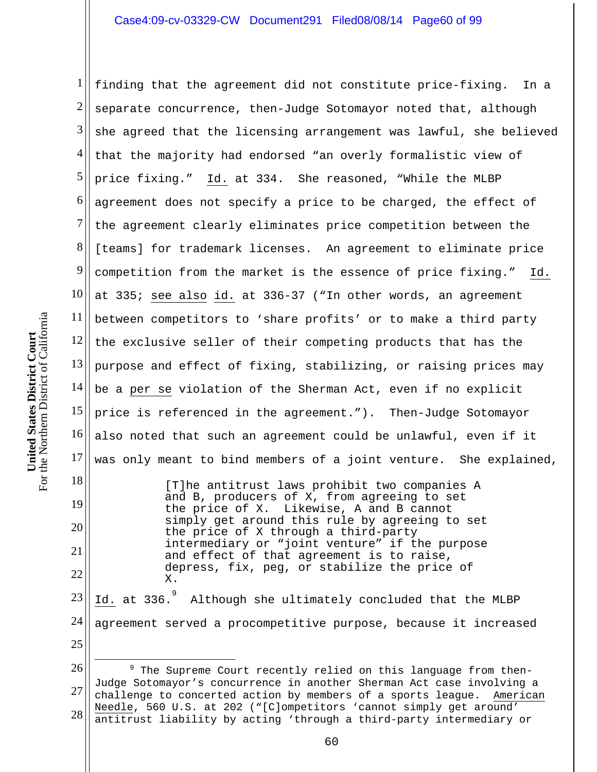finding that the agreement did not constitute price-fixing. In a separate concurrence, then-Judge Sotomayor noted that, although she agreed that the licensing arrangement was lawful, she believed that the majority had endorsed "an overly formalistic view of price fixing." Id. at 334. She reasoned, "While the MLBP agreement does not specify a price to be charged, the effect of the agreement clearly eliminates price competition between the [teams] for trademark licenses. An agreement to eliminate price competition from the market is the essence of price fixing." Id. at 335; see also id. at 336-37 ("In other words, an agreement between competitors to 'share profits' or to make a third party the exclusive seller of their competing products that has the purpose and effect of fixing, stabilizing, or raising prices may be a *per se* violation of the Sherman Act, even if no explicit price is referenced in the agreement."). Then-Judge Sotomayor also noted that such an agreement could be unlawful, even if it was only meant to bind members of a joint venture. She explained,

> [T]he antitrust laws prohibit two companies A and B, producers of X, from agreeing to set the price of X. Likewise, A and B cannot simply get around this rule by agreeing to set the price of X through a third-party intermediary or "joint venture" if the purpose and effect of that agreement is to raise, depress, fix, peg, or stabilize the price of X.

Id. at 336.[9] Although she ultimately concluded that the MLBP agreement served a procompetitive purpose, because it increased

---

[9] The Supreme Court recently relied on this language from then-Judge Sotomayor's concurrence in another Sherman Act case involving a challenge to concerted action by members of a sports league. American Needle, 560 U.S. at 202 ("[C]ompetitors 'cannot simply get around' antitrust liability by acting 'through a third-party intermediary or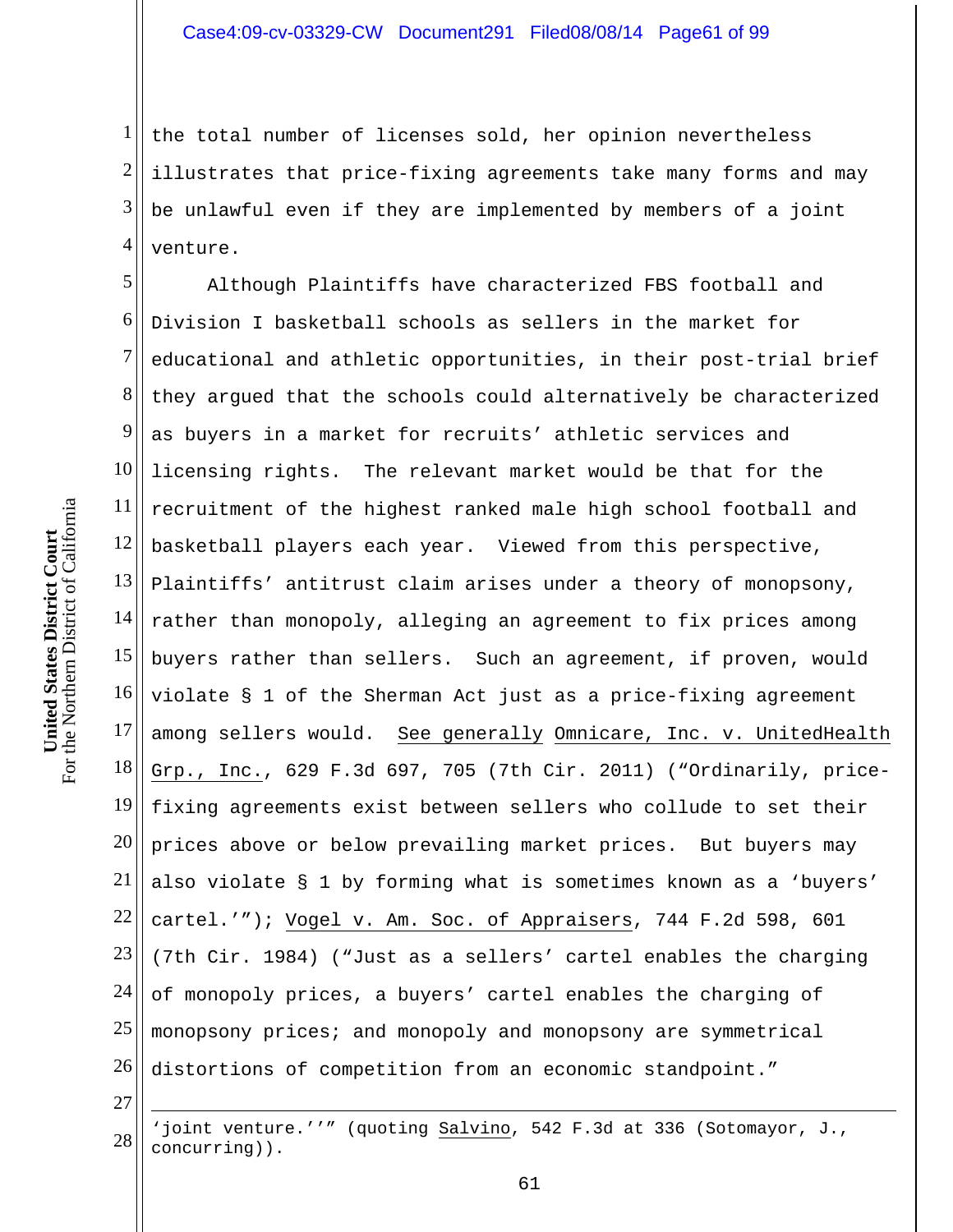the total number of licenses sold, her opinion nevertheless illustrates that price-fixing agreements take many forms and may be unlawful even if they are implemented by members of a joint venture.

Although Plaintiffs have characterized FBS football and Division I basketball schools as sellers in the market for educational and athletic opportunities, in their post-trial brief they argued that the schools could alternatively be characterized as buyers in a market for recruits' athletic services and licensing rights. The relevant market would be that for the recruitment of the highest ranked male high school football and basketball players each year. Viewed from this perspective, Plaintiffs' antitrust claim arises under a theory of monopsony, rather than monopoly, alleging an agreement to fix prices among buyers rather than sellers. Such an agreement, if proven, would violate § 1 of the Sherman Act just as a price-fixing agreement among sellers would. See generally Omnicare, Inc. v. UnitedHealth Grp., Inc., 629 F.3d 697, 705 (7th Cir. 2011) ("Ordinarily, price-fixing agreements exist between sellers who collude to set their prices above or below prevailing market prices. But buyers may also violate § 1 by forming what is sometimes known as a 'buyers' cartel.'"); Vogel v. Am. Soc. of Appraisers, 744 F.2d 598, 601 (7th Cir. 1984) ("Just as a sellers' cartel enables the charging of monopoly prices, a buyers' cartel enables the charging of monopsony prices; and monopoly and monopsony are symmetrical distortions of competition from an economic standpoint."

---

'joint venture.''" (quoting Salvino, 542 F.3d at 336 (Sotomayor, J., concurring)).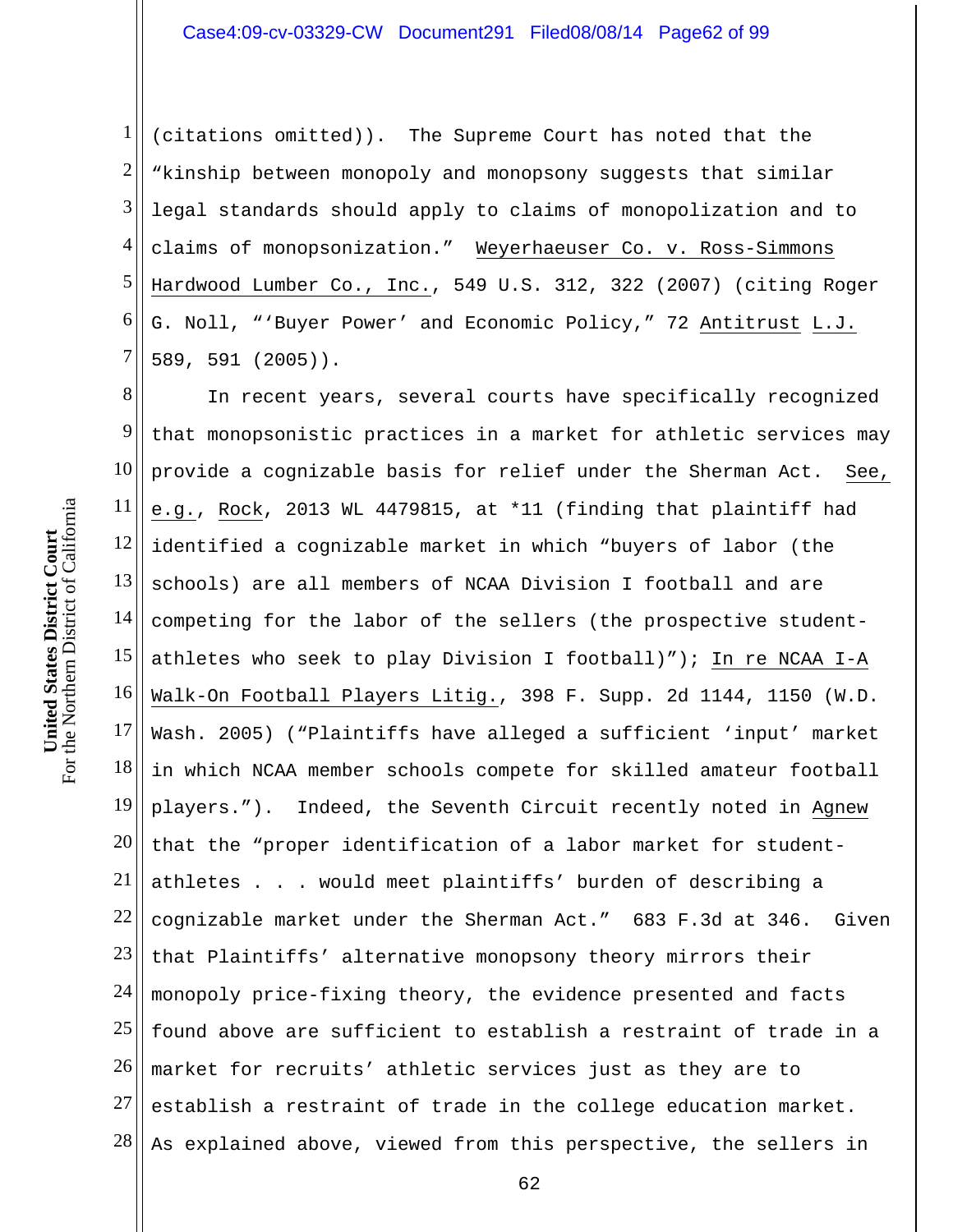(citations omitted)). The Supreme Court has noted that the "kinship between monopoly and monopsony suggests that similar legal standards should apply to claims of monopolization and to claims of monopsonization." Weyerhaeuser Co. v. Ross-Simmons Hardwood Lumber Co., Inc., 549 U.S. 312, 322 (2007) (citing Roger G. Noll, "'Buyer Power' and Economic Policy," 72 Antitrust L.J. 589, 591 (2005)).

In recent years, several courts have specifically recognized that monopsonistic practices in a market for athletic services may provide a cognizable basis for relief under the Sherman Act. See, e.g., Rock, 2013 WL 4479815, at *11 (finding that plaintiff had identified a cognizable market in which "buyers of labor (the schools) are all members of NCAA Division I football and are competing for the labor of the sellers (the prospective student-athletes who seek to play Division I football)"); In re NCAA I-A Walk-On Football Players Litig., 398 F. Supp. 2d 1144, 1150 (W.D. Wash. 2005) ("Plaintiffs have alleged a sufficient 'input' market in which NCAA member schools compete for skilled amateur football players."). Indeed, the Seventh Circuit recently noted in Agnew that the "proper identification of a labor market for student-athletes . . . would meet plaintiffs' burden of describing a cognizable market under the Sherman Act." 683 F.3d at 346. Given that Plaintiffs' alternative monopsony theory mirrors their monopoly price-fixing theory, the evidence presented and facts found above are sufficient to establish a restraint of trade in a market for recruits' athletic services just as they are to establish a restraint of trade in the college education market. As explained above, viewed from this perspective, the sellers in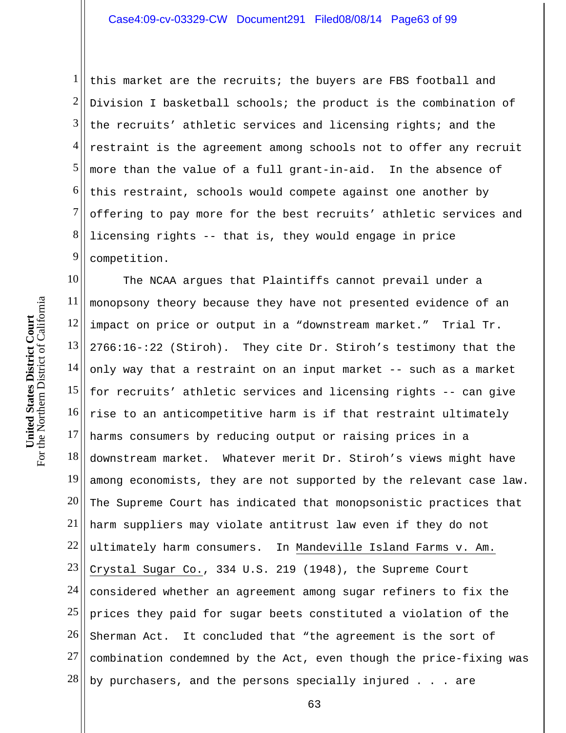this market are the recruits; the buyers are FBS football and Division I basketball schools; the product is the combination of the recruits' athletic services and licensing rights; and the restraint is the agreement among schools not to offer any recruit more than the value of a full grant-in-aid. In the absence of this restraint, schools would compete against one another by offering to pay more for the best recruits' athletic services and licensing rights -- that is, they would engage in price competition.

The NCAA argues that Plaintiffs cannot prevail under a monopsony theory because they have not presented evidence of an impact on price or output in a "downstream market." Trial Tr. 2766:16-:22 (Stiroh). They cite Dr. Stiroh's testimony that the only way that a restraint on an input market -- such as a market for recruits' athletic services and licensing rights -- can give rise to an anticompetitive harm is if that restraint ultimately harms consumers by reducing output or raising prices in a downstream market. Whatever merit Dr. Stiroh's views might have among economists, they are not supported by the relevant case law. The Supreme Court has indicated that monopsonistic practices that harm suppliers may violate antitrust law even if they do not ultimately harm consumers. In Mandeville Island Farms v. Am. Crystal Sugar Co., 334 U.S. 219 (1948), the Supreme Court considered whether an agreement among sugar refiners to fix the prices they paid for sugar beets constituted a violation of the Sherman Act. It concluded that "the agreement is the sort of combination condemned by the Act, even though the price-fixing was by purchasers, and the persons specially injured . . . are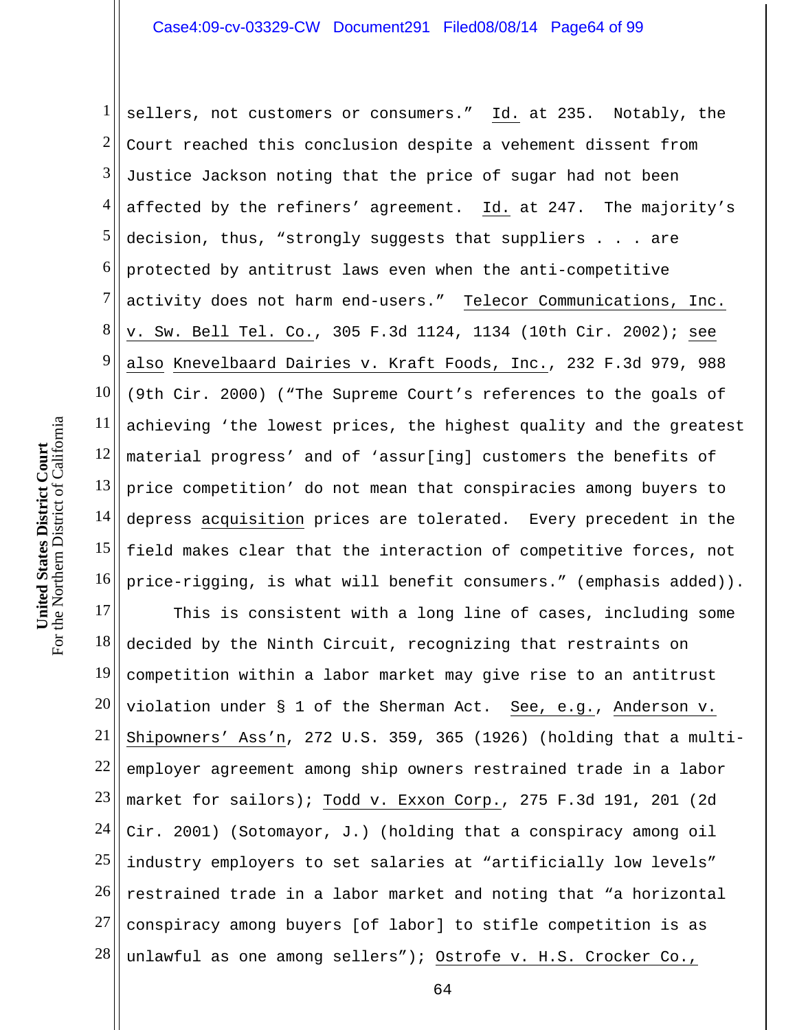sellers, not customers or consumers." Id. at 235. Notably, the Court reached this conclusion despite a vehement dissent from Justice Jackson noting that the price of sugar had not been affected by the refiners' agreement. Id. at 247. The majority's decision, thus, "strongly suggests that suppliers . . . are protected by antitrust laws even when the anti-competitive activity does not harm end-users." Telecor Communications, Inc. v. Sw. Bell Tel. Co., 305 F.3d 1124, 1134 (10th Cir. 2002); see also Knevelbaard Dairies v. Kraft Foods, Inc., 232 F.3d 979, 988 (9th Cir. 2000) ("The Supreme Court's references to the goals of achieving 'the lowest prices, the highest quality and the greatest material progress' and of 'assur[ing] customers the benefits of price competition' do not mean that conspiracies among buyers to depress acquisition prices are tolerated. Every precedent in the field makes clear that the interaction of competitive forces, not price-rigging, is what will benefit consumers." (emphasis added)).

This is consistent with a long line of cases, including some decided by the Ninth Circuit, recognizing that restraints on competition within a labor market may give rise to an antitrust violation under § 1 of the Sherman Act. See, e.g., Anderson v. Shipowners' Ass'n, 272 U.S. 359, 365 (1926) (holding that a multi-employer agreement among ship owners restrained trade in a labor market for sailors); Todd v. Exxon Corp., 275 F.3d 191, 201 (2d Cir. 2001) (Sotomayor, J.) (holding that a conspiracy among oil industry employers to set salaries at "artificially low levels" restrained trade in a labor market and noting that "a horizontal conspiracy among buyers [of labor] to stifle competition is as unlawful as one among sellers"); Ostrofe v. H.S. Crocker Co.,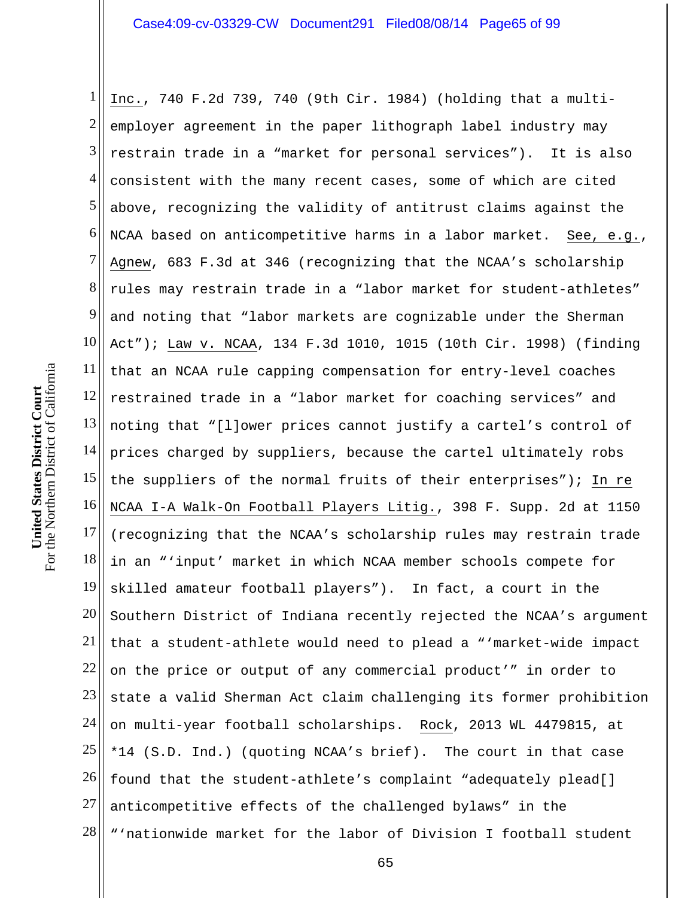Inc., 740 F.2d 739, 740 (9th Cir. 1984) (holding that a multi-employer agreement in the paper lithograph label industry may restrain trade in a "market for personal services"). It is also consistent with the many recent cases, some of which are cited above, recognizing the validity of antitrust claims against the NCAA based on anticompetitive harms in a labor market. See, e.g., Agnew, 683 F.3d at 346 (recognizing that the NCAA's scholarship rules may restrain trade in a "labor market for student-athletes" and noting that "labor markets are cognizable under the Sherman Act"); Law v. NCAA, 134 F.3d 1010, 1015 (10th Cir. 1998) (finding that an NCAA rule capping compensation for entry-level coaches restrained trade in a "labor market for coaching services" and noting that "[l]ower prices cannot justify a cartel's control of prices charged by suppliers, because the cartel ultimately robs the suppliers of the normal fruits of their enterprises"); In re NCAA I-A Walk-On Football Players Litig., 398 F. Supp. 2d at 1150 (recognizing that the NCAA's scholarship rules may restrain trade in an "'input' market in which NCAA member schools compete for skilled amateur football players"). In fact, a court in the Southern District of Indiana recently rejected the NCAA's argument that a student-athlete would need to plead a "'market-wide impact on the price or output of any commercial product'" in order to state a valid Sherman Act claim challenging its former prohibition on multi-year football scholarships. Rock, 2013 WL 4479815, at *14 (S.D. Ind.) (quoting NCAA's brief). The court in that case found that the student-athlete's complaint "adequately plead[] anticompetitive effects of the challenged bylaws" in the "'nationwide market for the labor of Division I football student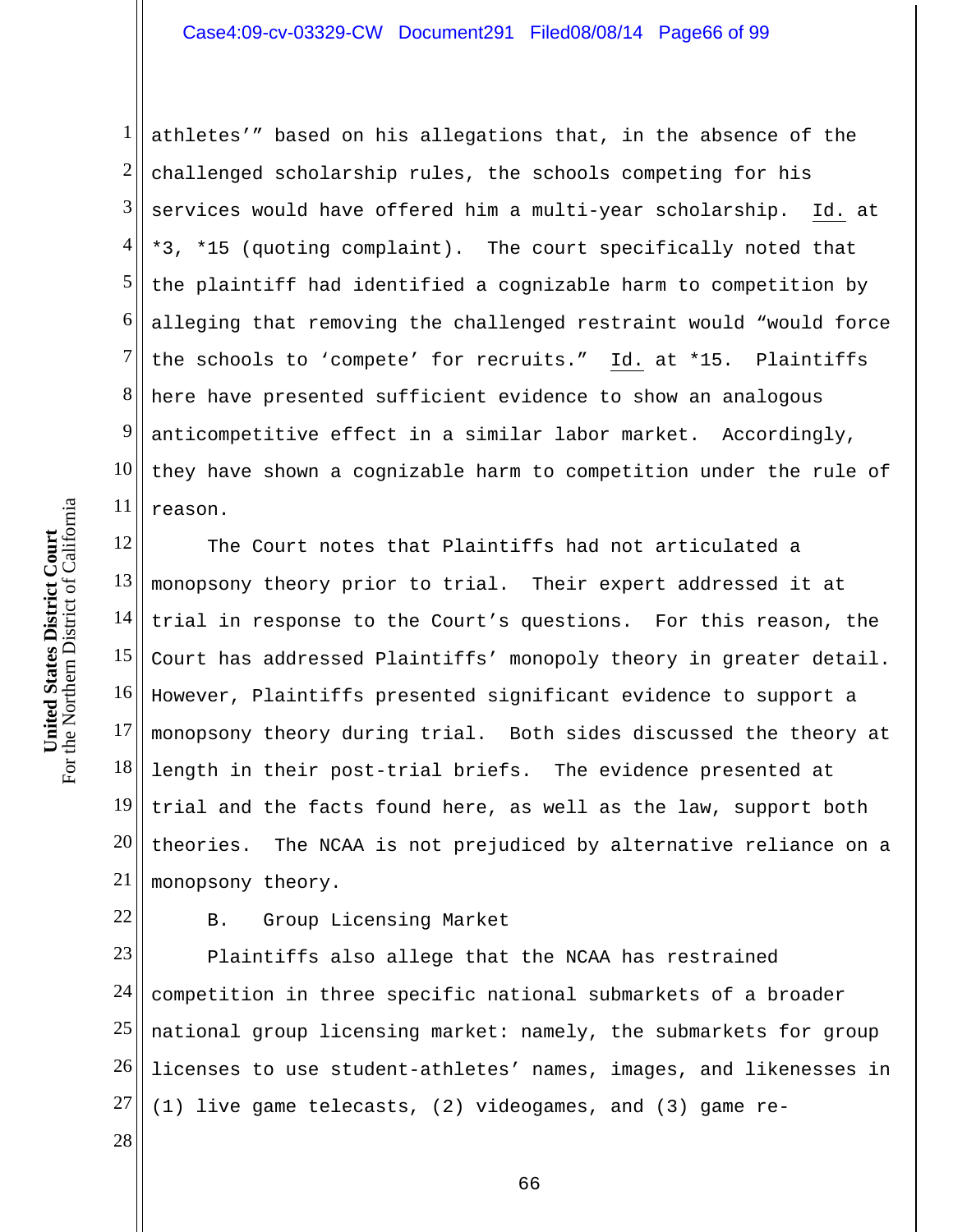athletes'" based on his allegations that, in the absence of the challenged scholarship rules, the schools competing for his services would have offered him a multi-year scholarship. Id. at *3, *15 (quoting complaint). The court specifically noted that the plaintiff had identified a cognizable harm to competition by alleging that removing the challenged restraint would "would force the schools to 'compete' for recruits." Id. at *15. Plaintiffs here have presented sufficient evidence to show an analogous anticompetitive effect in a similar labor market. Accordingly, they have shown a cognizable harm to competition under the rule of reason.

The Court notes that Plaintiffs had not articulated a monopsony theory prior to trial. Their expert addressed it at trial in response to the Court's questions. For this reason, the Court has addressed Plaintiffs' monopoly theory in greater detail. However, Plaintiffs presented significant evidence to support a monopsony theory during trial. Both sides discussed the theory at length in their post-trial briefs. The evidence presented at trial and the facts found here, as well as the law, support both theories. The NCAA is not prejudiced by alternative reliance on a monopsony theory.

### B. Group Licensing Market

Plaintiffs also allege that the NCAA has restrained competition in three specific national submarkets of a broader national group licensing market: namely, the submarkets for group licenses to use student-athletes' names, images, and likenesses in (1) live game telecasts, (2) videogames, and (3) game re-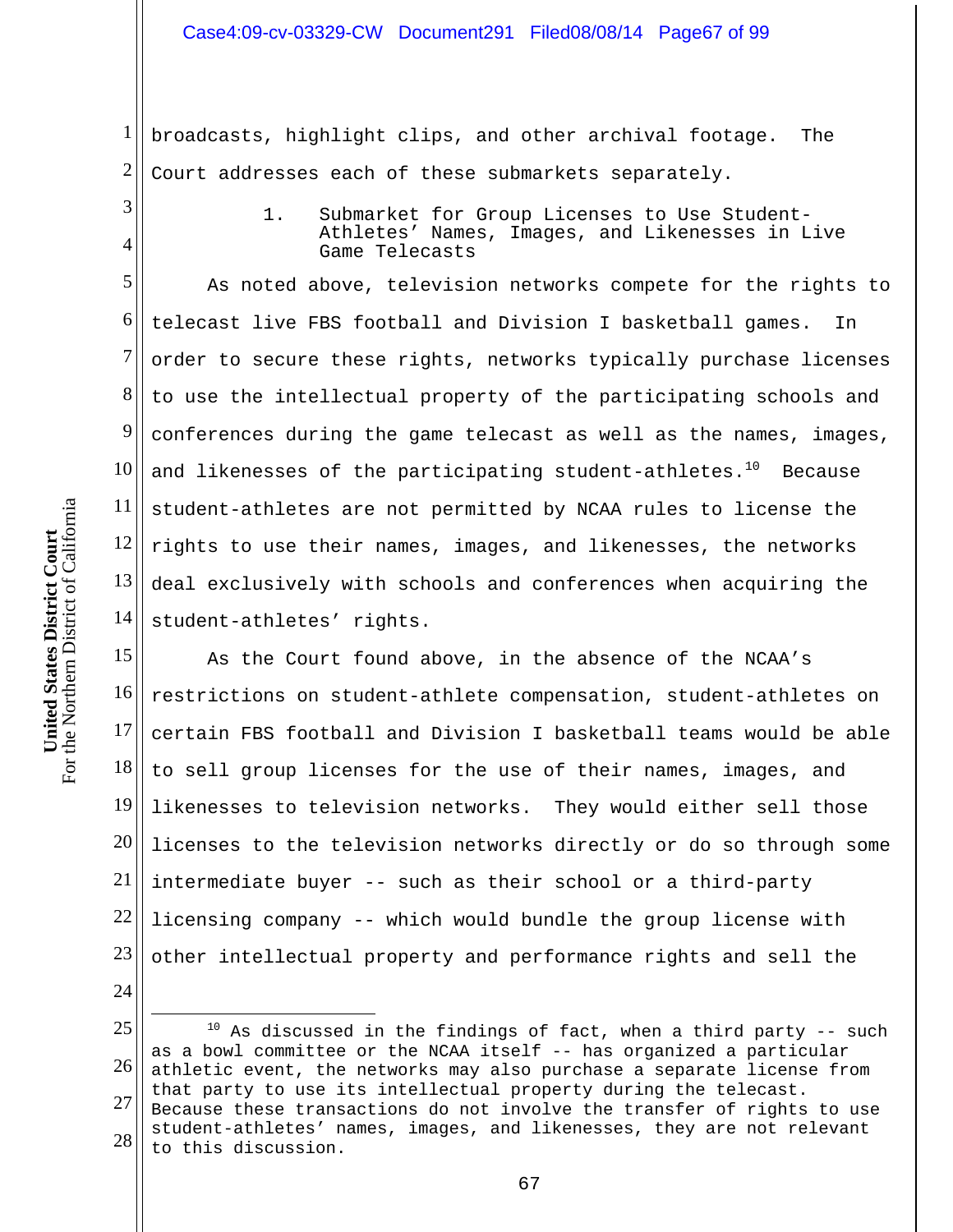broadcasts, highlight clips, and other archival footage. The Court addresses each of these submarkets separately.

### 1. Submarket for Group Licenses to Use Student-Athletes' Names, Images, and Likenesses in Live Game Telecasts

As noted above, television networks compete for the rights to telecast live FBS football and Division I basketball games. In order to secure these rights, networks typically purchase licenses to use the intellectual property of the participating schools and conferences during the game telecast as well as the names, images, and likenesses of the participating student-athletes.[10] Because student-athletes are not permitted by NCAA rules to license the rights to use their names, images, and likenesses, the networks deal exclusively with schools and conferences when acquiring the student-athletes' rights.

As the Court found above, in the absence of the NCAA's restrictions on student-athlete compensation, student-athletes on certain FBS football and Division I basketball teams would be able to sell group licenses for the use of their names, images, and likenesses to television networks. They would either sell those licenses to the television networks directly or do so through some intermediate buyer -- such as their school or a third-party licensing company -- which would bundle the group license with other intellectual property and performance rights and sell the

---

[10] As discussed in the findings of fact, when a third party -- such as a bowl committee or the NCAA itself -- has organized a particular athletic event, the networks may also purchase a separate license from that party to use its intellectual property during the telecast. Because these transactions do not involve the transfer of rights to use student-athletes' names, images, and likenesses, they are not relevant to this discussion.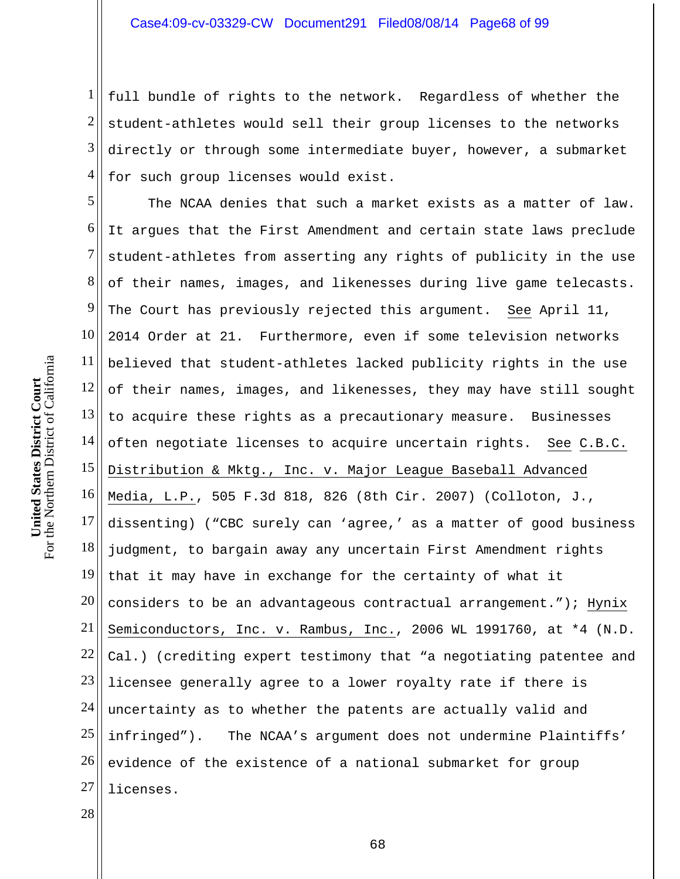full bundle of rights to the network. Regardless of whether the student-athletes would sell their group licenses to the networks directly or through some intermediate buyer, however, a submarket for such group licenses would exist.

The NCAA denies that such a market exists as a matter of law. It argues that the First Amendment and certain state laws preclude student-athletes from asserting any rights of publicity in the use of their names, images, and likenesses during live game telecasts. The Court has previously rejected this argument. See April 11, 2014 Order at 21. Furthermore, even if some television networks believed that student-athletes lacked publicity rights in the use of their names, images, and likenesses, they may have still sought to acquire these rights as a precautionary measure. Businesses often negotiate licenses to acquire uncertain rights. See C.B.C. Distribution & Mktg., Inc. v. Major League Baseball Advanced Media, L.P., 505 F.3d 818, 826 (8th Cir. 2007) (Colloton, J., dissenting) ("CBC surely can 'agree,' as a matter of good business judgment, to bargain away any uncertain First Amendment rights that it may have in exchange for the certainty of what it considers to be an advantageous contractual arrangement."); Hynix Semiconductors, Inc. v. Rambus, Inc., 2006 WL 1991760, at *4 (N.D. Cal.) (crediting expert testimony that "a negotiating patentee and licensee generally agree to a lower royalty rate if there is uncertainty as to whether the patents are actually valid and infringed"). The NCAA's argument does not undermine Plaintiffs' evidence of the existence of a national submarket for group licenses.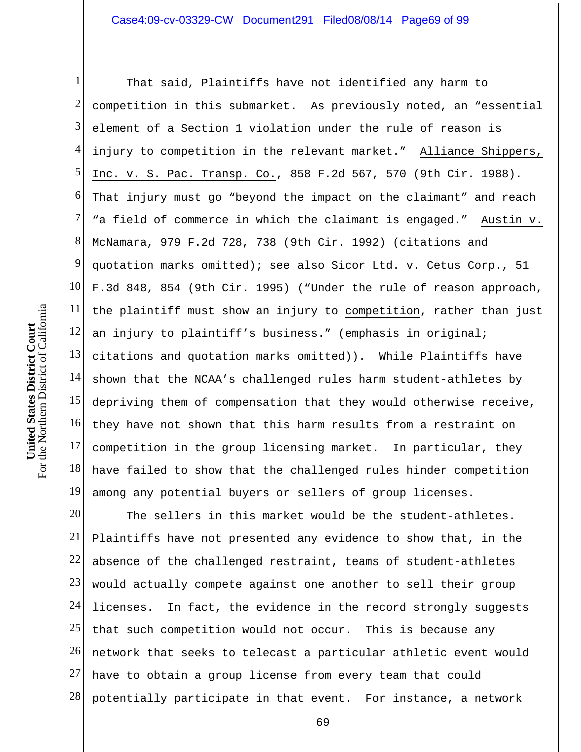That said, Plaintiffs have not identified any harm to competition in this submarket. As previously noted, an "essential element of a Section 1 violation under the rule of reason is injury to competition in the relevant market." Alliance Shippers, Inc. v. S. Pac. Transp. Co., 858 F.2d 567, 570 (9th Cir. 1988). That injury must go "beyond the impact on the claimant" and reach "a field of commerce in which the claimant is engaged." Austin v. McNamara, 979 F.2d 728, 738 (9th Cir. 1992) (citations and quotation marks omitted); see also Sicor Ltd. v. Cetus Corp., 51 F.3d 848, 854 (9th Cir. 1995) ("Under the rule of reason approach, the plaintiff must show an injury to competition, rather than just an injury to plaintiff's business." (emphasis in original; citations and quotation marks omitted)). While Plaintiffs have shown that the NCAA's challenged rules harm student-athletes by depriving them of compensation that they would otherwise receive, they have not shown that this harm results from a restraint on competition in the group licensing market. In particular, they have failed to show that the challenged rules hinder competition among any potential buyers or sellers of group licenses.

The sellers in this market would be the student-athletes. Plaintiffs have not presented any evidence to show that, in the absence of the challenged restraint, teams of student-athletes would actually compete against one another to sell their group licenses. In fact, the evidence in the record strongly suggests that such competition would not occur. This is because any network that seeks to telecast a particular athletic event would have to obtain a group license from every team that could potentially participate in that event. For instance, a network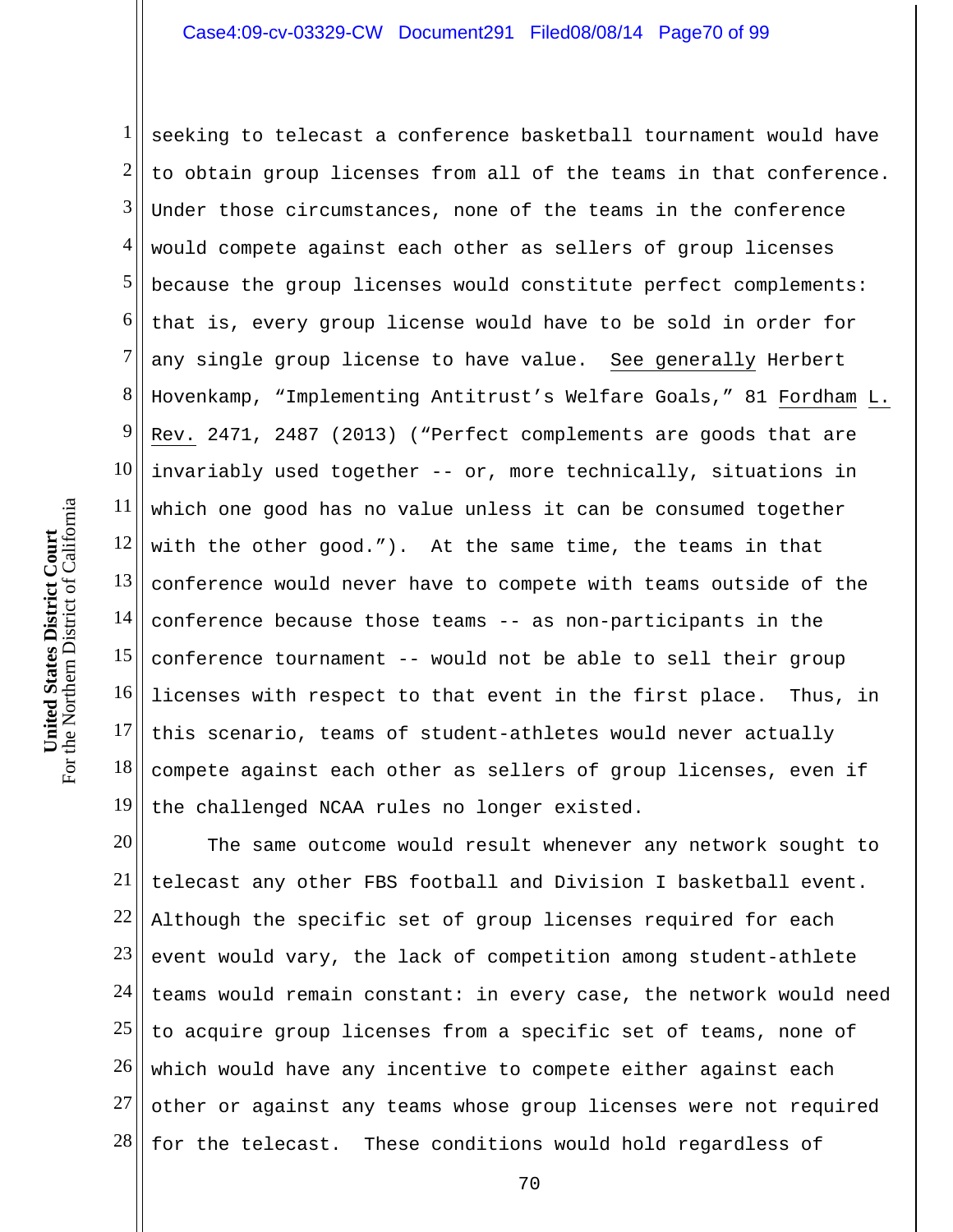seeking to telecast a conference basketball tournament would have to obtain group licenses from all of the teams in that conference. Under those circumstances, none of the teams in the conference would compete against each other as sellers of group licenses because the group licenses would constitute perfect complements: that is, every group license would have to be sold in order for any single group license to have value. See generally Herbert Hovenkamp, "Implementing Antitrust's Welfare Goals," 81 Fordham L. Rev. 2471, 2487 (2013) ("Perfect complements are goods that are invariably used together -- or, more technically, situations in which one good has no value unless it can be consumed together with the other good."). At the same time, the teams in that conference would never have to compete with teams outside of the conference because those teams -- as non-participants in the conference tournament -- would not be able to sell their group licenses with respect to that event in the first place. Thus, in this scenario, teams of student-athletes would never actually compete against each other as sellers of group licenses, even if the challenged NCAA rules no longer existed.

The same outcome would result whenever any network sought to telecast any other FBS football and Division I basketball event. Although the specific set of group licenses required for each event would vary, the lack of competition among student-athlete teams would remain constant: in every case, the network would need to acquire group licenses from a specific set of teams, none of which would have any incentive to compete either against each other or against any teams whose group licenses were not required for the telecast. These conditions would hold regardless of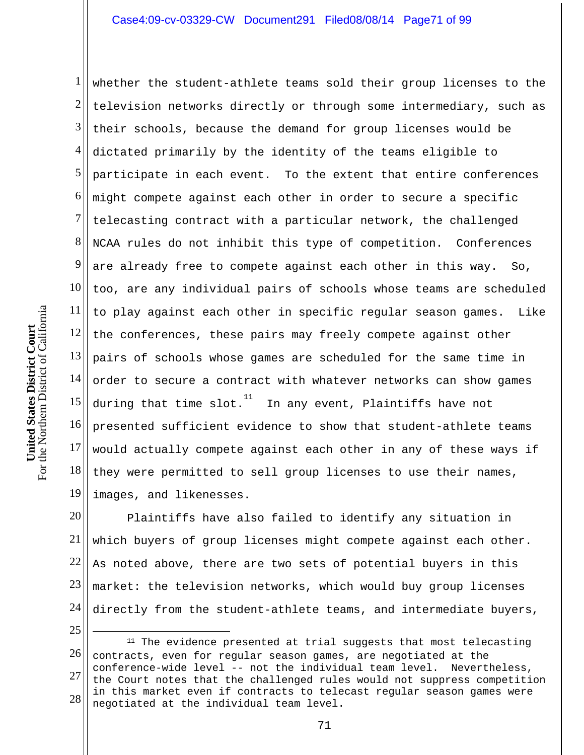whether the student-athlete teams sold their group licenses to the television networks directly or through some intermediary, such as their schools, because the demand for group licenses would be dictated primarily by the identity of the teams eligible to participate in each event. To the extent that entire conferences might compete against each other in order to secure a specific telecasting contract with a particular network, the challenged NCAA rules do not inhibit this type of competition. Conferences are already free to compete against each other in this way. So, too, are any individual pairs of schools whose teams are scheduled to play against each other in specific regular season games. Like the conferences, these pairs may freely compete against other pairs of schools whose games are scheduled for the same time in order to secure a contract with whatever networks can show games during that time slot.[11] In any event, Plaintiffs have not presented sufficient evidence to show that student-athlete teams would actually compete against each other in any of these ways if they were permitted to sell group licenses to use their names, images, and likenesses.

Plaintiffs have also failed to identify any situation in which buyers of group licenses might compete against each other. As noted above, there are two sets of potential buyers in this market: the television networks, which would buy group licenses directly from the student-athlete teams, and intermediate buyers,

---

[11] The evidence presented at trial suggests that most telecasting contracts, even for regular season games, are negotiated at the conference-wide level -- not the individual team level. Nevertheless, the Court notes that the challenged rules would not suppress competition in this market even if contracts to telecast regular season games were negotiated at the individual team level.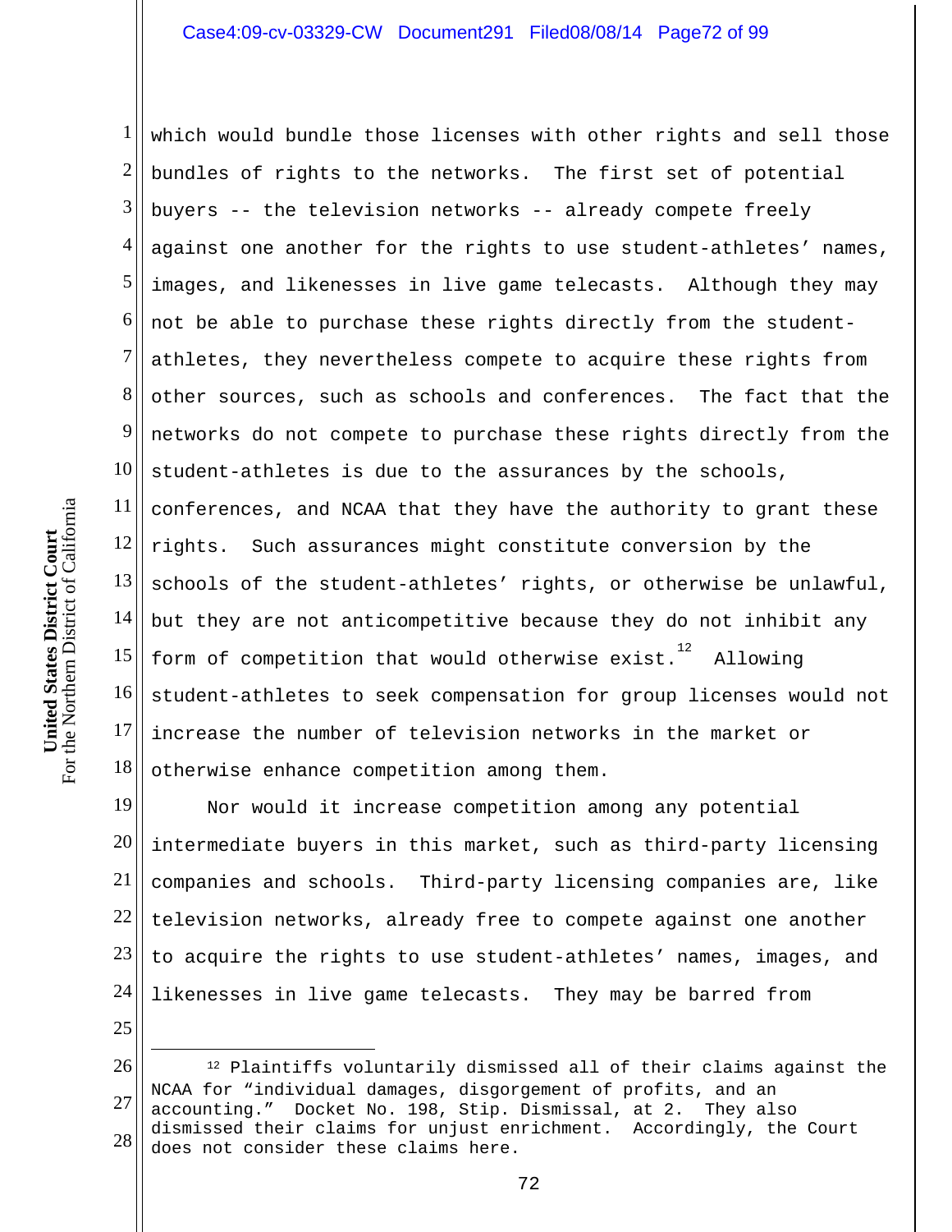which would bundle those licenses with other rights and sell those bundles of rights to the networks. The first set of potential buyers -- the television networks -- already compete freely against one another for the rights to use student-athletes' names, images, and likenesses in live game telecasts. Although they may not be able to purchase these rights directly from the student-athletes, they nevertheless compete to acquire these rights from other sources, such as schools and conferences. The fact that the networks do not compete to purchase these rights directly from the student-athletes is due to the assurances by the schools, conferences, and NCAA that they have the authority to grant these rights. Such assurances might constitute conversion by the schools of the student-athletes' rights, or otherwise be unlawful, but they are not anticompetitive because they do not inhibit any form of competition that would otherwise exist.[12] Allowing student-athletes to seek compensation for group licenses would not increase the number of television networks in the market or otherwise enhance competition among them.

Nor would it increase competition among any potential intermediate buyers in this market, such as third-party licensing companies and schools. Third-party licensing companies are, like television networks, already free to compete against one another to acquire the rights to use student-athletes' names, images, and likenesses in live game telecasts. They may be barred from

---

[12] Plaintiffs voluntarily dismissed all of their claims against the NCAA for "individual damages, disgorgement of profits, and an accounting." Docket No. 198, Stip. Dismissal, at 2. They also dismissed their claims for unjust enrichment. Accordingly, the Court does not consider these claims here.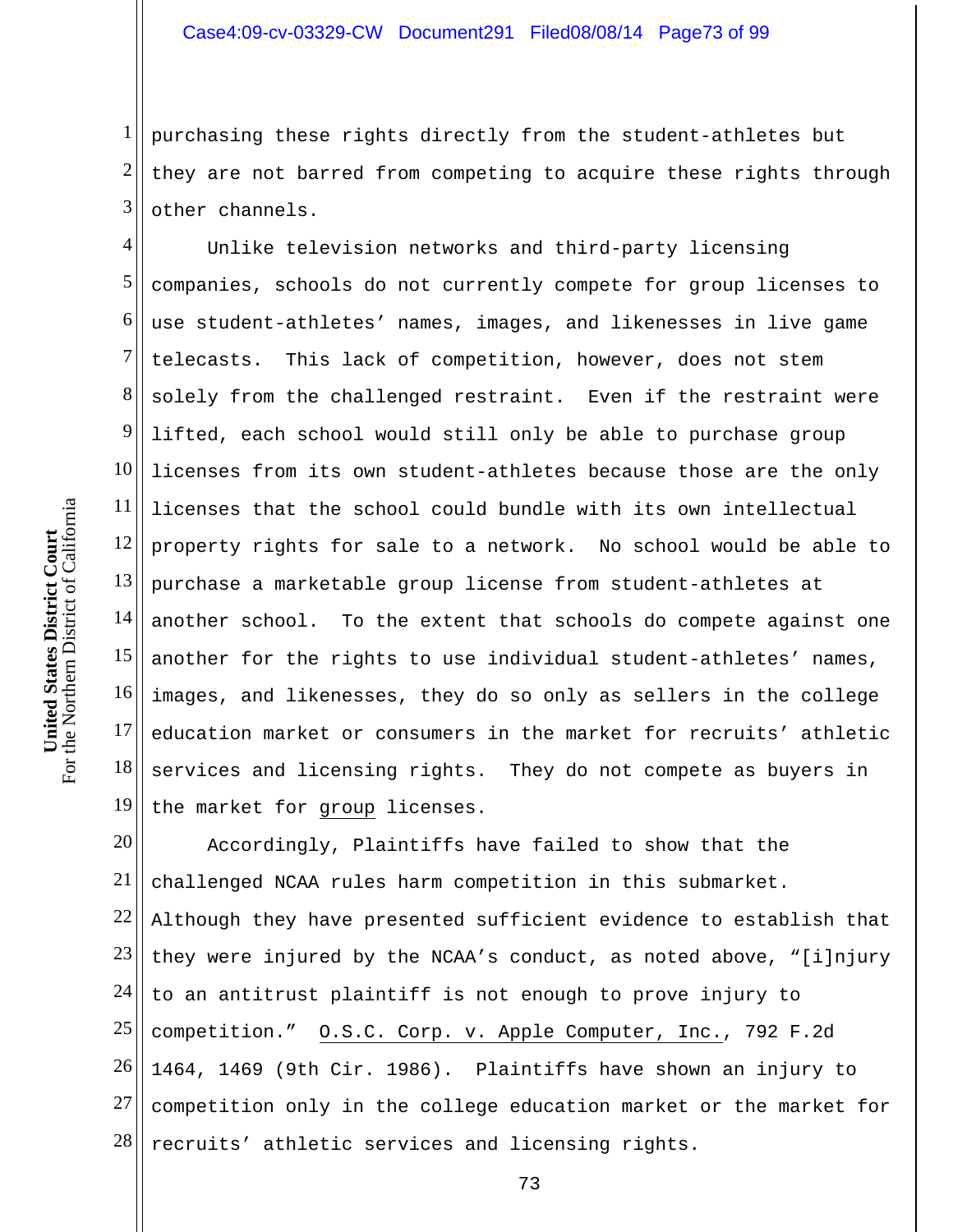purchasing these rights directly from the student-athletes but they are not barred from competing to acquire these rights through other channels.

Unlike television networks and third-party licensing companies, schools do not currently compete for group licenses to use student-athletes' names, images, and likenesses in live game telecasts. This lack of competition, however, does not stem solely from the challenged restraint. Even if the restraint were lifted, each school would still only be able to purchase group licenses from its own student-athletes because those are the only licenses that the school could bundle with its own intellectual property rights for sale to a network. No school would be able to purchase a marketable group license from student-athletes at another school. To the extent that schools do compete against one another for the rights to use individual student-athletes' names, images, and likenesses, they do so only as sellers in the college education market or consumers in the market for recruits' athletic services and licensing rights. They do not compete as buyers in the market for group licenses.

Accordingly, Plaintiffs have failed to show that the challenged NCAA rules harm competition in this submarket. Although they have presented sufficient evidence to establish that they were injured by the NCAA's conduct, as noted above, "[i]njury to an antitrust plaintiff is not enough to prove injury to competition." O.S.C. Corp. v. Apple Computer, Inc., 792 F.2d 1464, 1469 (9th Cir. 1986). Plaintiffs have shown an injury to competition only in the college education market or the market for recruits' athletic services and licensing rights.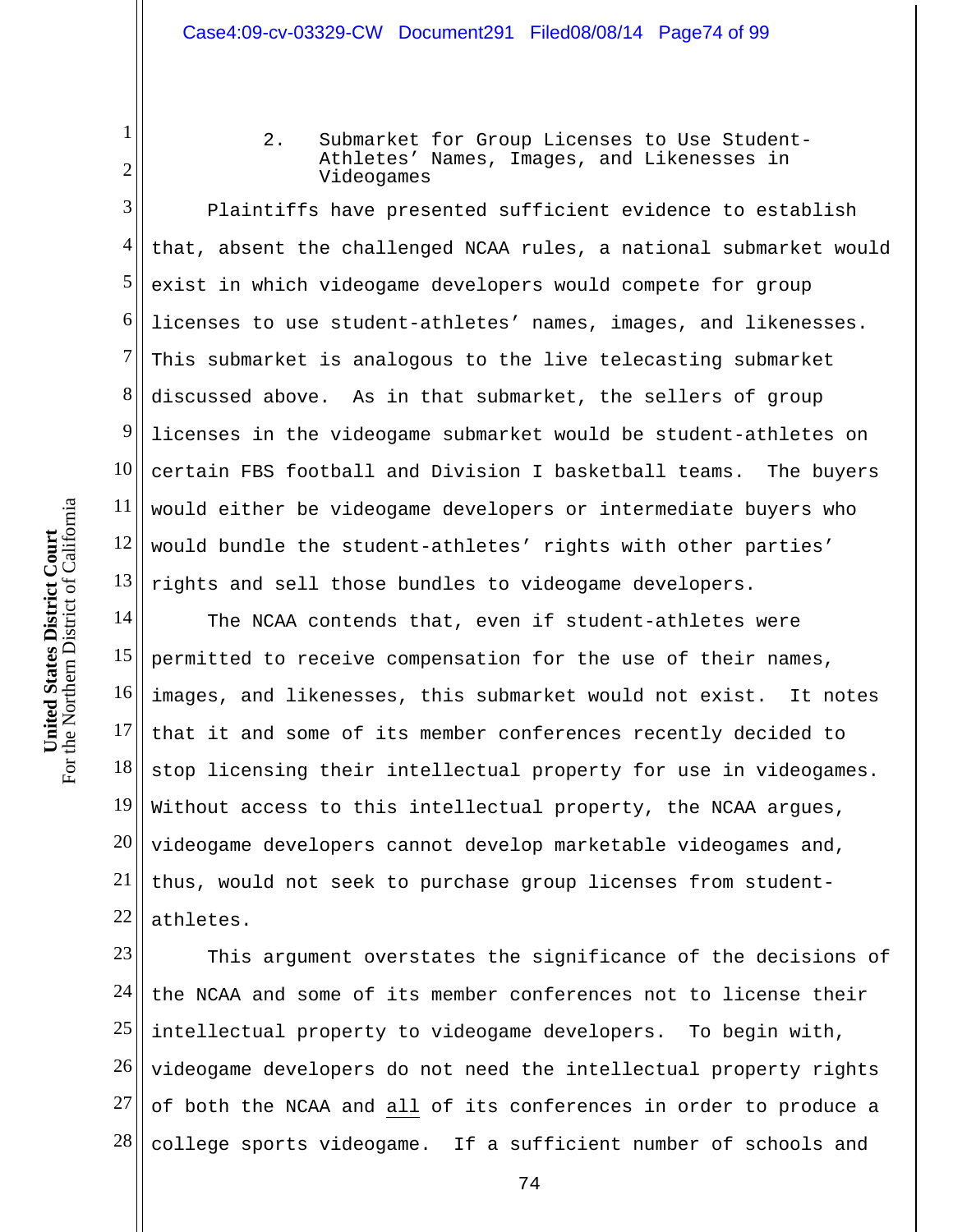### 2. Submarket for Group Licenses to Use Student-Athletes' Names, Images, and Likenesses in Videogames

Plaintiffs have presented sufficient evidence to establish that, absent the challenged NCAA rules, a national submarket would exist in which videogame developers would compete for group licenses to use student-athletes' names, images, and likenesses. This submarket is analogous to the live telecasting submarket discussed above. As in that submarket, the sellers of group licenses in the videogame submarket would be student-athletes on certain FBS football and Division I basketball teams. The buyers would either be videogame developers or intermediate buyers who would bundle the student-athletes' rights with other parties' rights and sell those bundles to videogame developers.

The NCAA contends that, even if student-athletes were permitted to receive compensation for the use of their names, images, and likenesses, this submarket would not exist. It notes that it and some of its member conferences recently decided to stop licensing their intellectual property for use in videogames. Without access to this intellectual property, the NCAA argues, videogame developers cannot develop marketable videogames and, thus, would not seek to purchase group licenses from student-athletes.

This argument overstates the significance of the decisions of the NCAA and some of its member conferences not to license their intellectual property to videogame developers. To begin with, videogame developers do not need the intellectual property rights of both the NCAA and <u>all</u> of its conferences in order to produce a college sports videogame. If a sufficient number of schools and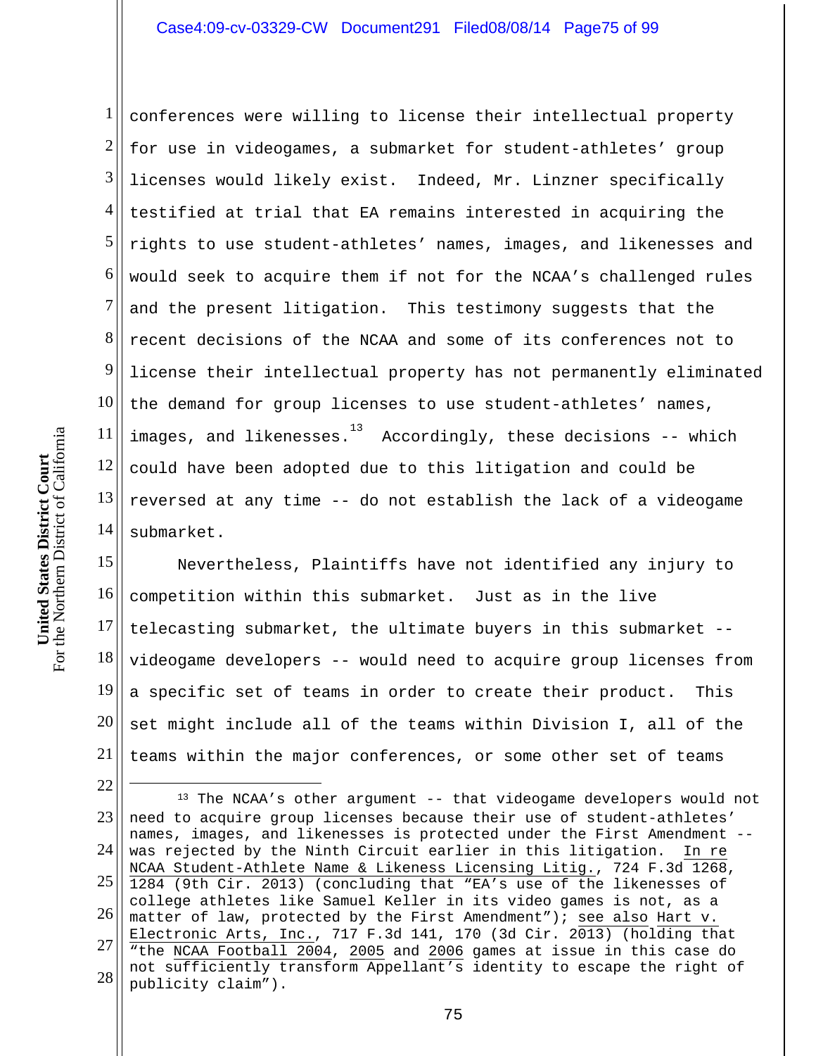conferences were willing to license their intellectual property for use in videogames, a submarket for student-athletes' group licenses would likely exist. Indeed, Mr. Linzner specifically testified at trial that EA remains interested in acquiring the rights to use student-athletes' names, images, and likenesses and would seek to acquire them if not for the NCAA's challenged rules and the present litigation. This testimony suggests that the recent decisions of the NCAA and some of its conferences not to license their intellectual property has not permanently eliminated the demand for group licenses to use student-athletes' names, images, and likenesses.[13] Accordingly, these decisions -- which could have been adopted due to this litigation and could be reversed at any time -- do not establish the lack of a videogame submarket.

Nevertheless, Plaintiffs have not identified any injury to competition within this submarket. Just as in the live telecasting submarket, the ultimate buyers in this submarket -- videogame developers -- would need to acquire group licenses from a specific set of teams in order to create their product. This set might include all of the teams within Division I, all of the teams within the major conferences, or some other set of teams

---

[13] The NCAA's other argument -- that videogame developers would not need to acquire group licenses because their use of student-athletes' names, images, and likenesses is protected under the First Amendment -- was rejected by the Ninth Circuit earlier in this litigation. In re NCAA Student-Athlete Name & Likeness Licensing Litig., 724 F.3d 1268, 1284 (9th Cir. 2013) (concluding that "EA's use of the likenesses of college athletes like Samuel Keller in its video games is not, as a matter of law, protected by the First Amendment"); see also Hart v. Electronic Arts, Inc., 717 F.3d 141, 170 (3d Cir. 2013) (holding that "the NCAA Football 2004, 2005 and 2006 games at issue in this case do not sufficiently transform Appellant's identity to escape the right of publicity claim").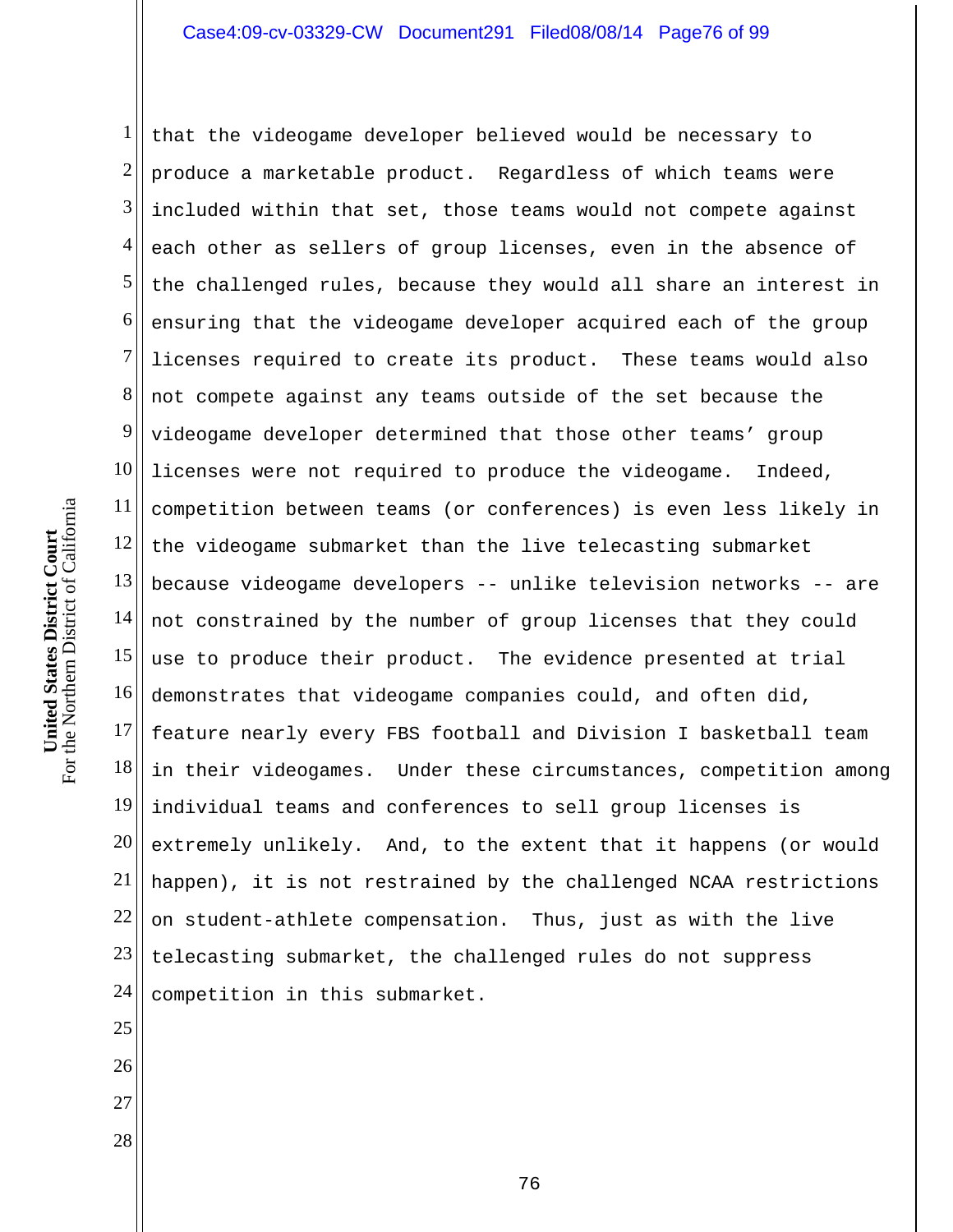that the videogame developer believed would be necessary to produce a marketable product. Regardless of which teams were included within that set, those teams would not compete against each other as sellers of group licenses, even in the absence of the challenged rules, because they would all share an interest in ensuring that the videogame developer acquired each of the group licenses required to create its product. These teams would also not compete against any teams outside of the set because the videogame developer determined that those other teams' group licenses were not required to produce the videogame. Indeed, competition between teams (or conferences) is even less likely in the videogame submarket than the live telecasting submarket because videogame developers -- unlike television networks -- are not constrained by the number of group licenses that they could use to produce their product. The evidence presented at trial demonstrates that videogame companies could, and often did, feature nearly every FBS football and Division I basketball team in their videogames. Under these circumstances, competition among individual teams and conferences to sell group licenses is extremely unlikely. And, to the extent that it happens (or would happen), it is not restrained by the challenged NCAA restrictions on student-athlete compensation. Thus, just as with the live telecasting submarket, the challenged rules do not suppress competition in this submarket.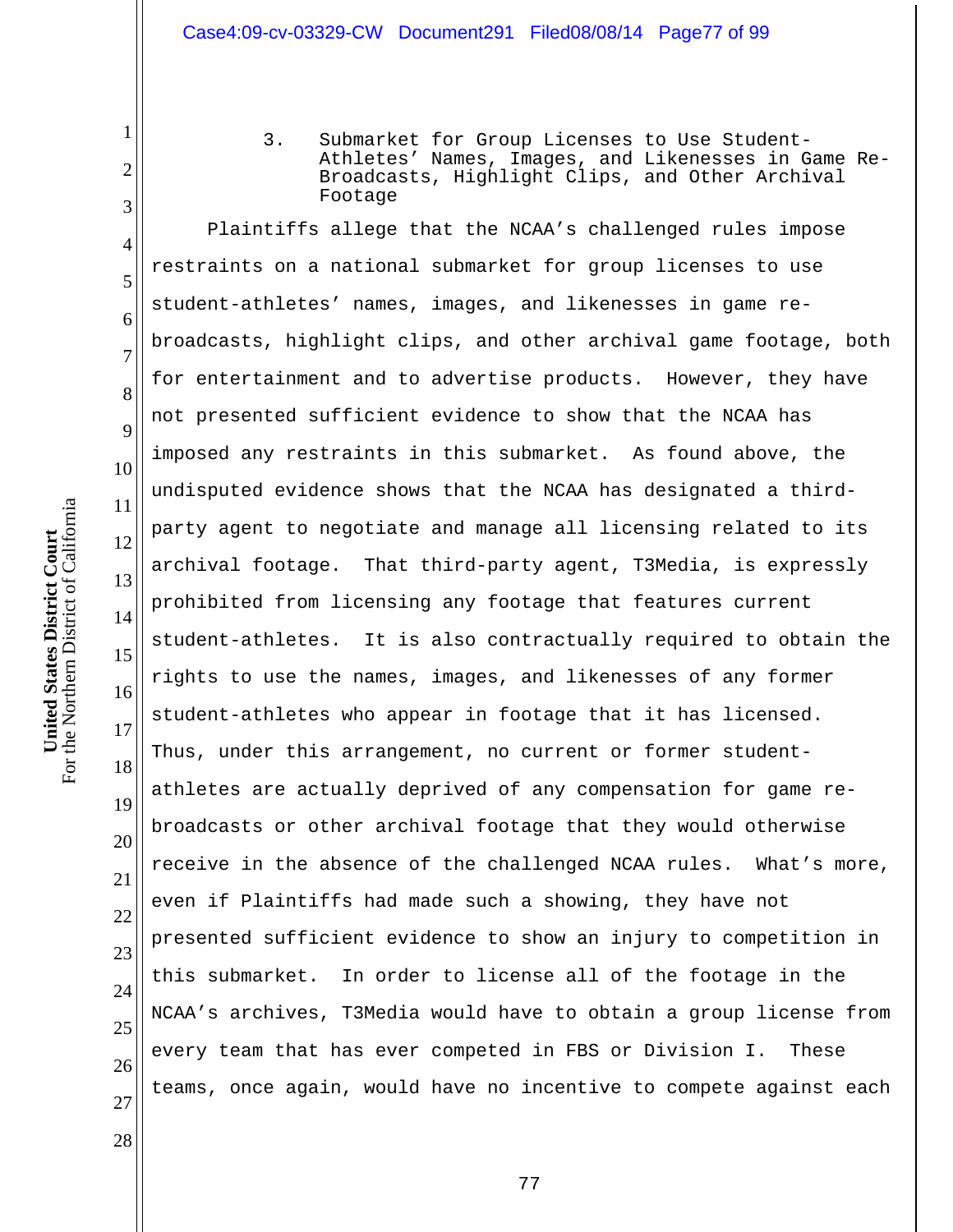### 3. Submarket for Group Licenses to Use Student-Athletes' Names, Images, and Likenesses in Game Re-Broadcasts, Highlight Clips, and Other Archival Footage

Plaintiffs allege that the NCAA's challenged rules impose restraints on a national submarket for group licenses to use student-athletes' names, images, and likenesses in game re-broadcasts, highlight clips, and other archival game footage, both for entertainment and to advertise products. However, they have not presented sufficient evidence to show that the NCAA has imposed any restraints in this submarket. As found above, the undisputed evidence shows that the NCAA has designated a third-party agent to negotiate and manage all licensing related to its archival footage. That third-party agent, T3Media, is expressly prohibited from licensing any footage that features current student-athletes. It is also contractually required to obtain the rights to use the names, images, and likenesses of any former student-athletes who appear in footage that it has licensed. Thus, under this arrangement, no current or former student-athletes are actually deprived of any compensation for game re-broadcasts or other archival footage that they would otherwise receive in the absence of the challenged NCAA rules. What's more, even if Plaintiffs had made such a showing, they have not presented sufficient evidence to show an injury to competition in this submarket. In order to license all of the footage in the NCAA's archives, T3Media would have to obtain a group license from every team that has ever competed in FBS or Division I. These teams, once again, would have no incentive to compete against each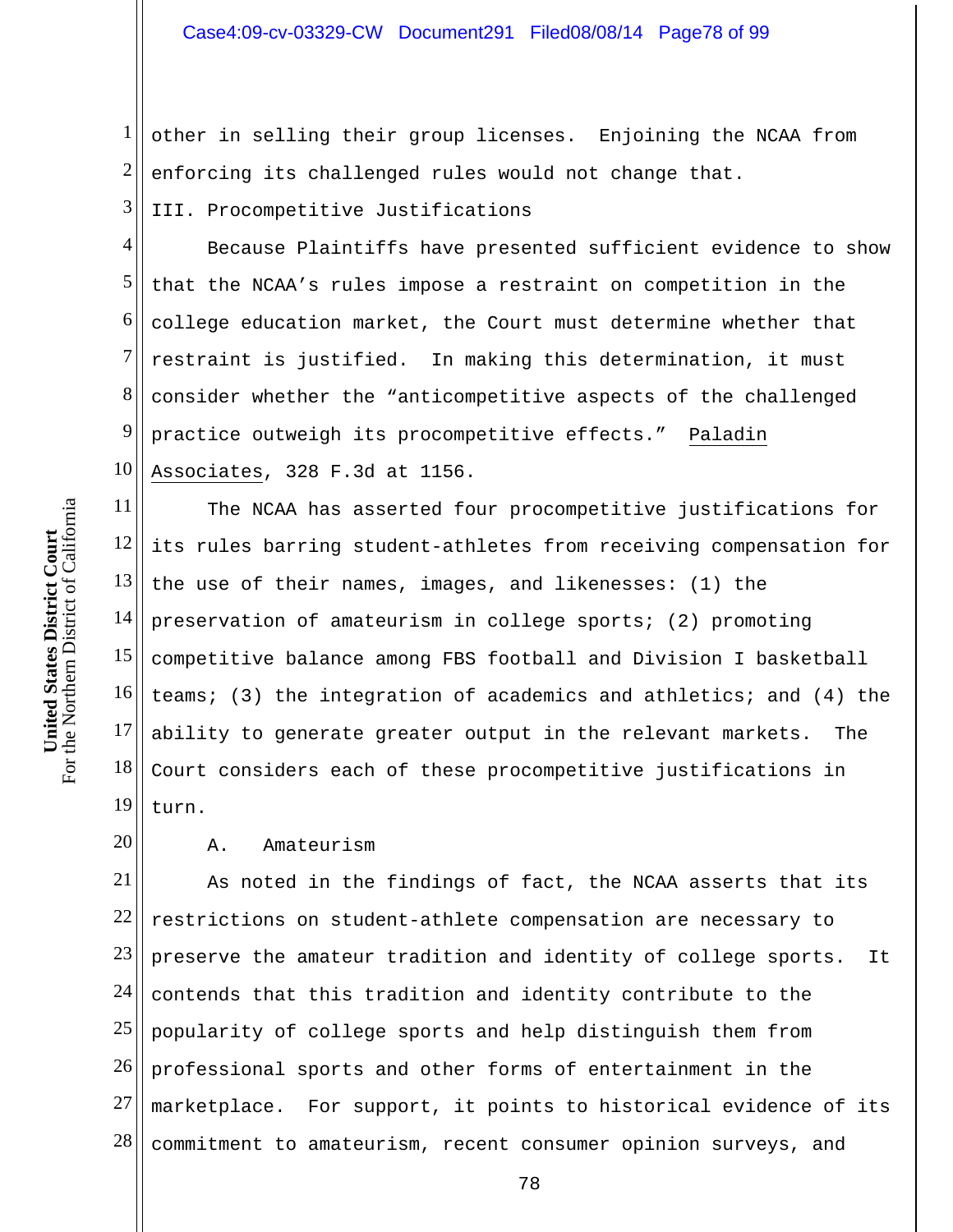other in selling their group licenses. Enjoining the NCAA from enforcing its challenged rules would not change that.

## III. Procompetitive Justifications

Because Plaintiffs have presented sufficient evidence to show that the NCAA's rules impose a restraint on competition in the college education market, the Court must determine whether that restraint is justified. In making this determination, it must consider whether the "anticompetitive aspects of the challenged practice outweigh its procompetitive effects." Paladin Associates, 328 F.3d at 1156.

The NCAA has asserted four procompetitive justifications for its rules barring student-athletes from receiving compensation for the use of their names, images, and likenesses: (1) the preservation of amateurism in college sports; (2) promoting competitive balance among FBS football and Division I basketball teams; (3) the integration of academics and athletics; and (4) the ability to generate greater output in the relevant markets. The Court considers each of these procompetitive justifications in turn.

### A. Amateurism

As noted in the findings of fact, the NCAA asserts that its restrictions on student-athlete compensation are necessary to preserve the amateur tradition and identity of college sports. It contends that this tradition and identity contribute to the popularity of college sports and help distinguish them from professional sports and other forms of entertainment in the marketplace. For support, it points to historical evidence of its commitment to amateurism, recent consumer opinion surveys, and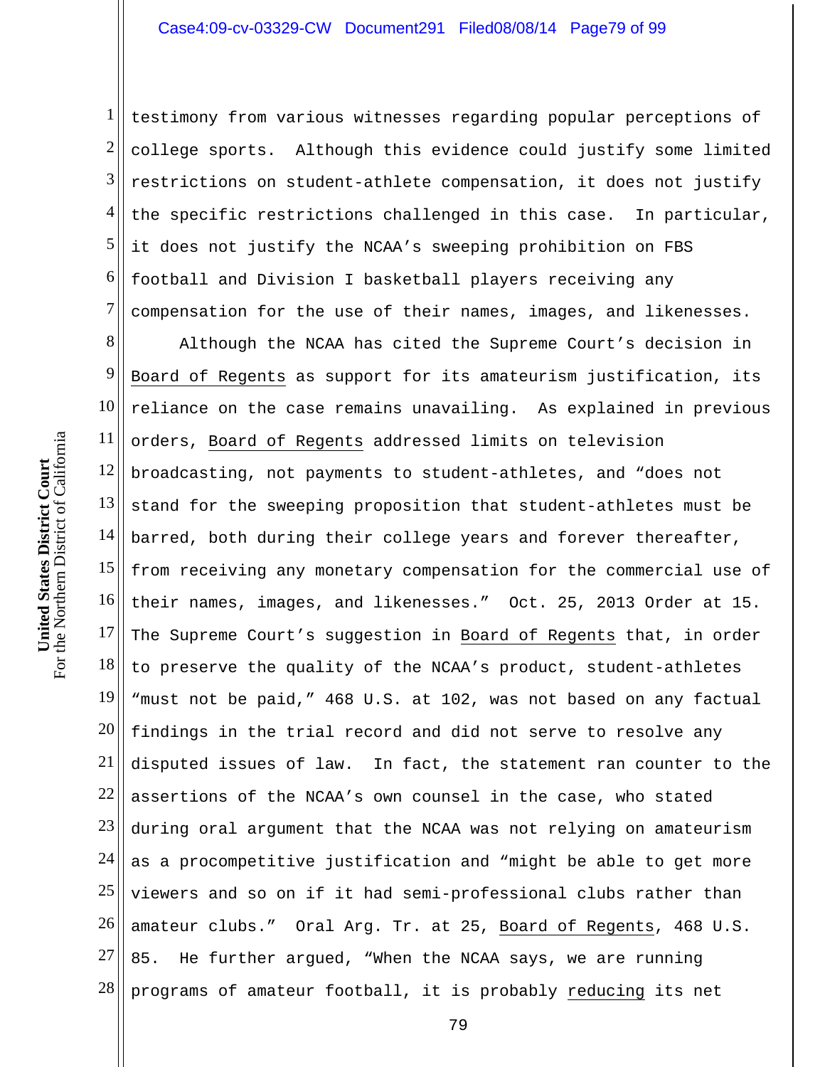testimony from various witnesses regarding popular perceptions of college sports. Although this evidence could justify some limited restrictions on student-athlete compensation, it does not justify the specific restrictions challenged in this case. In particular, it does not justify the NCAA's sweeping prohibition on FBS football and Division I basketball players receiving any compensation for the use of their names, images, and likenesses.

Although the NCAA has cited the Supreme Court's decision in Board of Regents as support for its amateurism justification, its reliance on the case remains unavailing. As explained in previous orders, Board of Regents addressed limits on television broadcasting, not payments to student-athletes, and "does not stand for the sweeping proposition that student-athletes must be barred, both during their college years and forever thereafter, from receiving any monetary compensation for the commercial use of their names, images, and likenesses." Oct. 25, 2013 Order at 15. The Supreme Court's suggestion in Board of Regents that, in order to preserve the quality of the NCAA's product, student-athletes "must not be paid," 468 U.S. at 102, was not based on any factual findings in the trial record and did not serve to resolve any disputed issues of law. In fact, the statement ran counter to the assertions of the NCAA's own counsel in the case, who stated during oral argument that the NCAA was not relying on amateurism as a procompetitive justification and "might be able to get more viewers and so on if it had semi-professional clubs rather than amateur clubs." Oral Arg. Tr. at 25, Board of Regents, 468 U.S. 85. He further argued, "When the NCAA says, we are running programs of amateur football, it is probably reducing its net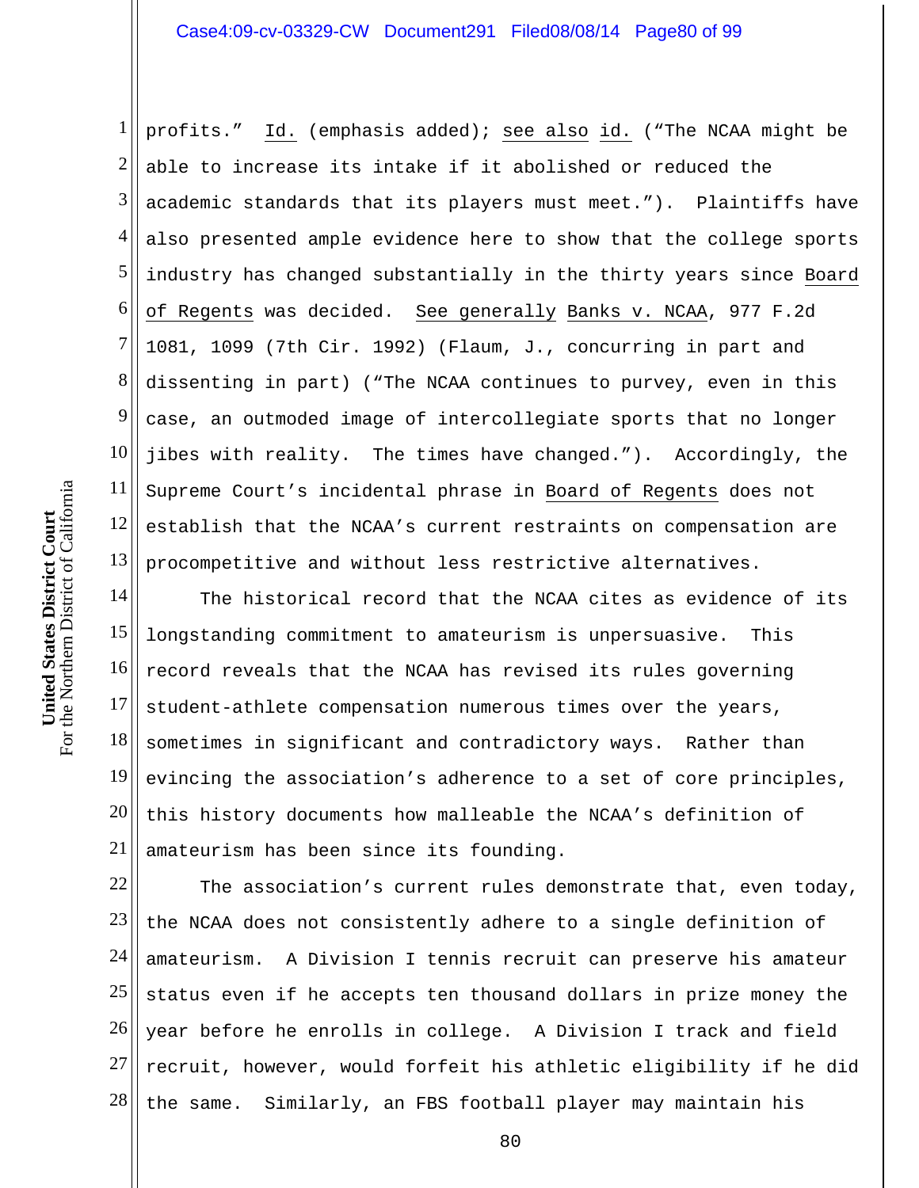profits." Id. (emphasis added); see also id. ("The NCAA might be able to increase its intake if it abolished or reduced the academic standards that its players must meet."). Plaintiffs have also presented ample evidence here to show that the college sports industry has changed substantially in the thirty years since Board of Regents was decided. See generally Banks v. NCAA, 977 F.2d 1081, 1099 (7th Cir. 1992) (Flaum, J., concurring in part and dissenting in part) ("The NCAA continues to purvey, even in this case, an outmoded image of intercollegiate sports that no longer jibes with reality. The times have changed."). Accordingly, the Supreme Court's incidental phrase in Board of Regents does not establish that the NCAA's current restraints on compensation are procompetitive and without less restrictive alternatives.

The historical record that the NCAA cites as evidence of its longstanding commitment to amateurism is unpersuasive. This record reveals that the NCAA has revised its rules governing student-athlete compensation numerous times over the years, sometimes in significant and contradictory ways. Rather than evincing the association's adherence to a set of core principles, this history documents how malleable the NCAA's definition of amateurism has been since its founding.

The association's current rules demonstrate that, even today, the NCAA does not consistently adhere to a single definition of amateurism. A Division I tennis recruit can preserve his amateur status even if he accepts ten thousand dollars in prize money the year before he enrolls in college. A Division I track and field recruit, however, would forfeit his athletic eligibility if he did the same. Similarly, an FBS football player may maintain his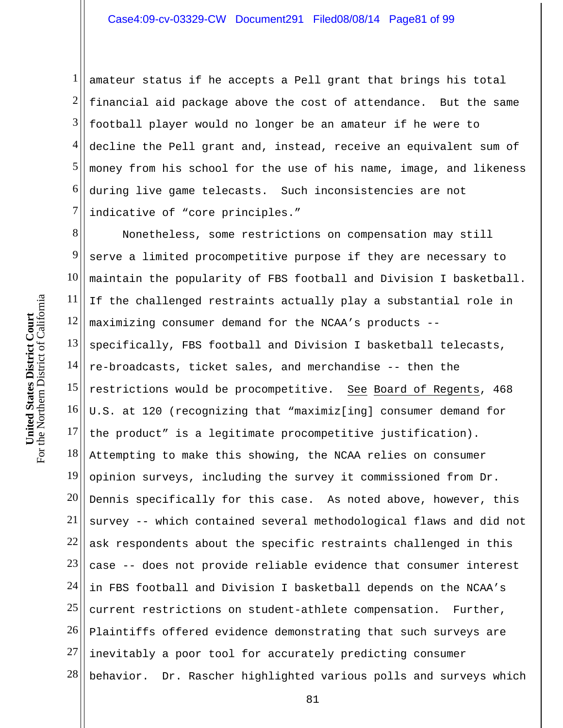amateur status if he accepts a Pell grant that brings his total financial aid package above the cost of attendance. But the same football player would no longer be an amateur if he were to decline the Pell grant and, instead, receive an equivalent sum of money from his school for the use of his name, image, and likeness during live game telecasts. Such inconsistencies are not indicative of "core principles."

Nonetheless, some restrictions on compensation may still serve a limited procompetitive purpose if they are necessary to maintain the popularity of FBS football and Division I basketball. If the challenged restraints actually play a substantial role in maximizing consumer demand for the NCAA's products -- specifically, FBS football and Division I basketball telecasts, re-broadcasts, ticket sales, and merchandise -- then the restrictions would be procompetitive. See Board of Regents, 468 U.S. at 120 (recognizing that "maximiz[ing] consumer demand for the product" is a legitimate procompetitive justification). Attempting to make this showing, the NCAA relies on consumer opinion surveys, including the survey it commissioned from Dr. Dennis specifically for this case. As noted above, however, this survey -- which contained several methodological flaws and did not ask respondents about the specific restraints challenged in this case -- does not provide reliable evidence that consumer interest in FBS football and Division I basketball depends on the NCAA's current restrictions on student-athlete compensation. Further, Plaintiffs offered evidence demonstrating that such surveys are inevitably a poor tool for accurately predicting consumer behavior. Dr. Rascher highlighted various polls and surveys which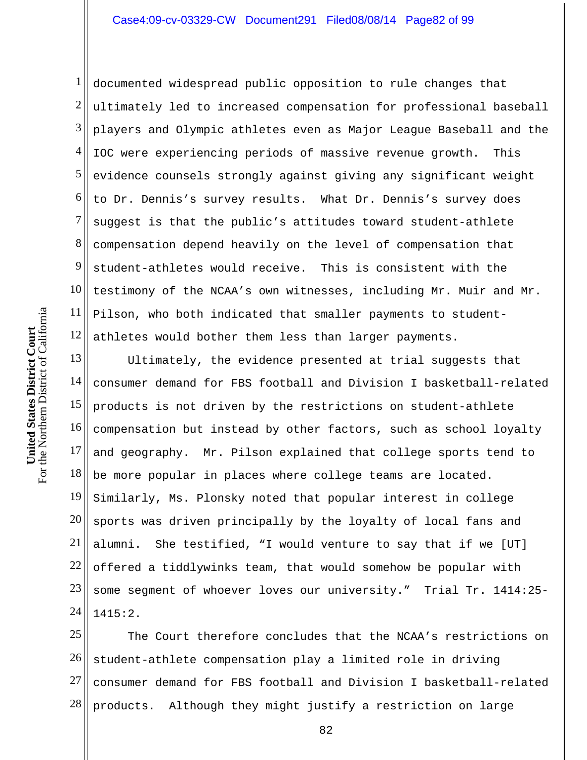documented widespread public opposition to rule changes that ultimately led to increased compensation for professional baseball players and Olympic athletes even as Major League Baseball and the IOC were experiencing periods of massive revenue growth. This evidence counsels strongly against giving any significant weight to Dr. Dennis's survey results. What Dr. Dennis's survey does suggest is that the public's attitudes toward student-athlete compensation depend heavily on the level of compensation that student-athletes would receive. This is consistent with the testimony of the NCAA's own witnesses, including Mr. Muir and Mr. Pilson, who both indicated that smaller payments to student-athletes would bother them less than larger payments.

Ultimately, the evidence presented at trial suggests that consumer demand for FBS football and Division I basketball-related products is not driven by the restrictions on student-athlete compensation but instead by other factors, such as school loyalty and geography. Mr. Pilson explained that college sports tend to be more popular in places where college teams are located. Similarly, Ms. Plonsky noted that popular interest in college sports was driven principally by the loyalty of local fans and alumni. She testified, "I would venture to say that if we [UT] offered a tiddlywinks team, that would somehow be popular with some segment of whoever loves our university." Trial Tr. 1414:25-1415:2.

The Court therefore concludes that the NCAA's restrictions on student-athlete compensation play a limited role in driving consumer demand for FBS football and Division I basketball-related products. Although they might justify a restriction on large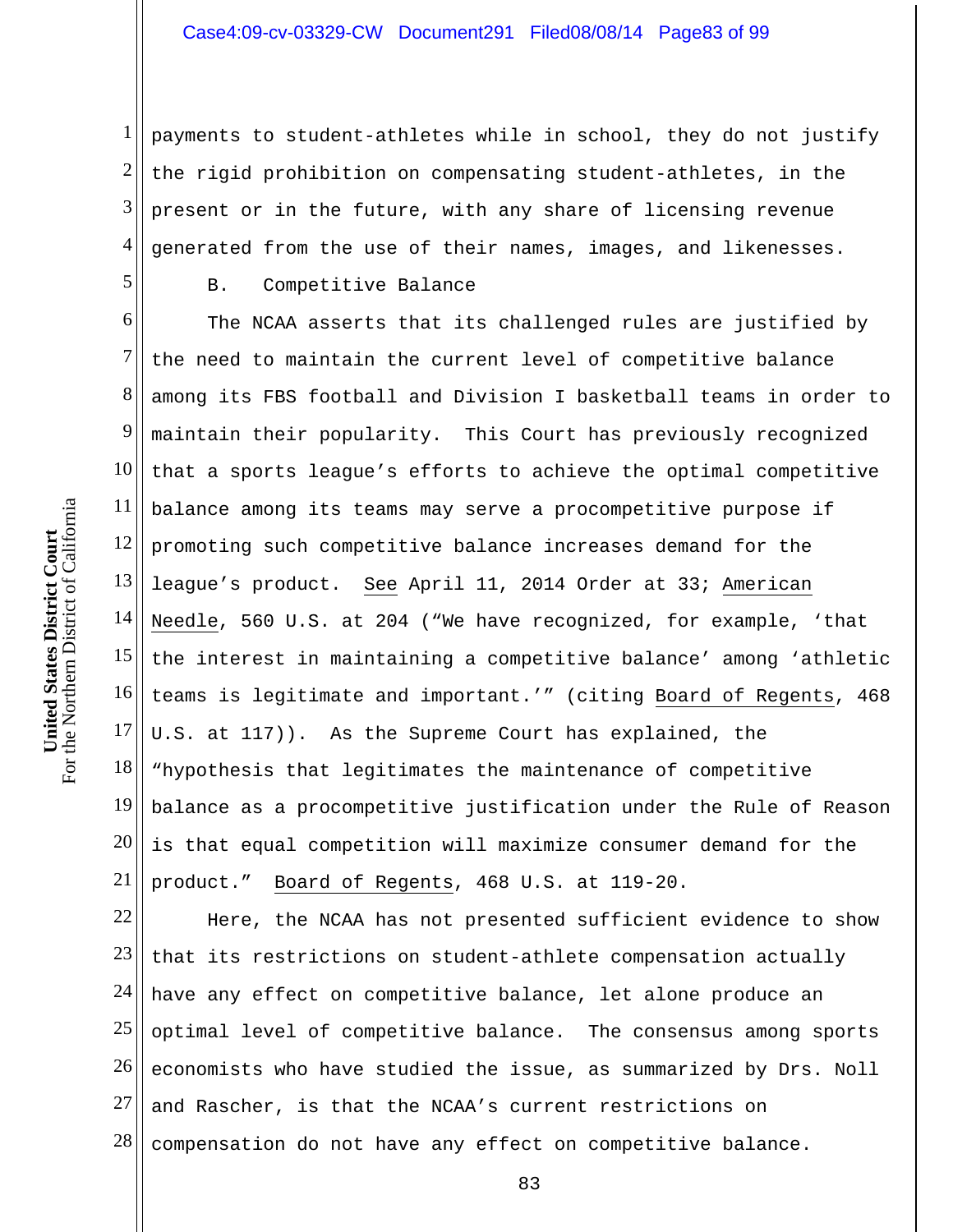payments to student-athletes while in school, they do not justify the rigid prohibition on compensating student-athletes, in the present or in the future, with any share of licensing revenue generated from the use of their names, images, and likenesses.

### B. Competitive Balance

The NCAA asserts that its challenged rules are justified by the need to maintain the current level of competitive balance among its FBS football and Division I basketball teams in order to maintain their popularity. This Court has previously recognized that a sports league's efforts to achieve the optimal competitive balance among its teams may serve a procompetitive purpose if promoting such competitive balance increases demand for the league's product. See April 11, 2014 Order at 33; American Needle, 560 U.S. at 204 ("We have recognized, for example, 'that the interest in maintaining a competitive balance' among 'athletic teams is legitimate and important.'" (citing Board of Regents, 468 U.S. at 117)). As the Supreme Court has explained, the "hypothesis that legitimates the maintenance of competitive balance as a procompetitive justification under the Rule of Reason is that equal competition will maximize consumer demand for the product." Board of Regents, 468 U.S. at 119-20.

Here, the NCAA has not presented sufficient evidence to show that its restrictions on student-athlete compensation actually have any effect on competitive balance, let alone produce an optimal level of competitive balance. The consensus among sports economists who have studied the issue, as summarized by Drs. Noll and Rascher, is that the NCAA's current restrictions on compensation do not have any effect on competitive balance.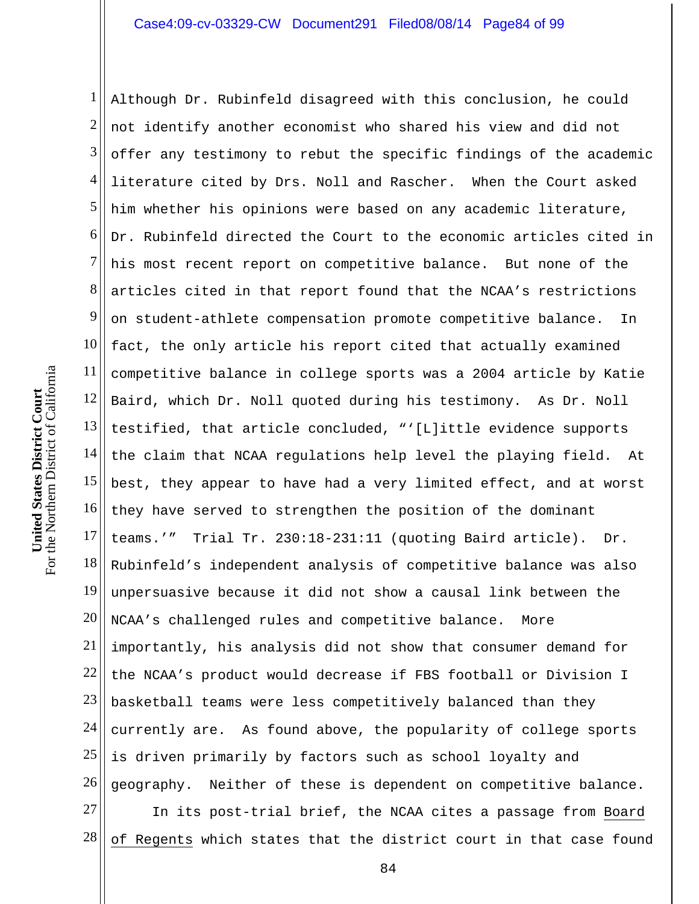Although Dr. Rubinfeld disagreed with this conclusion, he could not identify another economist who shared his view and did not offer any testimony to rebut the specific findings of the academic literature cited by Drs. Noll and Rascher. When the Court asked him whether his opinions were based on any academic literature, Dr. Rubinfeld directed the Court to the economic articles cited in his most recent report on competitive balance. But none of the articles cited in that report found that the NCAA's restrictions on student-athlete compensation promote competitive balance. In fact, the only article his report cited that actually examined competitive balance in college sports was a 2004 article by Katie Baird, which Dr. Noll quoted during his testimony. As Dr. Noll testified, that article concluded, "'[L]ittle evidence supports the claim that NCAA regulations help level the playing field. At best, they appear to have had a very limited effect, and at worst they have served to strengthen the position of the dominant teams.'" Trial Tr. 230:18-231:11 (quoting Baird article). Dr. Rubinfeld's independent analysis of competitive balance was also unpersuasive because it did not show a causal link between the NCAA's challenged rules and competitive balance. More importantly, his analysis did not show that consumer demand for the NCAA's product would decrease if FBS football or Division I basketball teams were less competitively balanced than they currently are. As found above, the popularity of college sports is driven primarily by factors such as school loyalty and geography. Neither of these is dependent on competitive balance.

In its post-trial brief, the NCAA cites a passage from Board of Regents which states that the district court in that case found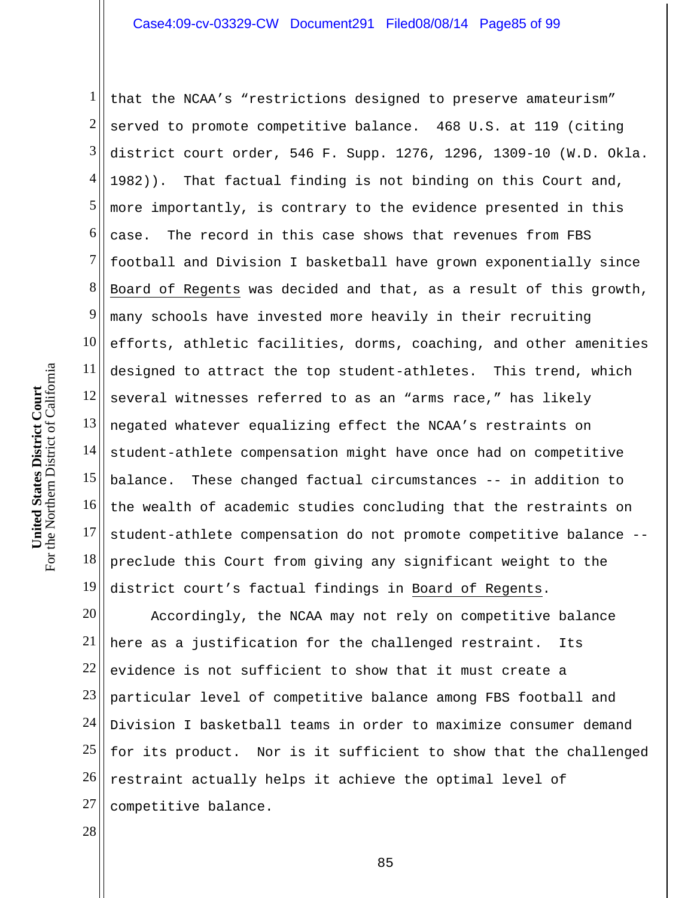that the NCAA's "restrictions designed to preserve amateurism" served to promote competitive balance. 468 U.S. at 119 (citing district court order, 546 F. Supp. 1276, 1296, 1309-10 (W.D. Okla. 1982)). That factual finding is not binding on this Court and, more importantly, is contrary to the evidence presented in this case. The record in this case shows that revenues from FBS football and Division I basketball have grown exponentially since Board of Regents was decided and that, as a result of this growth, many schools have invested more heavily in their recruiting efforts, athletic facilities, dorms, coaching, and other amenities designed to attract the top student-athletes. This trend, which several witnesses referred to as an "arms race," has likely negated whatever equalizing effect the NCAA's restraints on student-athlete compensation might have once had on competitive balance. These changed factual circumstances -- in addition to the wealth of academic studies concluding that the restraints on student-athlete compensation do not promote competitive balance -- preclude this Court from giving any significant weight to the district court's factual findings in Board of Regents.

Accordingly, the NCAA may not rely on competitive balance here as a justification for the challenged restraint. Its evidence is not sufficient to show that it must create a particular level of competitive balance among FBS football and Division I basketball teams in order to maximize consumer demand for its product. Nor is it sufficient to show that the challenged restraint actually helps it achieve the optimal level of competitive balance.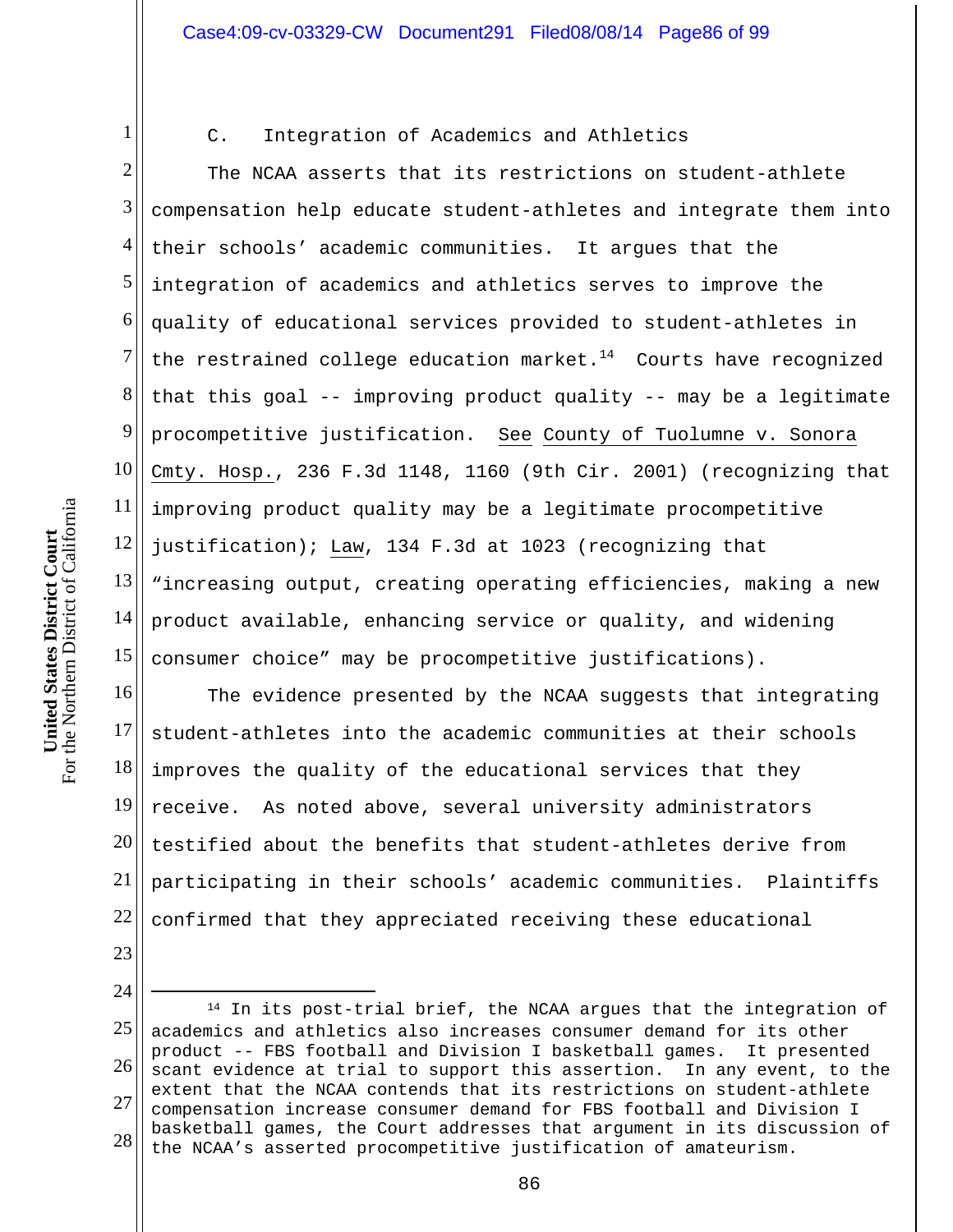C. Integration of Academics and Athletics

The NCAA asserts that its restrictions on student-athlete compensation help educate student-athletes and integrate them into their schools' academic communities. It argues that the integration of academics and athletics serves to improve the quality of educational services provided to student-athletes in the restrained college education market.[14] Courts have recognized that this goal -- improving product quality -- may be a legitimate procompetitive justification. See County of Tuolumne v. Sonora Cmty. Hosp., 236 F.3d 1148, 1160 (9th Cir. 2001) (recognizing that improving product quality may be a legitimate procompetitive justification); Law, 134 F.3d at 1023 (recognizing that "increasing output, creating operating efficiencies, making a new product available, enhancing service or quality, and widening consumer choice" may be procompetitive justifications).

The evidence presented by the NCAA suggests that integrating student-athletes into the academic communities at their schools improves the quality of the educational services that they receive. As noted above, several university administrators testified about the benefits that student-athletes derive from participating in their schools' academic communities. Plaintiffs confirmed that they appreciated receiving these educational

---

[14] In its post-trial brief, the NCAA argues that the integration of academics and athletics also increases consumer demand for its other product -- FBS football and Division I basketball games. It presented scant evidence at trial to support this assertion. In any event, to the extent that the NCAA contends that its restrictions on student-athlete compensation increase consumer demand for FBS football and Division I basketball games, the Court addresses that argument in its discussion of the NCAA's asserted procompetitive justification of amateurism.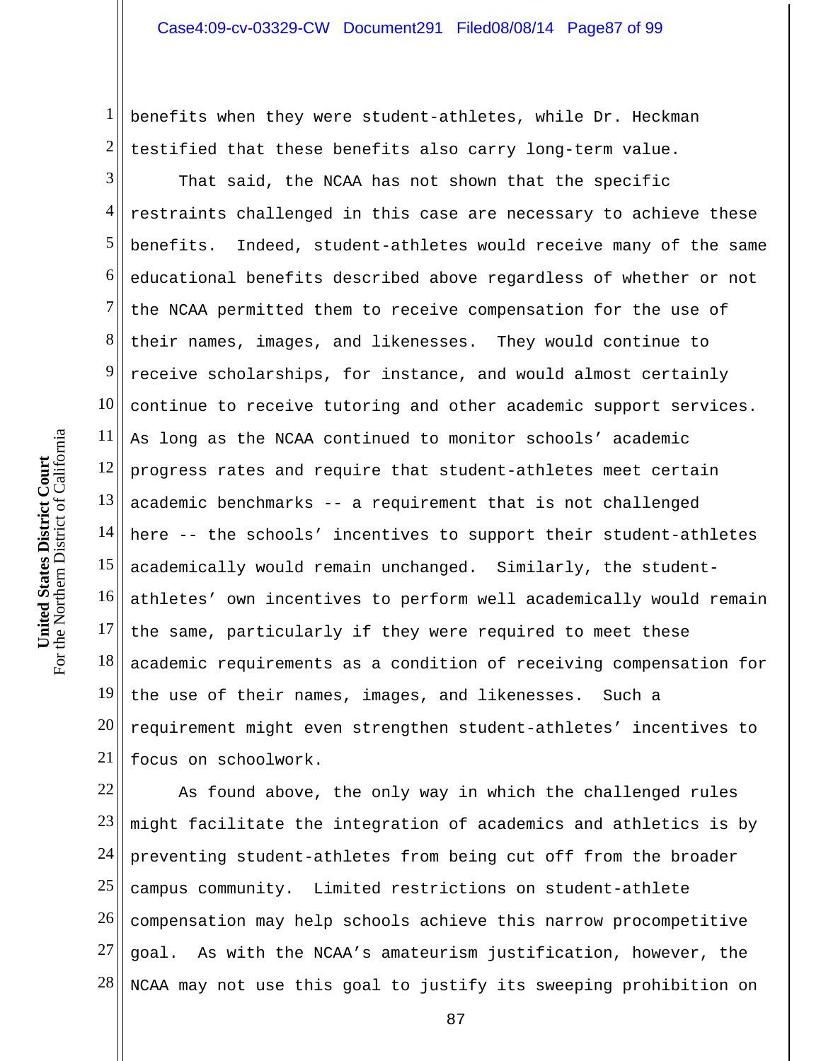benefits when they were student-athletes, while Dr. Heckman testified that these benefits also carry long-term value.

That said, the NCAA has not shown that the specific restraints challenged in this case are necessary to achieve these benefits. Indeed, student-athletes would receive many of the same educational benefits described above regardless of whether or not the NCAA permitted them to receive compensation for the use of their names, images, and likenesses. They would continue to receive scholarships, for instance, and would almost certainly continue to receive tutoring and other academic support services. As long as the NCAA continued to monitor schools' academic progress rates and require that student-athletes meet certain academic benchmarks -- a requirement that is not challenged here -- the schools' incentives to support their student-athletes academically would remain unchanged. Similarly, the student-athletes' own incentives to perform well academically would remain the same, particularly if they were required to meet these academic requirements as a condition of receiving compensation for the use of their names, images, and likenesses. Such a requirement might even strengthen student-athletes' incentives to focus on schoolwork.

As found above, the only way in which the challenged rules might facilitate the integration of academics and athletics is by preventing student-athletes from being cut off from the broader campus community. Limited restrictions on student-athlete compensation may help schools achieve this narrow procompetitive goal. As with the NCAA's amateurism justification, however, the NCAA may not use this goal to justify its sweeping prohibition on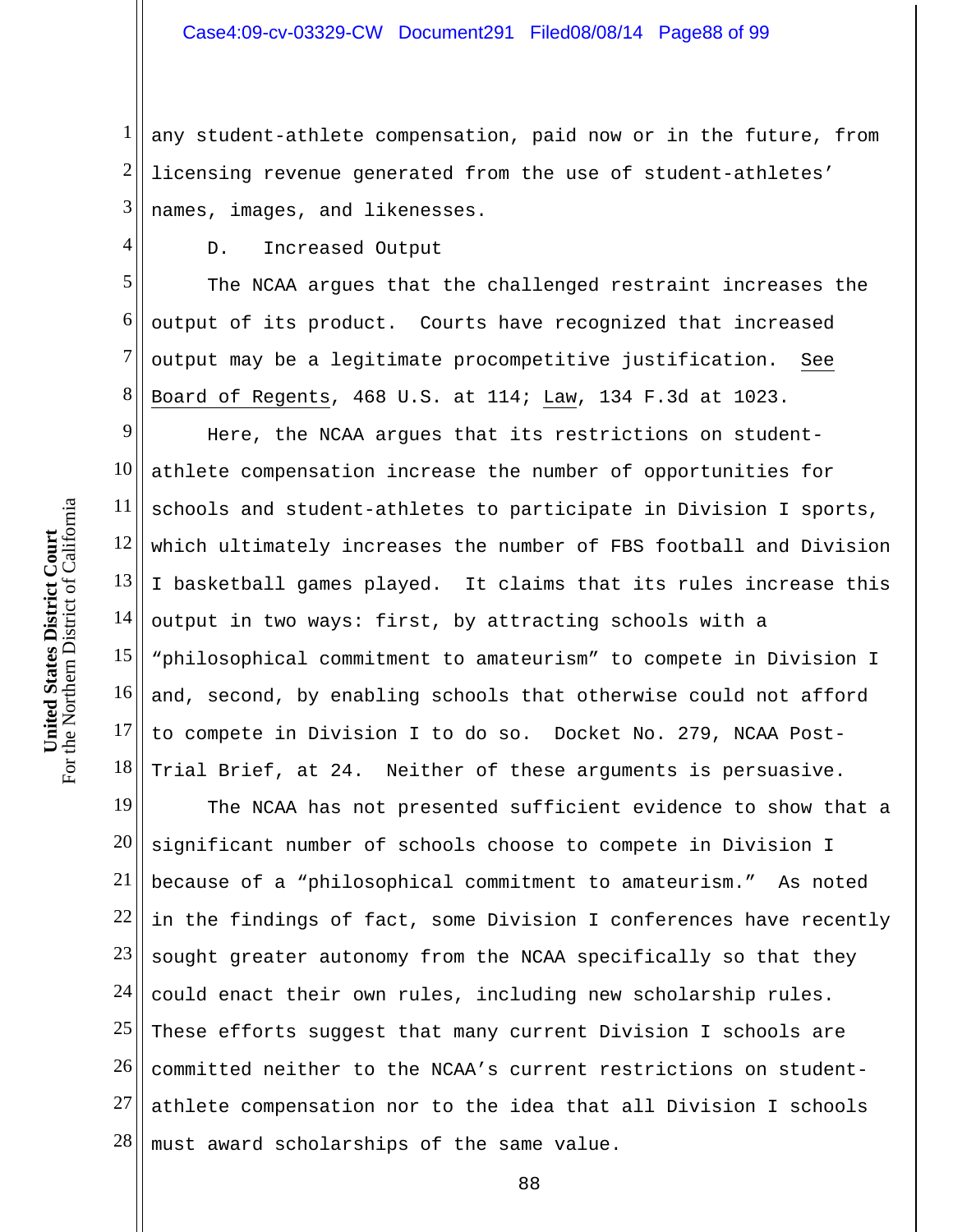any student-athlete compensation, paid now or in the future, from licensing revenue generated from the use of student-athletes' names, images, and likenesses.

### D. Increased Output

The NCAA argues that the challenged restraint increases the output of its product. Courts have recognized that increased output may be a legitimate procompetitive justification. See Board of Regents, 468 U.S. at 114; Law, 134 F.3d at 1023.

Here, the NCAA argues that its restrictions on student-athlete compensation increase the number of opportunities for schools and student-athletes to participate in Division I sports, which ultimately increases the number of FBS football and Division I basketball games played. It claims that its rules increase this output in two ways: first, by attracting schools with a "philosophical commitment to amateurism" to compete in Division I and, second, by enabling schools that otherwise could not afford to compete in Division I to do so. Docket No. 279, NCAA Post-Trial Brief, at 24. Neither of these arguments is persuasive.

The NCAA has not presented sufficient evidence to show that a significant number of schools choose to compete in Division I because of a "philosophical commitment to amateurism." As noted in the findings of fact, some Division I conferences have recently sought greater autonomy from the NCAA specifically so that they could enact their own rules, including new scholarship rules. These efforts suggest that many current Division I schools are committed neither to the NCAA's current restrictions on student-athlete compensation nor to the idea that all Division I schools must award scholarships of the same value.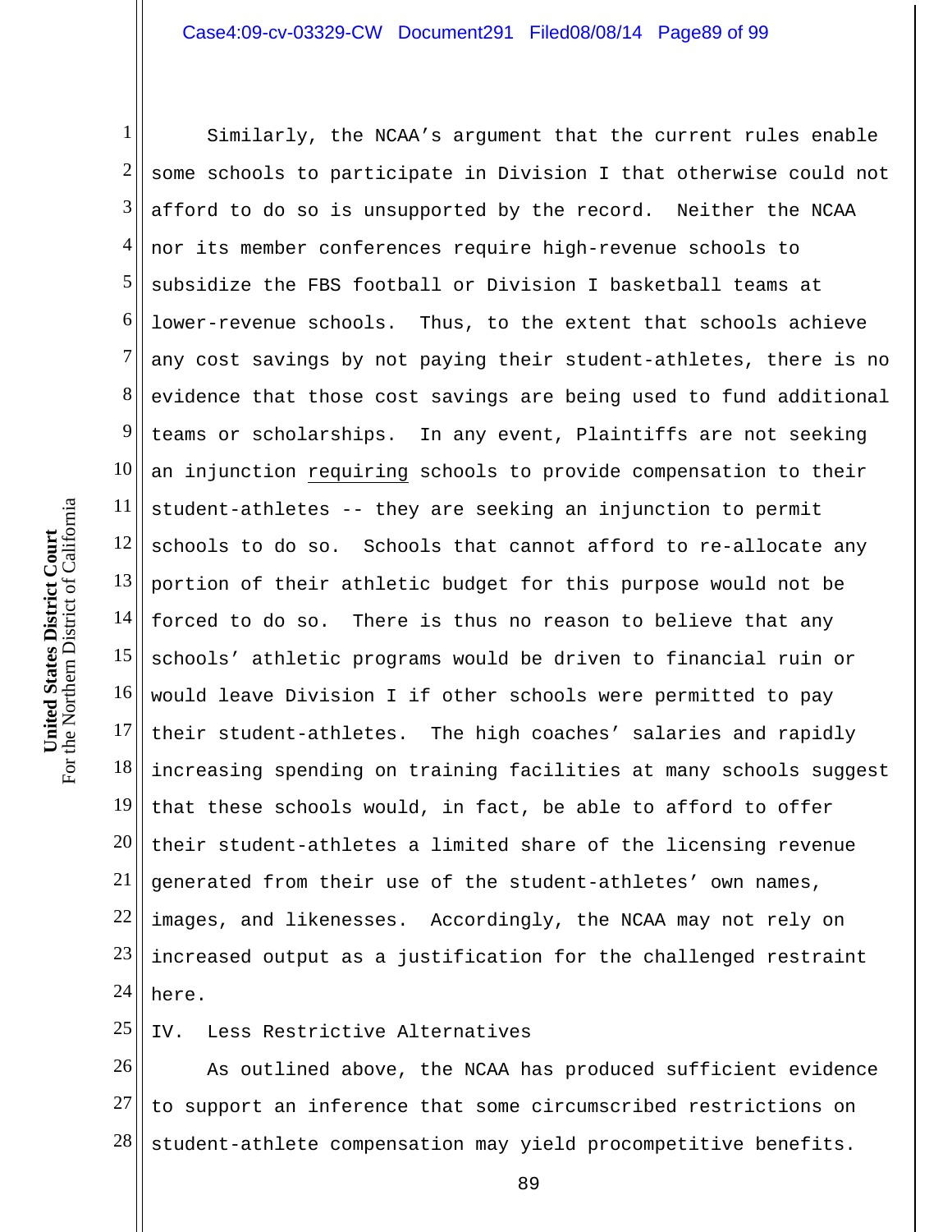Similarly, the NCAA's argument that the current rules enable some schools to participate in Division I that otherwise could not afford to do so is unsupported by the record. Neither the NCAA nor its member conferences require high-revenue schools to subsidize the FBS football or Division I basketball teams at lower-revenue schools. Thus, to the extent that schools achieve any cost savings by not paying their student-athletes, there is no evidence that those cost savings are being used to fund additional teams or scholarships. In any event, Plaintiffs are not seeking an injunction requiring schools to provide compensation to their student-athletes -- they are seeking an injunction to permit schools to do so. Schools that cannot afford to re-allocate any portion of their athletic budget for this purpose would not be forced to do so. There is thus no reason to believe that any schools' athletic programs would be driven to financial ruin or would leave Division I if other schools were permitted to pay their student-athletes. The high coaches' salaries and rapidly increasing spending on training facilities at many schools suggest that these schools would, in fact, be able to afford to offer their student-athletes a limited share of the licensing revenue generated from their use of the student-athletes' own names, images, and likenesses. Accordingly, the NCAA may not rely on increased output as a justification for the challenged restraint here.

## IV. Less Restrictive Alternatives

As outlined above, the NCAA has produced sufficient evidence to support an inference that some circumscribed restrictions on student-athlete compensation may yield procompetitive benefits.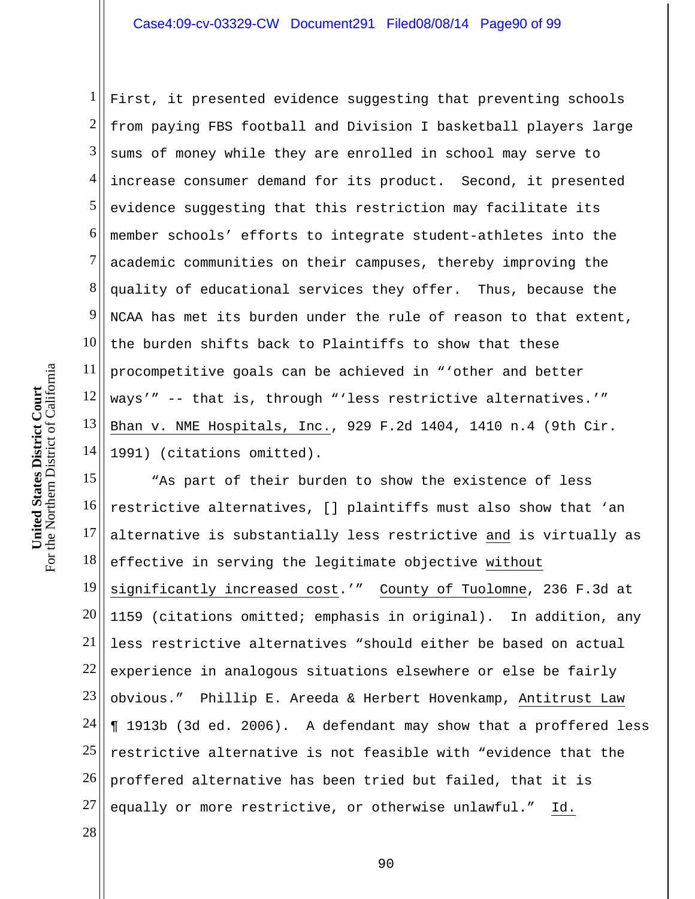First, it presented evidence suggesting that preventing schools from paying FBS football and Division I basketball players large sums of money while they are enrolled in school may serve to increase consumer demand for its product. Second, it presented evidence suggesting that this restriction may facilitate its member schools' efforts to integrate student-athletes into the academic communities on their campuses, thereby improving the quality of educational services they offer. Thus, because the NCAA has met its burden under the rule of reason to that extent, the burden shifts back to Plaintiffs to show that these procompetitive goals can be achieved in "'other and better ways'" -- that is, through "'less restrictive alternatives.'" Bhan v. NME Hospitals, Inc., 929 F.2d 1404, 1410 n.4 (9th Cir. 1991) (citations omitted).

"As part of their burden to show the existence of less restrictive alternatives, [] plaintiffs must also show that 'an alternative is substantially less restrictive and is virtually as effective in serving the legitimate objective without significantly increased cost.'" County of Tuolomne, 236 F.3d at 1159 (citations omitted; emphasis in original). In addition, any less restrictive alternatives "should either be based on actual experience in analogous situations elsewhere or else be fairly obvious." Phillip E. Areeda & Herbert Hovenkamp, Antitrust Law ¶ 1913b (3d ed. 2006). A defendant may show that a proffered less restrictive alternative is not feasible with "evidence that the proffered alternative has been tried but failed, that it is equally or more restrictive, or otherwise unlawful." Id.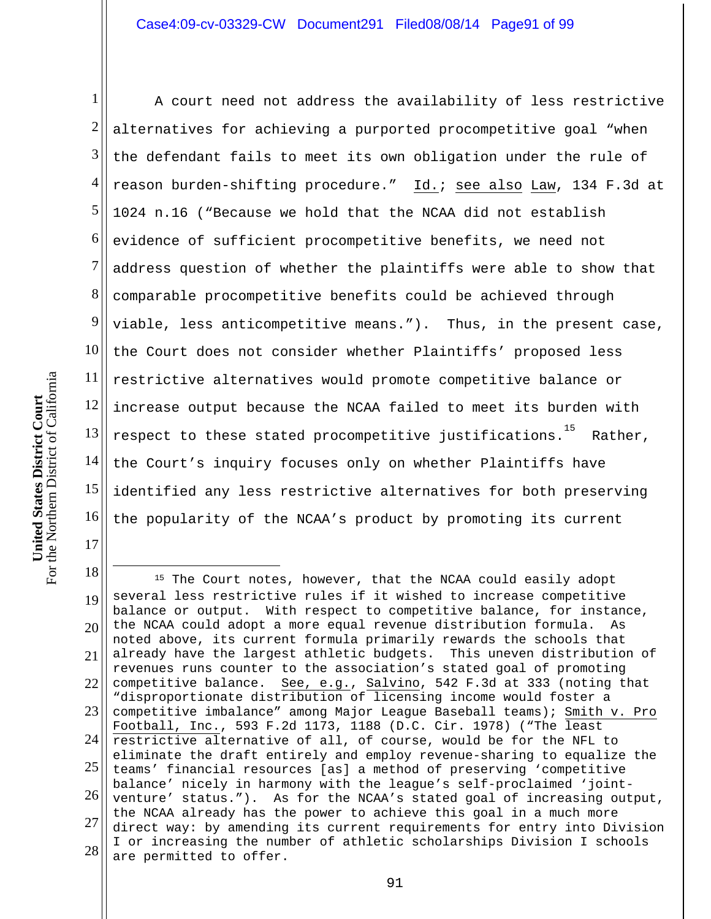A court need not address the availability of less restrictive alternatives for achieving a purported procompetitive goal "when the defendant fails to meet its own obligation under the rule of reason burden-shifting procedure." Id.; see also Law, 134 F.3d at 1024 n.16 ("Because we hold that the NCAA did not establish evidence of sufficient procompetitive benefits, we need not address question of whether the plaintiffs were able to show that comparable procompetitive benefits could be achieved through viable, less anticompetitive means."). Thus, in the present case, the Court does not consider whether Plaintiffs' proposed less restrictive alternatives would promote competitive balance or increase output because the NCAA failed to meet its burden with respect to these stated procompetitive justifications.[15] Rather, the Court's inquiry focuses only on whether Plaintiffs have identified any less restrictive alternatives for both preserving the popularity of the NCAA's product by promoting its current

---

[15] The Court notes, however, that the NCAA could easily adopt several less restrictive rules if it wished to increase competitive balance or output. With respect to competitive balance, for instance, the NCAA could adopt a more equal revenue distribution formula. As noted above, its current formula primarily rewards the schools that already have the largest athletic budgets. This uneven distribution of revenues runs counter to the association's stated goal of promoting competitive balance. See, e.g., Salvino, 542 F.3d at 333 (noting that "disproportionate distribution of licensing income would foster a competitive imbalance" among Major League Baseball teams); Smith v. Pro Football, Inc., 593 F.2d 1173, 1188 (D.C. Cir. 1978) ("The least restrictive alternative of all, of course, would be for the NFL to eliminate the draft entirely and employ revenue-sharing to equalize the teams' financial resources [as] a method of preserving 'competitive balance' nicely in harmony with the league's self-proclaimed 'joint-venture' status."). As for the NCAA's stated goal of increasing output, the NCAA already has the power to achieve this goal in a much more direct way: by amending its current requirements for entry into Division I or increasing the number of athletic scholarships Division I schools are permitted to offer.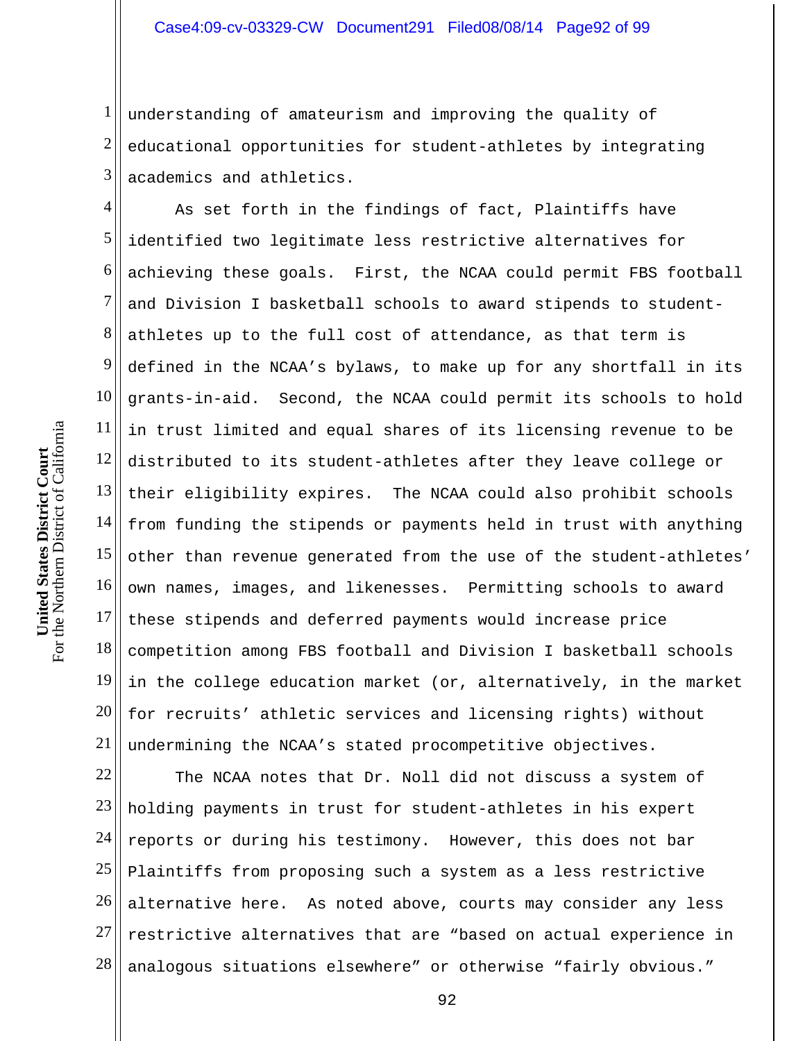understanding of amateurism and improving the quality of educational opportunities for student-athletes by integrating academics and athletics.

As set forth in the findings of fact, Plaintiffs have identified two legitimate less restrictive alternatives for achieving these goals. First, the NCAA could permit FBS football and Division I basketball schools to award stipends to student-athletes up to the full cost of attendance, as that term is defined in the NCAA's bylaws, to make up for any shortfall in its grants-in-aid. Second, the NCAA could permit its schools to hold in trust limited and equal shares of its licensing revenue to be distributed to its student-athletes after they leave college or their eligibility expires. The NCAA could also prohibit schools from funding the stipends or payments held in trust with anything other than revenue generated from the use of the student-athletes' own names, images, and likenesses. Permitting schools to award these stipends and deferred payments would increase price competition among FBS football and Division I basketball schools in the college education market (or, alternatively, in the market for recruits' athletic services and licensing rights) without undermining the NCAA's stated procompetitive objectives.

The NCAA notes that Dr. Noll did not discuss a system of holding payments in trust for student-athletes in his expert reports or during his testimony. However, this does not bar Plaintiffs from proposing such a system as a less restrictive alternative here. As noted above, courts may consider any less restrictive alternatives that are "based on actual experience in analogous situations elsewhere" or otherwise "fairly obvious."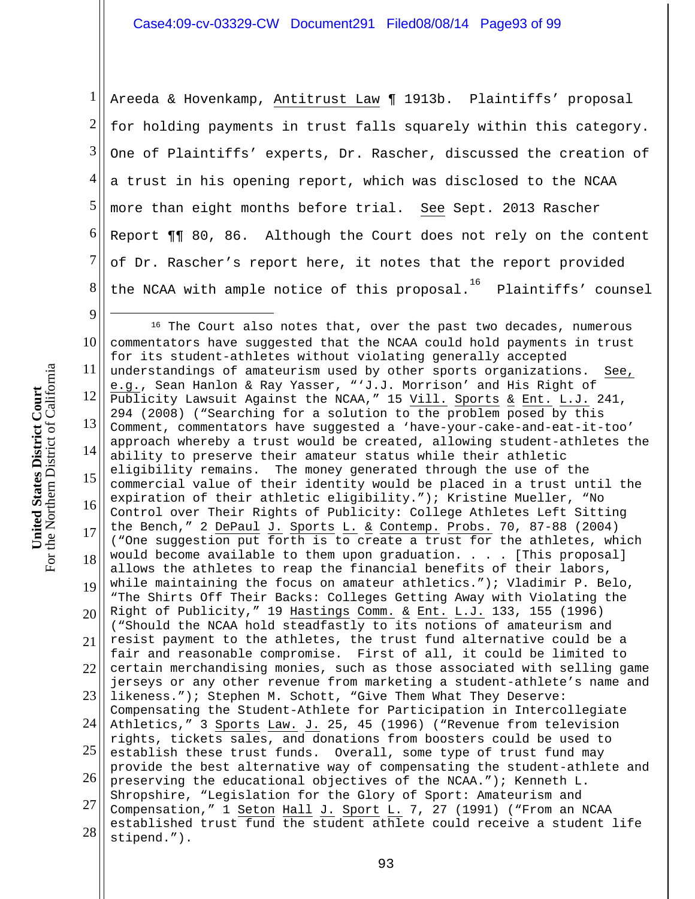Areeda & Hovenkamp, Antitrust Law ¶ 1913b. Plaintiffs' proposal for holding payments in trust falls squarely within this category. One of Plaintiffs' experts, Dr. Rascher, discussed the creation of a trust in his opening report, which was disclosed to the NCAA more than eight months before trial. See Sept. 2013 Rascher Report ¶¶ 80, 86. Although the Court does not rely on the content of Dr. Rascher's report here, it notes that the report provided the NCAA with ample notice of this proposal.[16] Plaintiffs' counsel

---

[16] The Court also notes that, over the past two decades, numerous commentators have suggested that the NCAA could hold payments in trust for its student-athletes without violating generally accepted understandings of amateurism used by other sports organizations. See, e.g., Sean Hanlon & Ray Yasser, "'J.J. Morrison' and His Right of Publicity Lawsuit Against the NCAA," 15 Vill. Sports & Ent. L.J. 241, 294 (2008) ("Searching for a solution to the problem posed by this Comment, commentators have suggested a 'have-your-cake-and-eat-it-too' approach whereby a trust would be created, allowing student-athletes the ability to preserve their amateur status while their athletic eligibility remains. The money generated through the use of the commercial value of their identity would be placed in a trust until the expiration of their athletic eligibility."); Kristine Mueller, "No Control over Their Rights of Publicity: College Athletes Left Sitting the Bench," 2 DePaul J. Sports L. & Contemp. Probs. 70, 87-88 (2004) ("One suggestion put forth is to create a trust for the athletes, which would become available to them upon graduation. . . . [This proposal] allows the athletes to reap the financial benefits of their labors, while maintaining the focus on amateur athletics."); Vladimir P. Belo, "The Shirts Off Their Backs: Colleges Getting Away with Violating the Right of Publicity," 19 Hastings Comm. & Ent. L.J. 133, 155 (1996) ("Should the NCAA hold steadfastly to its notions of amateurism and resist payment to the athletes, the trust fund alternative could be a fair and reasonable compromise. First of all, it could be limited to certain merchandising monies, such as those associated with selling game jerseys or any other revenue from marketing a student-athlete's name and likeness."); Stephen M. Schott, "Give Them What They Deserve: Compensating the Student-Athlete for Participation in Intercollegiate Athletics," 3 Sports Law. J. 25, 45 (1996) ("Revenue from television rights, tickets sales, and donations from boosters could be used to establish these trust funds. Overall, some type of trust fund may provide the best alternative way of compensating the student-athlete and preserving the educational objectives of the NCAA."); Kenneth L. Shropshire, "Legislation for the Glory of Sport: Amateurism and Compensation," 1 Seton Hall J. Sport L. 7, 27 (1991) ("From an NCAA established trust fund the student athlete could receive a student life stipend.").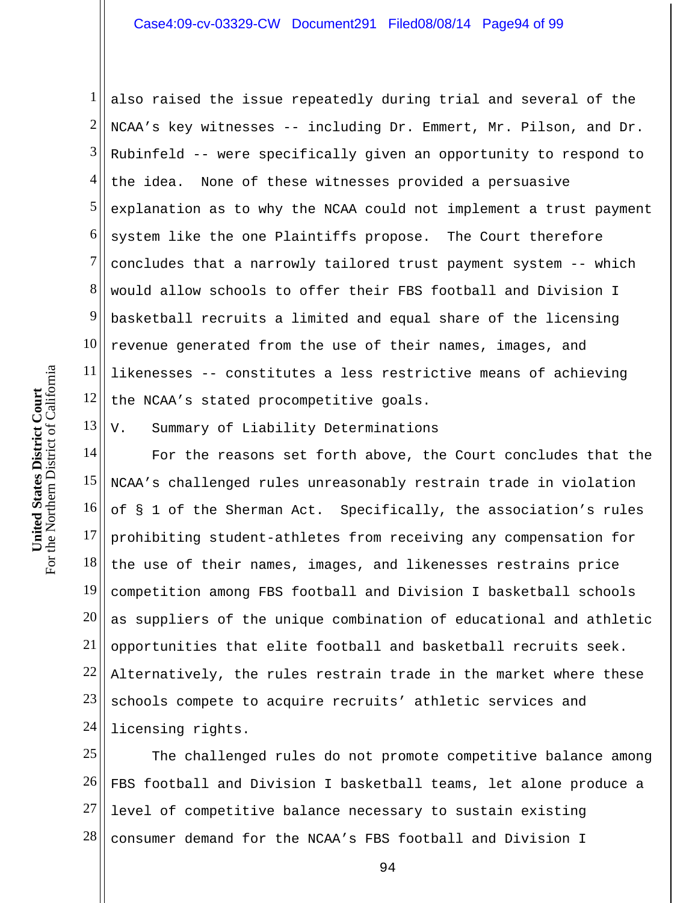also raised the issue repeatedly during trial and several of the NCAA's key witnesses -- including Dr. Emmert, Mr. Pilson, and Dr. Rubinfeld -- were specifically given an opportunity to respond to the idea. None of these witnesses provided a persuasive explanation as to why the NCAA could not implement a trust payment system like the one Plaintiffs propose. The Court therefore concludes that a narrowly tailored trust payment system -- which would allow schools to offer their FBS football and Division I basketball recruits a limited and equal share of the licensing revenue generated from the use of their names, images, and likenesses -- constitutes a less restrictive means of achieving the NCAA's stated procompetitive goals.

V. Summary of Liability Determinations

For the reasons set forth above, the Court concludes that the NCAA's challenged rules unreasonably restrain trade in violation of § 1 of the Sherman Act. Specifically, the association's rules prohibiting student-athletes from receiving any compensation for the use of their names, images, and likenesses restrains price competition among FBS football and Division I basketball schools as suppliers of the unique combination of educational and athletic opportunities that elite football and basketball recruits seek. Alternatively, the rules restrain trade in the market where these schools compete to acquire recruits' athletic services and licensing rights.

The challenged rules do not promote competitive balance among FBS football and Division I basketball teams, let alone produce a level of competitive balance necessary to sustain existing consumer demand for the NCAA's FBS football and Division I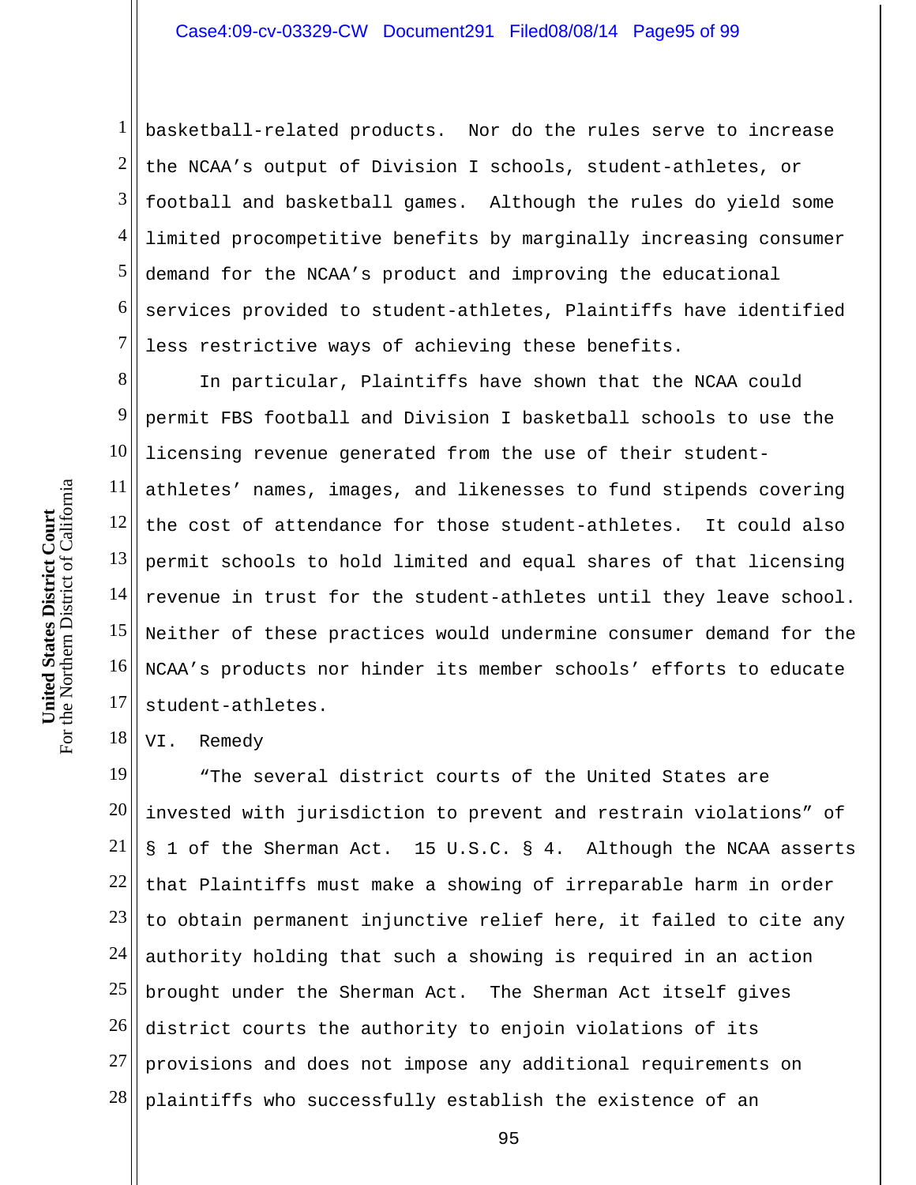basketball-related products. Nor do the rules serve to increase the NCAA's output of Division I schools, student-athletes, or football and basketball games. Although the rules do yield some limited procompetitive benefits by marginally increasing consumer demand for the NCAA's product and improving the educational services provided to student-athletes, Plaintiffs have identified less restrictive ways of achieving these benefits.

In particular, Plaintiffs have shown that the NCAA could permit FBS football and Division I basketball schools to use the licensing revenue generated from the use of their student-athletes' names, images, and likenesses to fund stipends covering the cost of attendance for those student-athletes. It could also permit schools to hold limited and equal shares of that licensing revenue in trust for the student-athletes until they leave school. Neither of these practices would undermine consumer demand for the NCAA's products nor hinder its member schools' efforts to educate student-athletes.

## VI. Remedy

"The several district courts of the United States are invested with jurisdiction to prevent and restrain violations" of § 1 of the Sherman Act. 15 U.S.C. § 4. Although the NCAA asserts that Plaintiffs must make a showing of irreparable harm in order to obtain permanent injunctive relief here, it failed to cite any authority holding that such a showing is required in an action brought under the Sherman Act. The Sherman Act itself gives district courts the authority to enjoin violations of its provisions and does not impose any additional requirements on plaintiffs who successfully establish the existence of an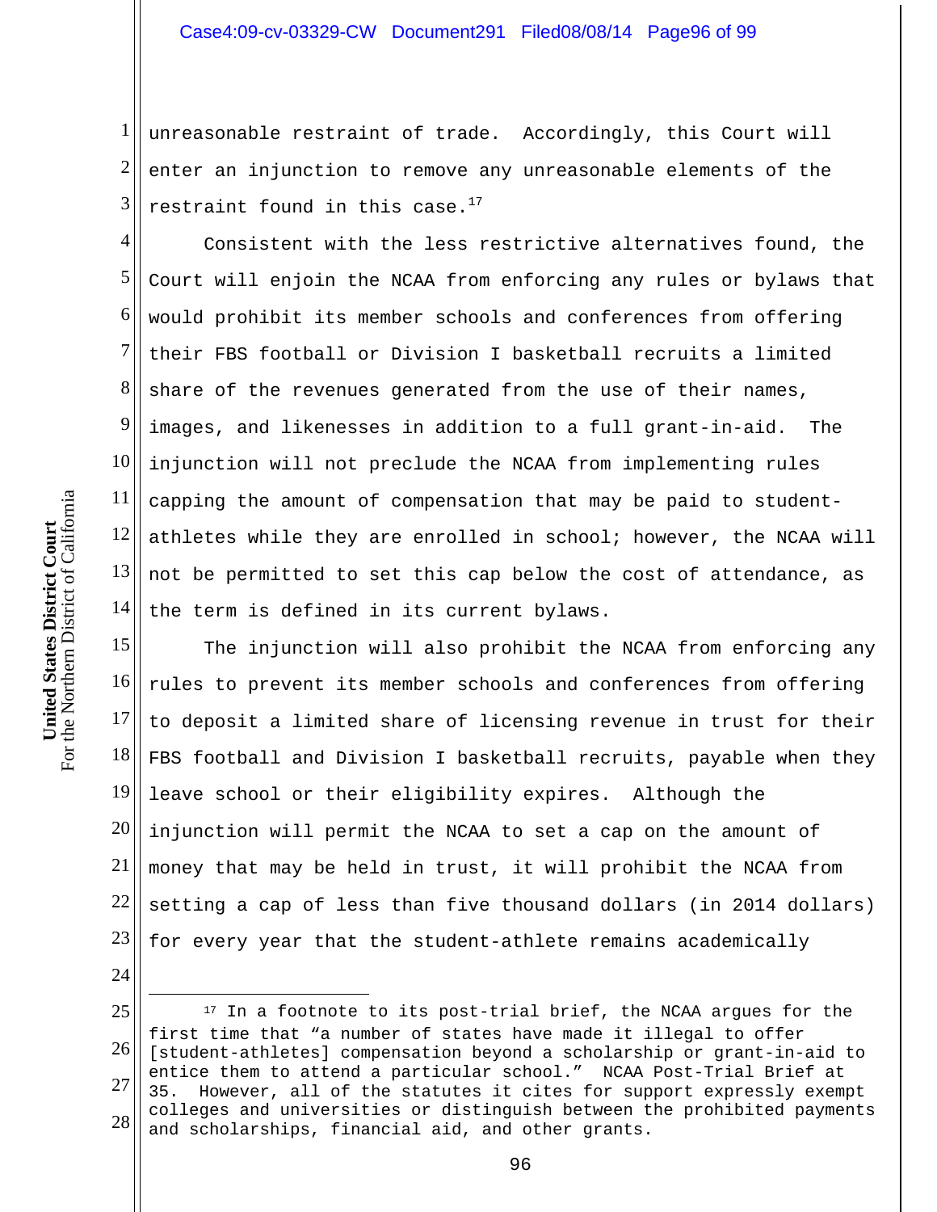unreasonable restraint of trade. Accordingly, this Court will enter an injunction to remove any unreasonable elements of the restraint found in this case.[17]

Consistent with the less restrictive alternatives found, the Court will enjoin the NCAA from enforcing any rules or bylaws that would prohibit its member schools and conferences from offering their FBS football or Division I basketball recruits a limited share of the revenues generated from the use of their names, images, and likenesses in addition to a full grant-in-aid. The injunction will not preclude the NCAA from implementing rules capping the amount of compensation that may be paid to student-athletes while they are enrolled in school; however, the NCAA will not be permitted to set this cap below the cost of attendance, as the term is defined in its current bylaws.

The injunction will also prohibit the NCAA from enforcing any rules to prevent its member schools and conferences from offering to deposit a limited share of licensing revenue in trust for their FBS football and Division I basketball recruits, payable when they leave school or their eligibility expires. Although the injunction will permit the NCAA to set a cap on the amount of money that may be held in trust, it will prohibit the NCAA from setting a cap of less than five thousand dollars (in 2014 dollars) for every year that the student-athlete remains academically

---

[17] In a footnote to its post-trial brief, the NCAA argues for the first time that "a number of states have made it illegal to offer [student-athletes] compensation beyond a scholarship or grant-in-aid to entice them to attend a particular school." NCAA Post-Trial Brief at 35. However, all of the statutes it cites for support expressly exempt colleges and universities or distinguish between the prohibited payments and scholarships, financial aid, and other grants.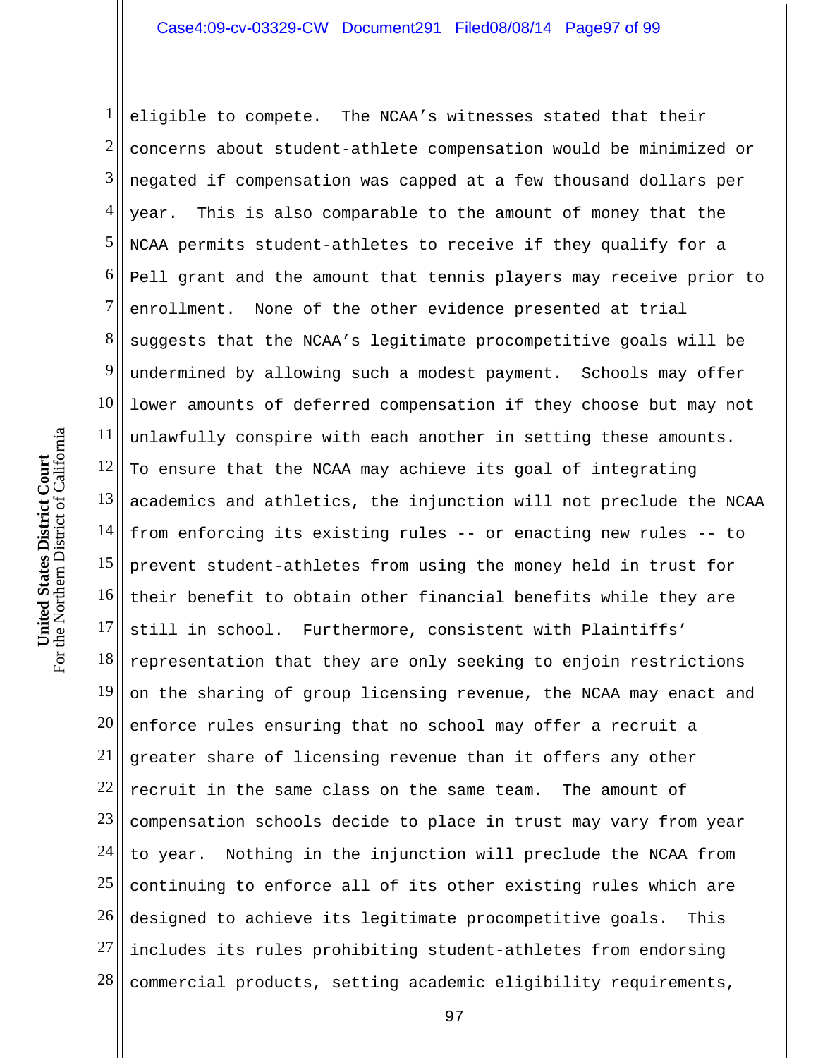eligible to compete. The NCAA's witnesses stated that their concerns about student-athlete compensation would be minimized or negated if compensation was capped at a few thousand dollars per year. This is also comparable to the amount of money that the NCAA permits student-athletes to receive if they qualify for a Pell grant and the amount that tennis players may receive prior to enrollment. None of the other evidence presented at trial suggests that the NCAA's legitimate procompetitive goals will be undermined by allowing such a modest payment. Schools may offer lower amounts of deferred compensation if they choose but may not unlawfully conspire with each another in setting these amounts. To ensure that the NCAA may achieve its goal of integrating academics and athletics, the injunction will not preclude the NCAA from enforcing its existing rules -- or enacting new rules -- to prevent student-athletes from using the money held in trust for their benefit to obtain other financial benefits while they are still in school. Furthermore, consistent with Plaintiffs' representation that they are only seeking to enjoin restrictions on the sharing of group licensing revenue, the NCAA may enact and enforce rules ensuring that no school may offer a recruit a greater share of licensing revenue than it offers any other recruit in the same class on the same team. The amount of compensation schools decide to place in trust may vary from year to year. Nothing in the injunction will preclude the NCAA from continuing to enforce all of its other existing rules which are designed to achieve its legitimate procompetitive goals. This includes its rules prohibiting student-athletes from endorsing commercial products, setting academic eligibility requirements,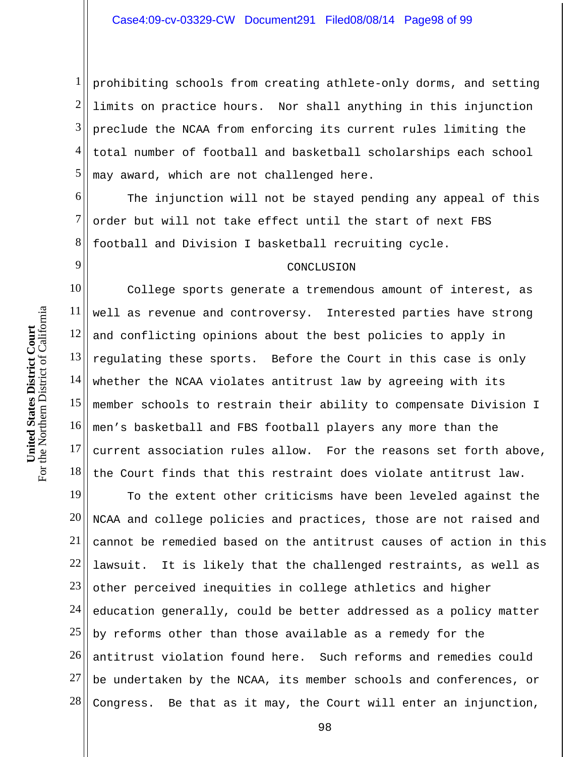prohibiting schools from creating athlete-only dorms, and setting limits on practice hours. Nor shall anything in this injunction preclude the NCAA from enforcing its current rules limiting the total number of football and basketball scholarships each school may award, which are not challenged here.

The injunction will not be stayed pending any appeal of this order but will not take effect until the start of next FBS football and Division I basketball recruiting cycle.

## CONCLUSION

College sports generate a tremendous amount of interest, as well as revenue and controversy. Interested parties have strong and conflicting opinions about the best policies to apply in regulating these sports. Before the Court in this case is only whether the NCAA violates antitrust law by agreeing with its member schools to restrain their ability to compensate Division I men's basketball and FBS football players any more than the current association rules allow. For the reasons set forth above, the Court finds that this restraint does violate antitrust law.

To the extent other criticisms have been leveled against the NCAA and college policies and practices, those are not raised and cannot be remedied based on the antitrust causes of action in this lawsuit. It is likely that the challenged restraints, as well as other perceived inequities in college athletics and higher education generally, could be better addressed as a policy matter by reforms other than those available as a remedy for the antitrust violation found here. Such reforms and remedies could be undertaken by the NCAA, its member schools and conferences, or Congress. Be that as it may, the Court will enter an injunction,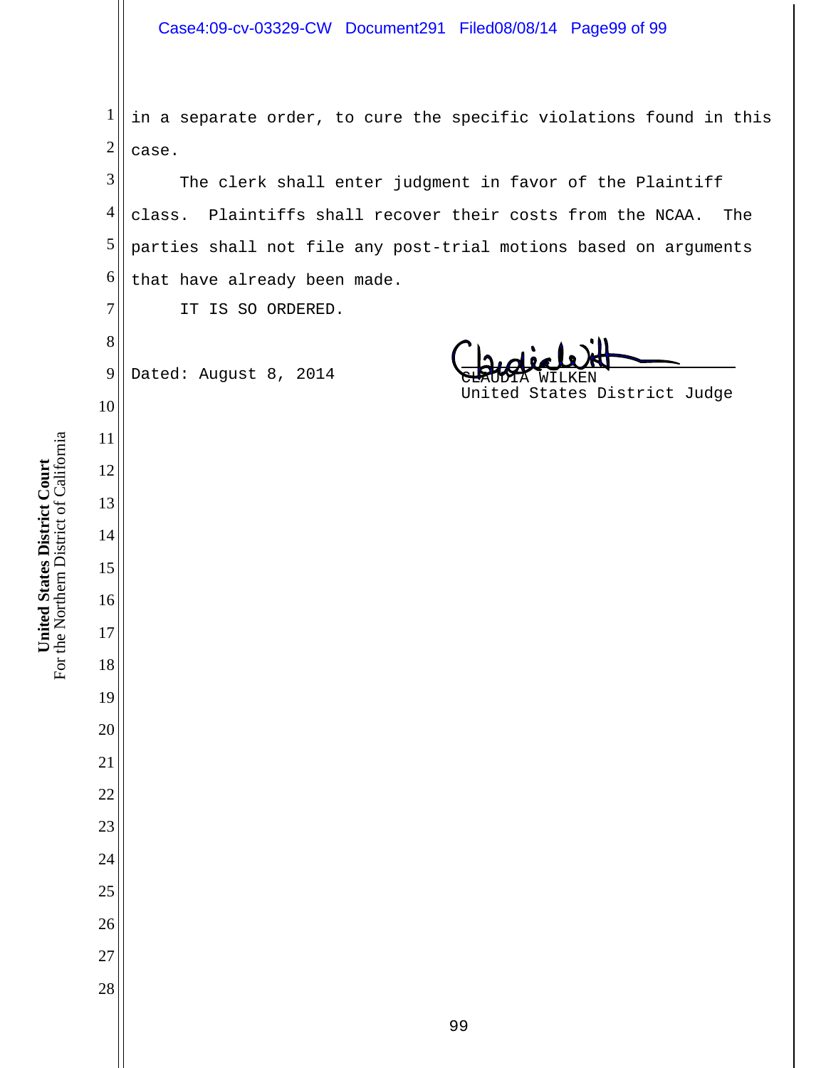in a separate order, to cure the specific violations found in this case.

The clerk shall enter judgment in favor of the Plaintiff class. Plaintiffs shall recover their costs from the NCAA. The parties shall not file any post-trial motions based on arguments that have already been made.

IT IS SO ORDERED.

Dated: August 8, 2014

CLAUDIA WILKEN
United States District Judge